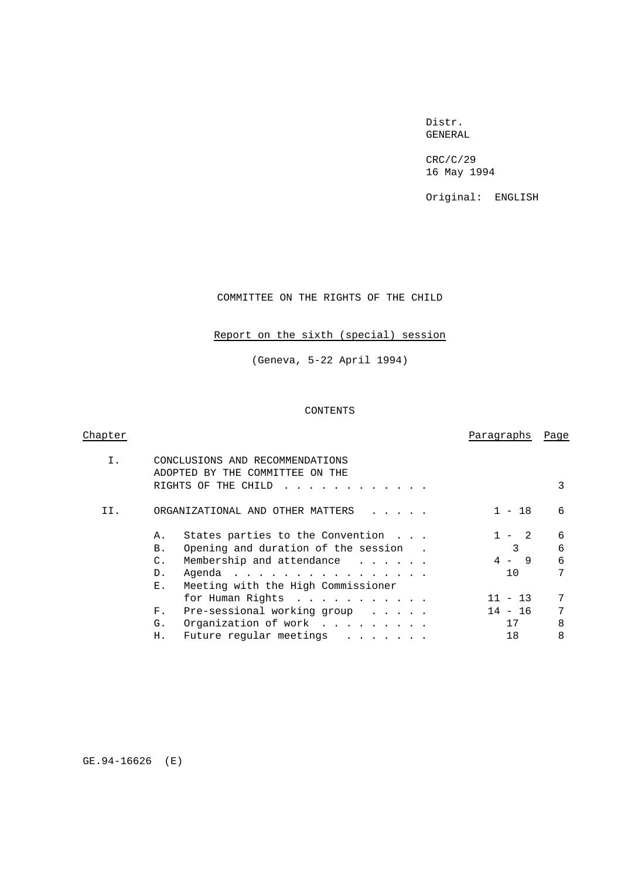Distr.
GENERAL

CRC/C/29
16 May 1994

Original: ENGLISH

# COMMITTEE ON THE RIGHTS OF THE CHILD

## Report on the sixth (special) session

(Geneva, 5-22 April 1994)

CONTENTS

| Chapter | | Paragraphs | Page |
|---|---|---|---|
| I. | CONCLUSIONS AND RECOMMENDATIONS ADOPTED BY THE COMMITTEE ON THE RIGHTS OF THE CHILD | | 3 |
| II. | ORGANIZATIONAL AND OTHER MATTERS | 1 - 18 | 6 |
| | A. States parties to the Convention | 1 - 2 | 6 |
| | B. Opening and duration of the session | 3 | 6 |
| | C. Membership and attendance | 4 - 9 | 6 |
| | D. Agenda | 10 | 7 |
| | E. Meeting with the High Commissioner for Human Rights | 11 - 13 | 7 |
| | F. Pre-sessional working group | 14 - 16 | 7 |
| | G. Organization of work | 17 | 8 |
| | H. Future regular meetings | 18 | 8 |

GE.94-16626 (E)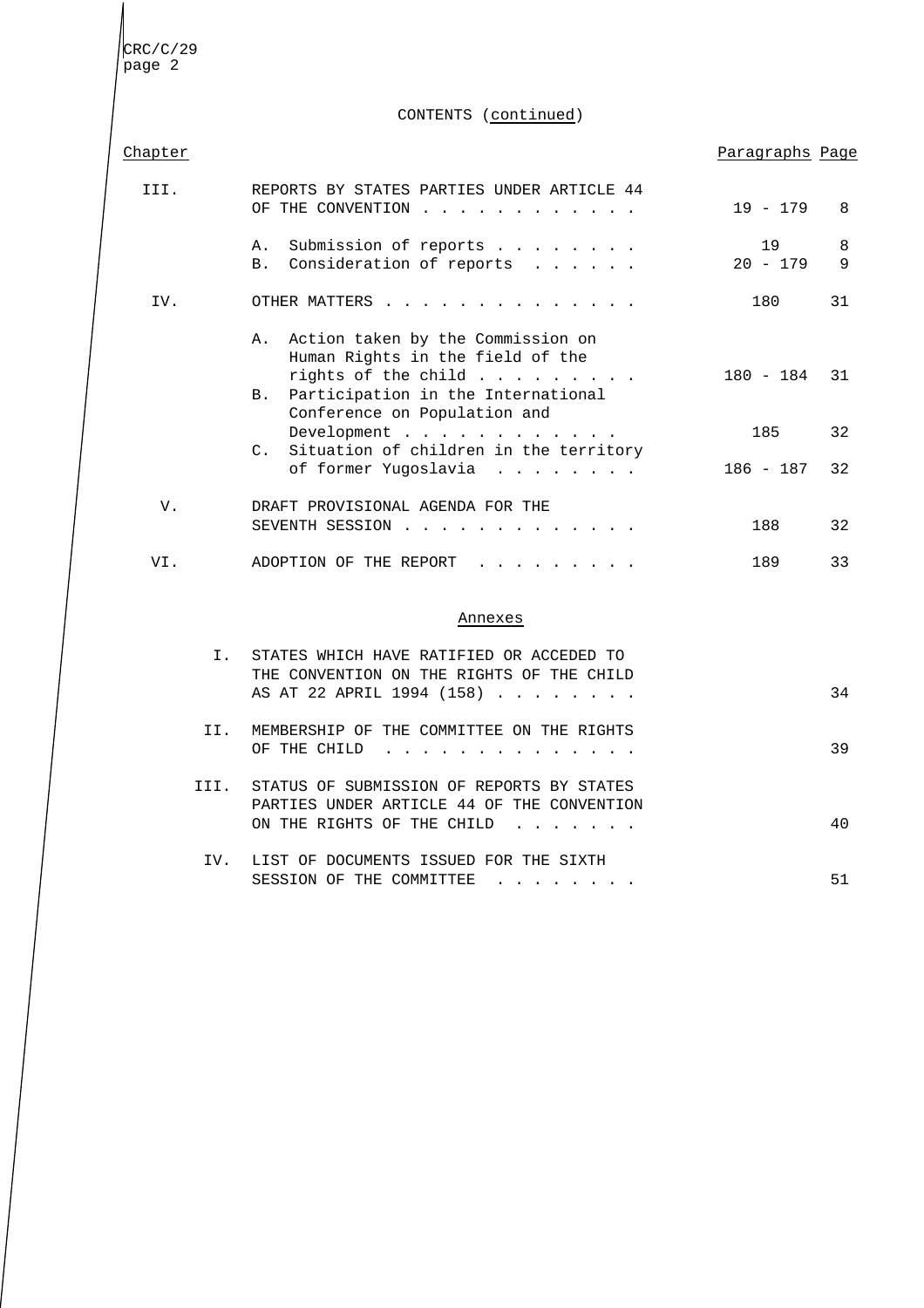CONTENTS (continued)

| Chapter | | Paragraphs | Page |
|---|---|---|---|
| III. | REPORTS BY STATES PARTIES UNDER ARTICLE 44 OF THE CONVENTION | 19 - 179 | 8 |
| | A. Submission of reports | 19 | 8 |
| | B. Consideration of reports | 20 - 179 | 9 |
| IV. | OTHER MATTERS | 180 | 31 |
| | A. Action taken by the Commission on Human Rights in the field of the rights of the child | 180 - 184 | 31 |
| | B. Participation in the International Conference on Population and Development | 185 | 32 |
| | C. Situation of children in the territory of former Yugoslavia | 186 - 187 | 32 |
| V. | DRAFT PROVISIONAL AGENDA FOR THE SEVENTH SESSION | 188 | 32 |
| VI. | ADOPTION OF THE REPORT | 189 | 33 |

Annexes

| | | Page |
|---|---|---|
| I. | STATES WHICH HAVE RATIFIED OR ACCEDED TO THE CONVENTION ON THE RIGHTS OF THE CHILD AS AT 22 APRIL 1994 (158) | 34 |
| II. | MEMBERSHIP OF THE COMMITTEE ON THE RIGHTS OF THE CHILD | 39 |
| III. | STATUS OF SUBMISSION OF REPORTS BY STATES PARTIES UNDER ARTICLE 44 OF THE CONVENTION ON THE RIGHTS OF THE CHILD | 40 |
| IV. | LIST OF DOCUMENTS ISSUED FOR THE SIXTH SESSION OF THE COMMITTEE | 51 |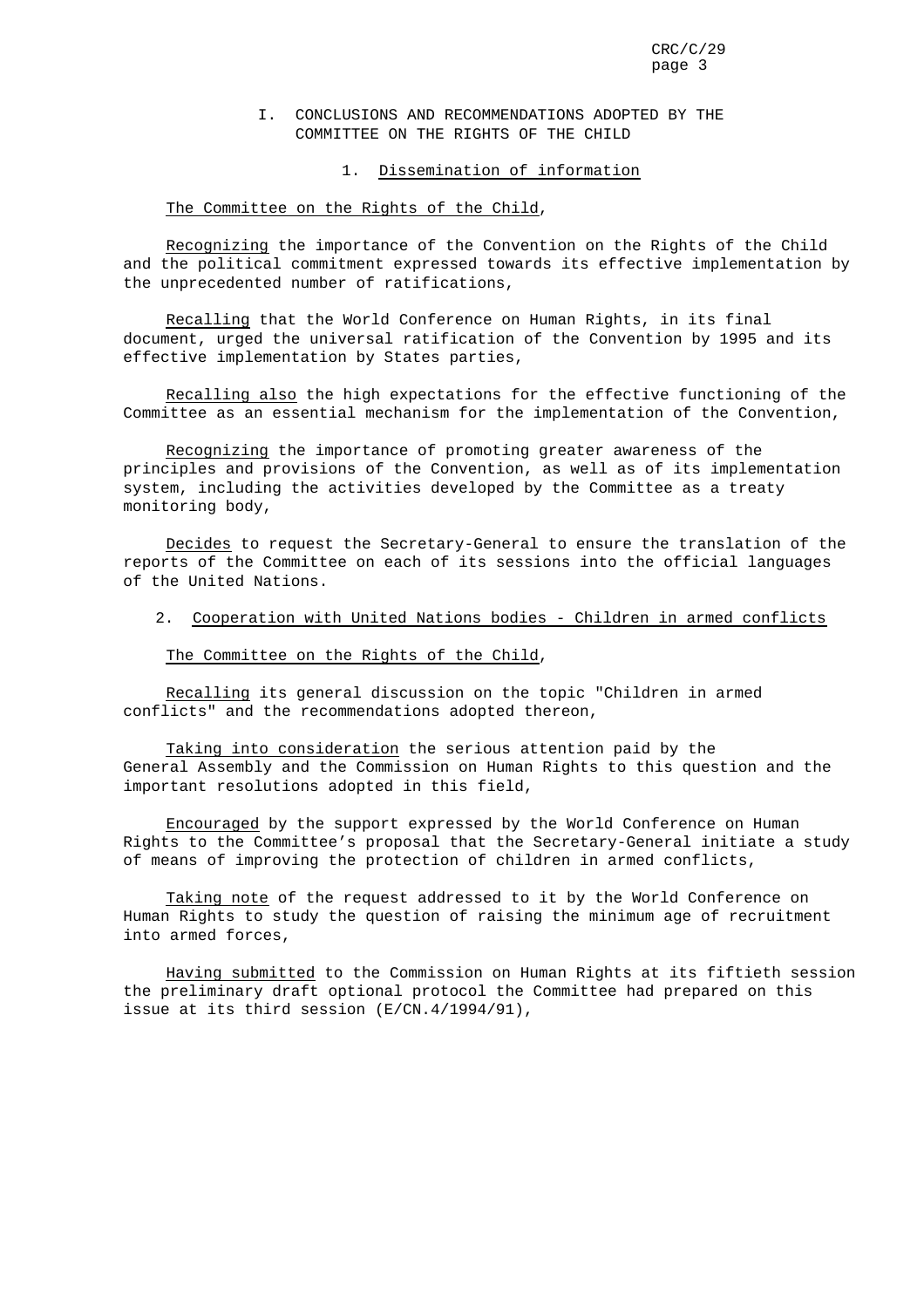# I. CONCLUSIONS AND RECOMMENDATIONS ADOPTED BY THE COMMITTEE ON THE RIGHTS OF THE CHILD

## 1. Dissemination of information

The Committee on the Rights of the Child,

*Recognizing* the importance of the Convention on the Rights of the Child and the political commitment expressed towards its effective implementation by the unprecedented number of ratifications,

*Recalling* that the World Conference on Human Rights, in its final document, urged the universal ratification of the Convention by 1995 and its effective implementation by States parties,

*Recalling also* the high expectations for the effective functioning of the Committee as an essential mechanism for the implementation of the Convention,

*Recognizing* the importance of promoting greater awareness of the principles and provisions of the Convention, as well as of its implementation system, including the activities developed by the Committee as a treaty monitoring body,

*Decides* to request the Secretary-General to ensure the translation of the reports of the Committee on each of its sessions into the official languages of the United Nations.

## 2. Cooperation with United Nations bodies - Children in armed conflicts

The Committee on the Rights of the Child,

*Recalling* its general discussion on the topic "Children in armed conflicts" and the recommendations adopted thereon,

*Taking into consideration* the serious attention paid by the General Assembly and the Commission on Human Rights to this question and the important resolutions adopted in this field,

*Encouraged* by the support expressed by the World Conference on Human Rights to the Committee's proposal that the Secretary-General initiate a study of means of improving the protection of children in armed conflicts,

*Taking note* of the request addressed to it by the World Conference on Human Rights to study the question of raising the minimum age of recruitment into armed forces,

*Having submitted* to the Commission on Human Rights at its fiftieth session the preliminary draft optional protocol the Committee had prepared on this issue at its third session (E/CN.4/1994/91),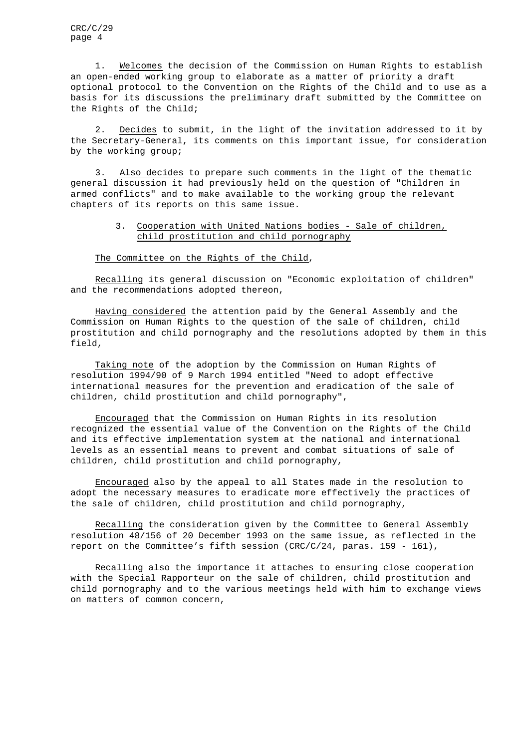1. _Welcomes_ the decision of the Commission on Human Rights to establish an open-ended working group to elaborate as a matter of priority a draft optional protocol to the Convention on the Rights of the Child and to use as a basis for its discussions the preliminary draft submitted by the Committee on the Rights of the Child;

2. _Decides_ to submit, in the light of the invitation addressed to it by the Secretary-General, its comments on this important issue, for consideration by the working group;

3. _Also decides_ to prepare such comments in the light of the thematic general discussion it had previously held on the question of "Children in armed conflicts" and to make available to the working group the relevant chapters of its reports on this same issue.

### 3. Cooperation with United Nations bodies - Sale of children, child prostitution and child pornography

_The Committee on the Rights of the Child_,

_Recalling_ its general discussion on "Economic exploitation of children" and the recommendations adopted thereon,

_Having considered_ the attention paid by the General Assembly and the Commission on Human Rights to the question of the sale of children, child prostitution and child pornography and the resolutions adopted by them in this field,

_Taking note_ of the adoption by the Commission on Human Rights of resolution 1994/90 of 9 March 1994 entitled "Need to adopt effective international measures for the prevention and eradication of the sale of children, child prostitution and child pornography",

_Encouraged_ that the Commission on Human Rights in its resolution recognized the essential value of the Convention on the Rights of the Child and its effective implementation system at the national and international levels as an essential means to prevent and combat situations of sale of children, child prostitution and child pornography,

_Encouraged_ also by the appeal to all States made in the resolution to adopt the necessary measures to eradicate more effectively the practices of the sale of children, child prostitution and child pornography,

_Recalling_ the consideration given by the Committee to General Assembly resolution 48/156 of 20 December 1993 on the same issue, as reflected in the report on the Committee's fifth session (CRC/C/24, paras. 159 - 161),

_Recalling_ also the importance it attaches to ensuring close cooperation with the Special Rapporteur on the sale of children, child prostitution and child pornography and to the various meetings held with him to exchange views on matters of common concern,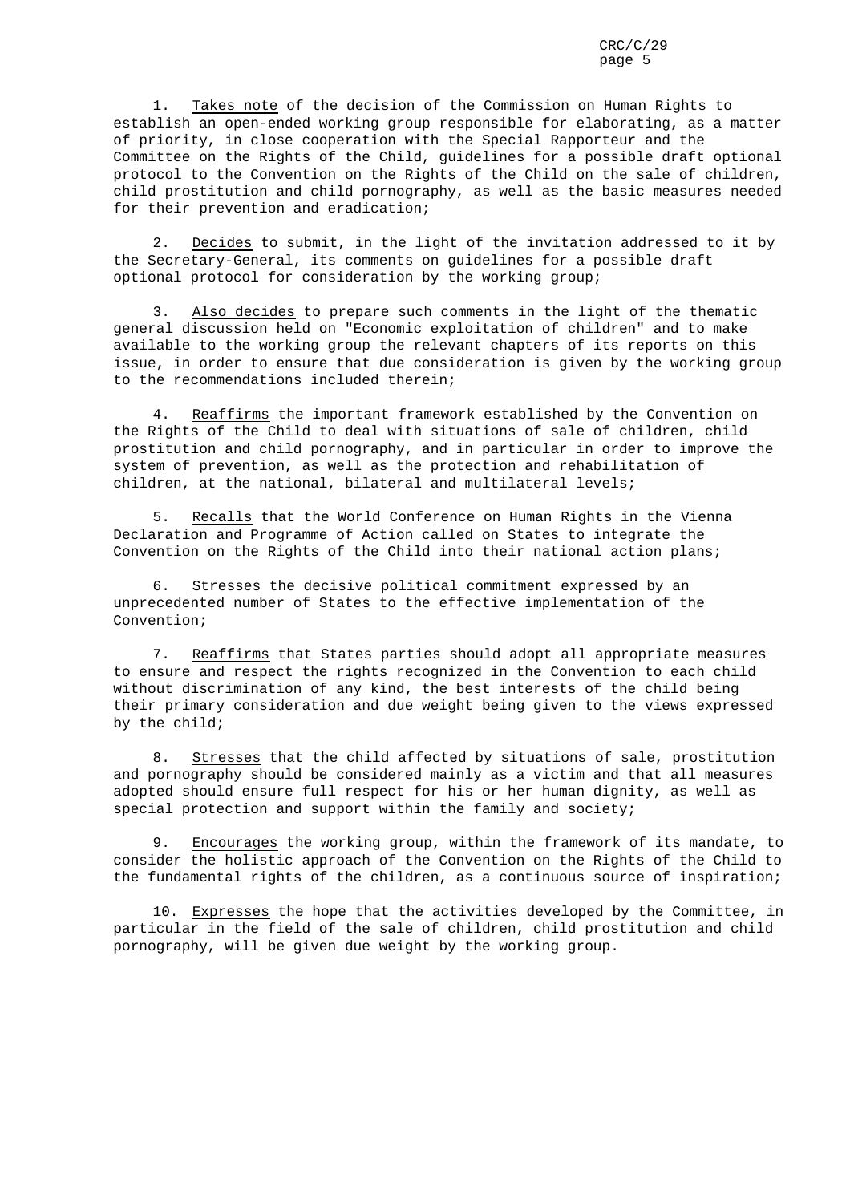1. Takes note of the decision of the Commission on Human Rights to establish an open-ended working group responsible for elaborating, as a matter of priority, in close cooperation with the Special Rapporteur and the Committee on the Rights of the Child, guidelines for a possible draft optional protocol to the Convention on the Rights of the Child on the sale of children, child prostitution and child pornography, as well as the basic measures needed for their prevention and eradication;

2. Decides to submit, in the light of the invitation addressed to it by the Secretary-General, its comments on guidelines for a possible draft optional protocol for consideration by the working group;

3. Also decides to prepare such comments in the light of the thematic general discussion held on "Economic exploitation of children" and to make available to the working group the relevant chapters of its reports on this issue, in order to ensure that due consideration is given by the working group to the recommendations included therein;

4. Reaffirms the important framework established by the Convention on the Rights of the Child to deal with situations of sale of children, child prostitution and child pornography, and in particular in order to improve the system of prevention, as well as the protection and rehabilitation of children, at the national, bilateral and multilateral levels;

5. Recalls that the World Conference on Human Rights in the Vienna Declaration and Programme of Action called on States to integrate the Convention on the Rights of the Child into their national action plans;

6. Stresses the decisive political commitment expressed by an unprecedented number of States to the effective implementation of the Convention;

7. Reaffirms that States parties should adopt all appropriate measures to ensure and respect the rights recognized in the Convention to each child without discrimination of any kind, the best interests of the child being their primary consideration and due weight being given to the views expressed by the child;

8. Stresses that the child affected by situations of sale, prostitution and pornography should be considered mainly as a victim and that all measures adopted should ensure full respect for his or her human dignity, as well as special protection and support within the family and society;

9. Encourages the working group, within the framework of its mandate, to consider the holistic approach of the Convention on the Rights of the Child to the fundamental rights of the children, as a continuous source of inspiration;

10. Expresses the hope that the activities developed by the Committee, in particular in the field of the sale of children, child prostitution and child pornography, will be given due weight by the working group.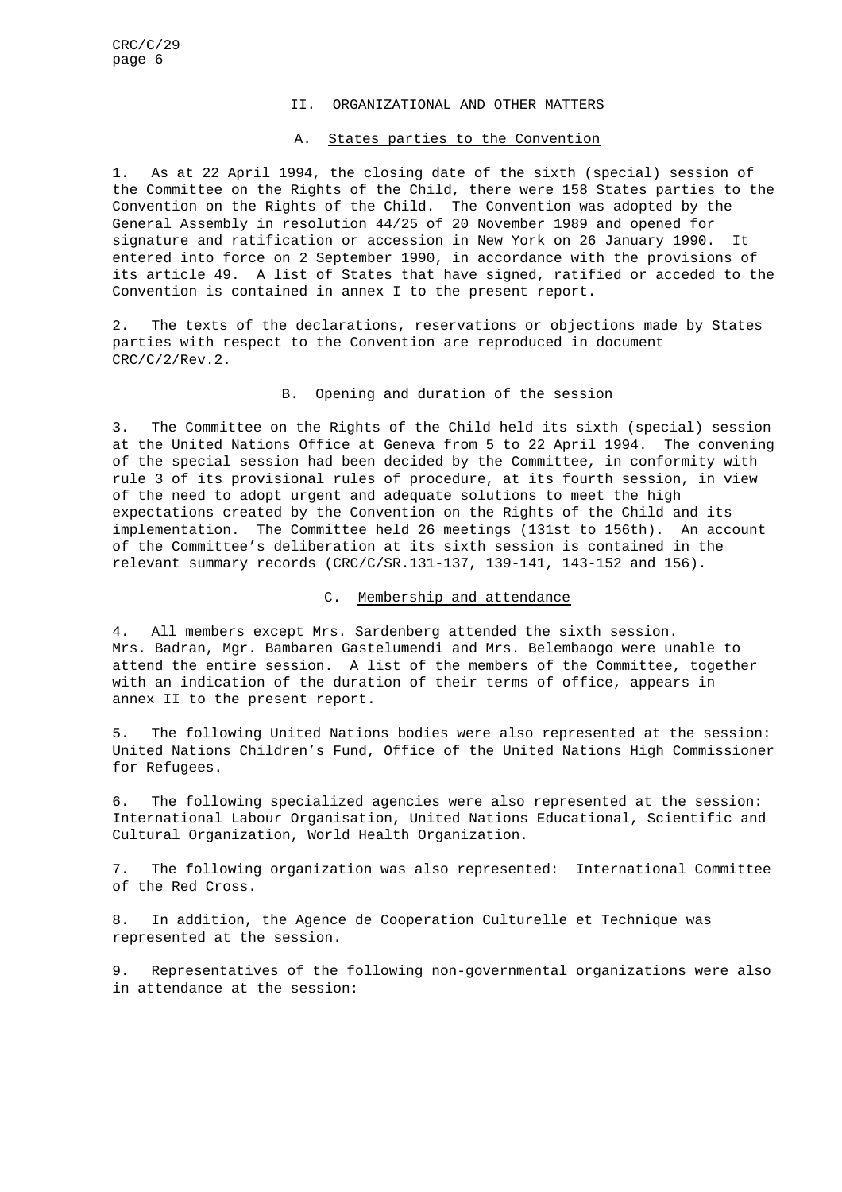## II. ORGANIZATIONAL AND OTHER MATTERS

### A. States parties to the Convention

1. As at 22 April 1994, the closing date of the sixth (special) session of the Committee on the Rights of the Child, there were 158 States parties to the Convention on the Rights of the Child. The Convention was adopted by the General Assembly in resolution 44/25 of 20 November 1989 and opened for signature and ratification or accession in New York on 26 January 1990. It entered into force on 2 September 1990, in accordance with the provisions of its article 49. A list of States that have signed, ratified or acceded to the Convention is contained in annex I to the present report.

2. The texts of the declarations, reservations or objections made by States parties with respect to the Convention are reproduced in document CRC/C/2/Rev.2.

### B. Opening and duration of the session

3. The Committee on the Rights of the Child held its sixth (special) session at the United Nations Office at Geneva from 5 to 22 April 1994. The convening of the special session had been decided by the Committee, in conformity with rule 3 of its provisional rules of procedure, at its fourth session, in view of the need to adopt urgent and adequate solutions to meet the high expectations created by the Convention on the Rights of the Child and its implementation. The Committee held 26 meetings (131st to 156th). An account of the Committee's deliberation at its sixth session is contained in the relevant summary records (CRC/C/SR.131-137, 139-141, 143-152 and 156).

### C. Membership and attendance

4. All members except Mrs. Sardenberg attended the sixth session. Mrs. Badran, Mgr. Bambaren Gastelumendi and Mrs. Belembaogo were unable to attend the entire session. A list of the members of the Committee, together with an indication of the duration of their terms of office, appears in annex II to the present report.

5. The following United Nations bodies were also represented at the session: United Nations Children's Fund, Office of the United Nations High Commissioner for Refugees.

6. The following specialized agencies were also represented at the session: International Labour Organisation, United Nations Educational, Scientific and Cultural Organization, World Health Organization.

7. The following organization was also represented: International Committee of the Red Cross.

8. In addition, the Agence de Cooperation Culturelle et Technique was represented at the session.

9. Representatives of the following non-governmental organizations were also in attendance at the session: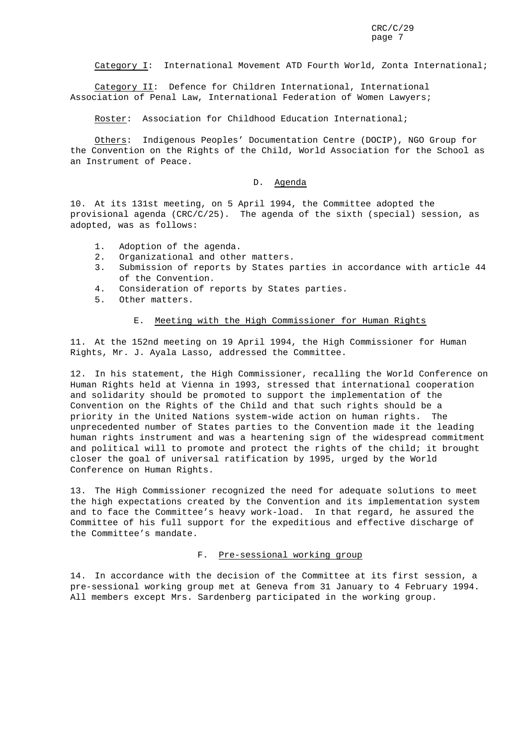Category I: International Movement ATD Fourth World, Zonta International;

Category II: Defence for Children International, International Association of Penal Law, International Federation of Women Lawyers;

Roster: Association for Childhood Education International;

Others: Indigenous Peoples' Documentation Centre (DOCIP), NGO Group for the Convention on the Rights of the Child, World Association for the School as an Instrument of Peace.

## D. Agenda

10. At its 131st meeting, on 5 April 1994, the Committee adopted the provisional agenda (CRC/C/25). The agenda of the sixth (special) session, as adopted, was as follows:

1. Adoption of the agenda.
2. Organizational and other matters.
3. Submission of reports by States parties in accordance with article 44 of the Convention.
4. Consideration of reports by States parties.
5. Other matters.

## E. Meeting with the High Commissioner for Human Rights

11. At the 152nd meeting on 19 April 1994, the High Commissioner for Human Rights, Mr. J. Ayala Lasso, addressed the Committee.

12. In his statement, the High Commissioner, recalling the World Conference on Human Rights held at Vienna in 1993, stressed that international cooperation and solidarity should be promoted to support the implementation of the Convention on the Rights of the Child and that such rights should be a priority in the United Nations system-wide action on human rights. The unprecedented number of States parties to the Convention made it the leading human rights instrument and was a heartening sign of the widespread commitment and political will to promote and protect the rights of the child; it brought closer the goal of universal ratification by 1995, urged by the World Conference on Human Rights.

13. The High Commissioner recognized the need for adequate solutions to meet the high expectations created by the Convention and its implementation system and to face the Committee's heavy work-load. In that regard, he assured the Committee of his full support for the expeditious and effective discharge of the Committee's mandate.

## F. Pre-sessional working group

14. In accordance with the decision of the Committee at its first session, a pre-sessional working group met at Geneva from 31 January to 4 February 1994. All members except Mrs. Sardenberg participated in the working group.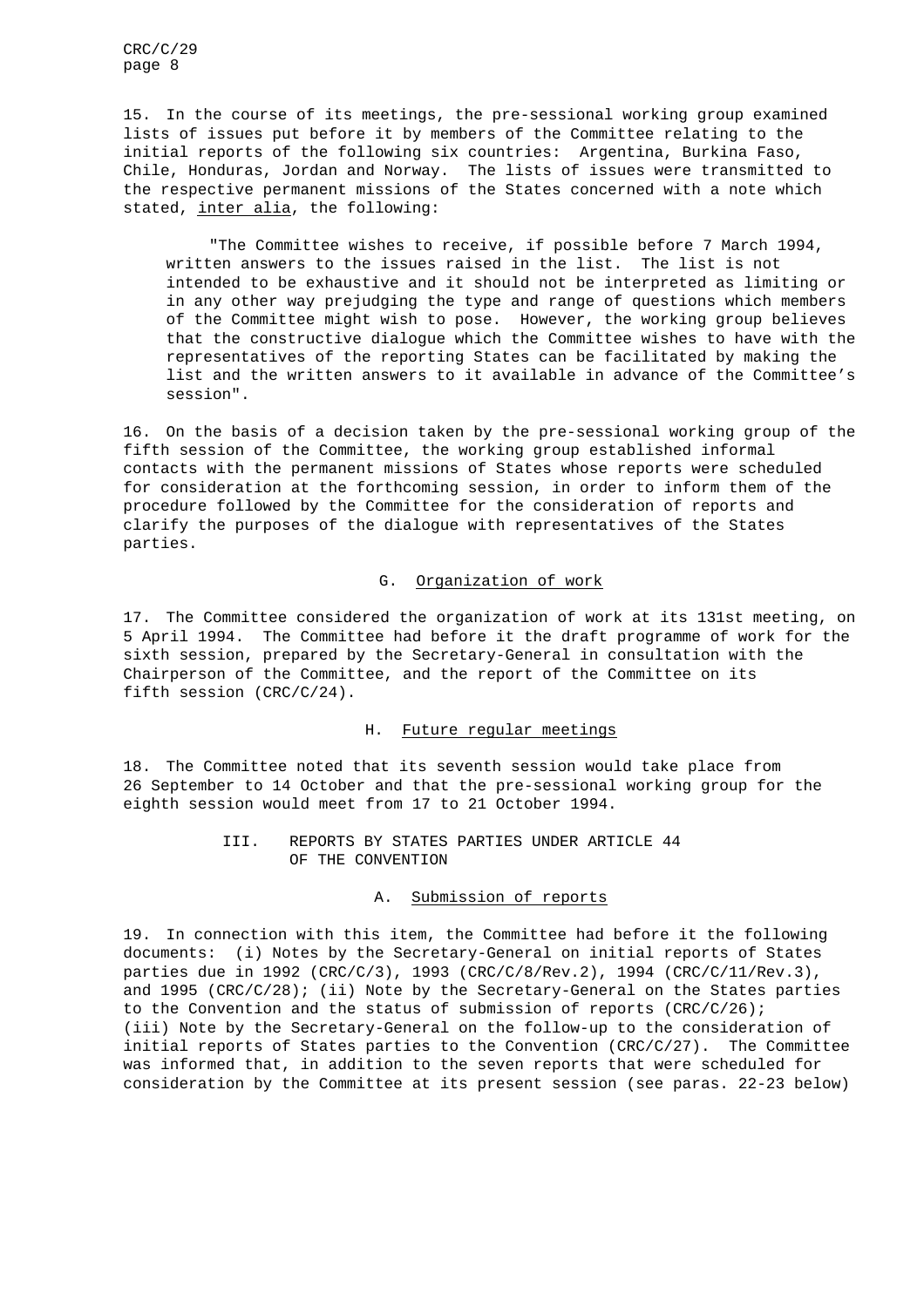15. In the course of its meetings, the pre-sessional working group examined lists of issues put before it by members of the Committee relating to the initial reports of the following six countries: Argentina, Burkina Faso, Chile, Honduras, Jordan and Norway. The lists of issues were transmitted to the respective permanent missions of the States concerned with a note which stated, inter alia, the following:

> "The Committee wishes to receive, if possible before 7 March 1994, written answers to the issues raised in the list. The list is not intended to be exhaustive and it should not be interpreted as limiting or in any other way prejudging the type and range of questions which members of the Committee might wish to pose. However, the working group believes that the constructive dialogue which the Committee wishes to have with the representatives of the reporting States can be facilitated by making the list and the written answers to it available in advance of the Committee's session".

16. On the basis of a decision taken by the pre-sessional working group of the fifth session of the Committee, the working group established informal contacts with the permanent missions of States whose reports were scheduled for consideration at the forthcoming session, in order to inform them of the procedure followed by the Committee for the consideration of reports and clarify the purposes of the dialogue with representatives of the States parties.

### G. Organization of work

17. The Committee considered the organization of work at its 131st meeting, on 5 April 1994. The Committee had before it the draft programme of work for the sixth session, prepared by the Secretary-General in consultation with the Chairperson of the Committee, and the report of the Committee on its fifth session (CRC/C/24).

### H. Future regular meetings

18. The Committee noted that its seventh session would take place from 26 September to 14 October and that the pre-sessional working group for the eighth session would meet from 17 to 21 October 1994.

## III. REPORTS BY STATES PARTIES UNDER ARTICLE 44 OF THE CONVENTION

### A. Submission of reports

19. In connection with this item, the Committee had before it the following documents: (i) Notes by the Secretary-General on initial reports of States parties due in 1992 (CRC/C/3), 1993 (CRC/C/8/Rev.2), 1994 (CRC/C/11/Rev.3), and 1995 (CRC/C/28); (ii) Note by the Secretary-General on the States parties to the Convention and the status of submission of reports (CRC/C/26); (iii) Note by the Secretary-General on the follow-up to the consideration of initial reports of States parties to the Convention (CRC/C/27). The Committee was informed that, in addition to the seven reports that were scheduled for consideration by the Committee at its present session (see paras. 22-23 below)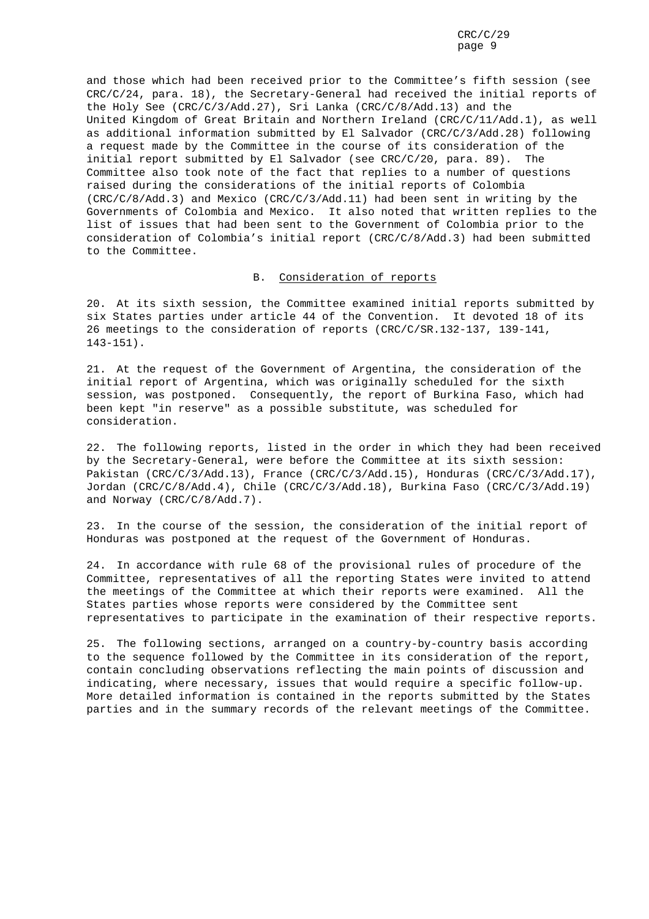and those which had been received prior to the Committee's fifth session (see CRC/C/24, para. 18), the Secretary-General had received the initial reports of the Holy See (CRC/C/3/Add.27), Sri Lanka (CRC/C/8/Add.13) and the United Kingdom of Great Britain and Northern Ireland (CRC/C/11/Add.1), as well as additional information submitted by El Salvador (CRC/C/3/Add.28) following a request made by the Committee in the course of its consideration of the initial report submitted by El Salvador (see CRC/C/20, para. 89). The Committee also took note of the fact that replies to a number of questions raised during the considerations of the initial reports of Colombia (CRC/C/8/Add.3) and Mexico (CRC/C/3/Add.11) had been sent in writing by the Governments of Colombia and Mexico. It also noted that written replies to the list of issues that had been sent to the Government of Colombia prior to the consideration of Colombia's initial report (CRC/C/8/Add.3) had been submitted to the Committee.

## B. Consideration of reports

20. At its sixth session, the Committee examined initial reports submitted by six States parties under article 44 of the Convention. It devoted 18 of its 26 meetings to the consideration of reports (CRC/C/SR.132-137, 139-141, 143-151).

21. At the request of the Government of Argentina, the consideration of the initial report of Argentina, which was originally scheduled for the sixth session, was postponed. Consequently, the report of Burkina Faso, which had been kept "in reserve" as a possible substitute, was scheduled for consideration.

22. The following reports, listed in the order in which they had been received by the Secretary-General, were before the Committee at its sixth session: Pakistan (CRC/C/3/Add.13), France (CRC/C/3/Add.15), Honduras (CRC/C/3/Add.17), Jordan (CRC/C/8/Add.4), Chile (CRC/C/3/Add.18), Burkina Faso (CRC/C/3/Add.19) and Norway (CRC/C/8/Add.7).

23. In the course of the session, the consideration of the initial report of Honduras was postponed at the request of the Government of Honduras.

24. In accordance with rule 68 of the provisional rules of procedure of the Committee, representatives of all the reporting States were invited to attend the meetings of the Committee at which their reports were examined. All the States parties whose reports were considered by the Committee sent representatives to participate in the examination of their respective reports.

25. The following sections, arranged on a country-by-country basis according to the sequence followed by the Committee in its consideration of the report, contain concluding observations reflecting the main points of discussion and indicating, where necessary, issues that would require a specific follow-up. More detailed information is contained in the reports submitted by the States parties and in the summary records of the relevant meetings of the Committee.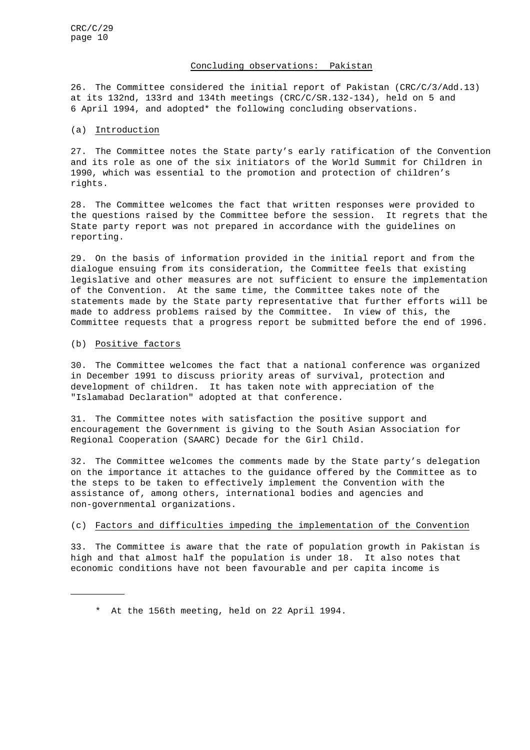## Concluding observations: Pakistan

26. The Committee considered the initial report of Pakistan (CRC/C/3/Add.13) at its 132nd, 133rd and 134th meetings (CRC/C/SR.132-134), held on 5 and 6 April 1994, and adopted* the following concluding observations.

### (a) Introduction

27. The Committee notes the State party's early ratification of the Convention and its role as one of the six initiators of the World Summit for Children in 1990, which was essential to the promotion and protection of children's rights.

28. The Committee welcomes the fact that written responses were provided to the questions raised by the Committee before the session. It regrets that the State party report was not prepared in accordance with the guidelines on reporting.

29. On the basis of information provided in the initial report and from the dialogue ensuing from its consideration, the Committee feels that existing legislative and other measures are not sufficient to ensure the implementation of the Convention. At the same time, the Committee takes note of the statements made by the State party representative that further efforts will be made to address problems raised by the Committee. In view of this, the Committee requests that a progress report be submitted before the end of 1996.

### (b) Positive factors

30. The Committee welcomes the fact that a national conference was organized in December 1991 to discuss priority areas of survival, protection and development of children. It has taken note with appreciation of the "Islamabad Declaration" adopted at that conference.

31. The Committee notes with satisfaction the positive support and encouragement the Government is giving to the South Asian Association for Regional Cooperation (SAARC) Decade for the Girl Child.

32. The Committee welcomes the comments made by the State party's delegation on the importance it attaches to the guidance offered by the Committee as to the steps to be taken to effectively implement the Convention with the assistance of, among others, international bodies and agencies and non-governmental organizations.

### (c) Factors and difficulties impeding the implementation of the Convention

33. The Committee is aware that the rate of population growth in Pakistan is high and that almost half the population is under 18. It also notes that economic conditions have not been favourable and per capita income is

---

\* At the 156th meeting, held on 22 April 1994.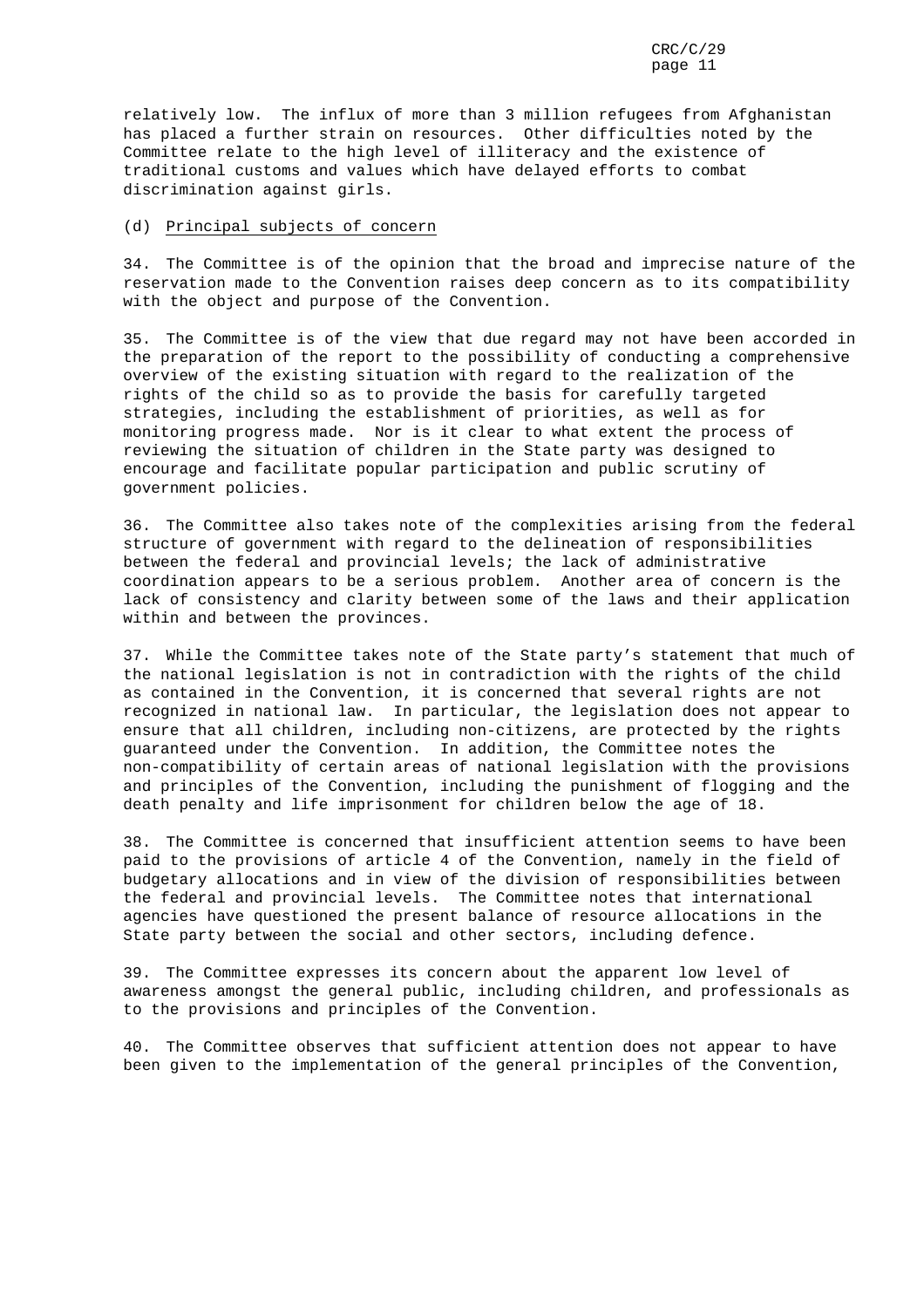relatively low. The influx of more than 3 million refugees from Afghanistan has placed a further strain on resources. Other difficulties noted by the Committee relate to the high level of illiteracy and the existence of traditional customs and values which have delayed efforts to combat discrimination against girls.

(d) Principal subjects of concern

34. The Committee is of the opinion that the broad and imprecise nature of the reservation made to the Convention raises deep concern as to its compatibility with the object and purpose of the Convention.

35. The Committee is of the view that due regard may not have been accorded in the preparation of the report to the possibility of conducting a comprehensive overview of the existing situation with regard to the realization of the rights of the child so as to provide the basis for carefully targeted strategies, including the establishment of priorities, as well as for monitoring progress made. Nor is it clear to what extent the process of reviewing the situation of children in the State party was designed to encourage and facilitate popular participation and public scrutiny of government policies.

36. The Committee also takes note of the complexities arising from the federal structure of government with regard to the delineation of responsibilities between the federal and provincial levels; the lack of administrative coordination appears to be a serious problem. Another area of concern is the lack of consistency and clarity between some of the laws and their application within and between the provinces.

37. While the Committee takes note of the State party's statement that much of the national legislation is not in contradiction with the rights of the child as contained in the Convention, it is concerned that several rights are not recognized in national law. In particular, the legislation does not appear to ensure that all children, including non-citizens, are protected by the rights guaranteed under the Convention. In addition, the Committee notes the non-compatibility of certain areas of national legislation with the provisions and principles of the Convention, including the punishment of flogging and the death penalty and life imprisonment for children below the age of 18.

38. The Committee is concerned that insufficient attention seems to have been paid to the provisions of article 4 of the Convention, namely in the field of budgetary allocations and in view of the division of responsibilities between the federal and provincial levels. The Committee notes that international agencies have questioned the present balance of resource allocations in the State party between the social and other sectors, including defence.

39. The Committee expresses its concern about the apparent low level of awareness amongst the general public, including children, and professionals as to the provisions and principles of the Convention.

40. The Committee observes that sufficient attention does not appear to have been given to the implementation of the general principles of the Convention,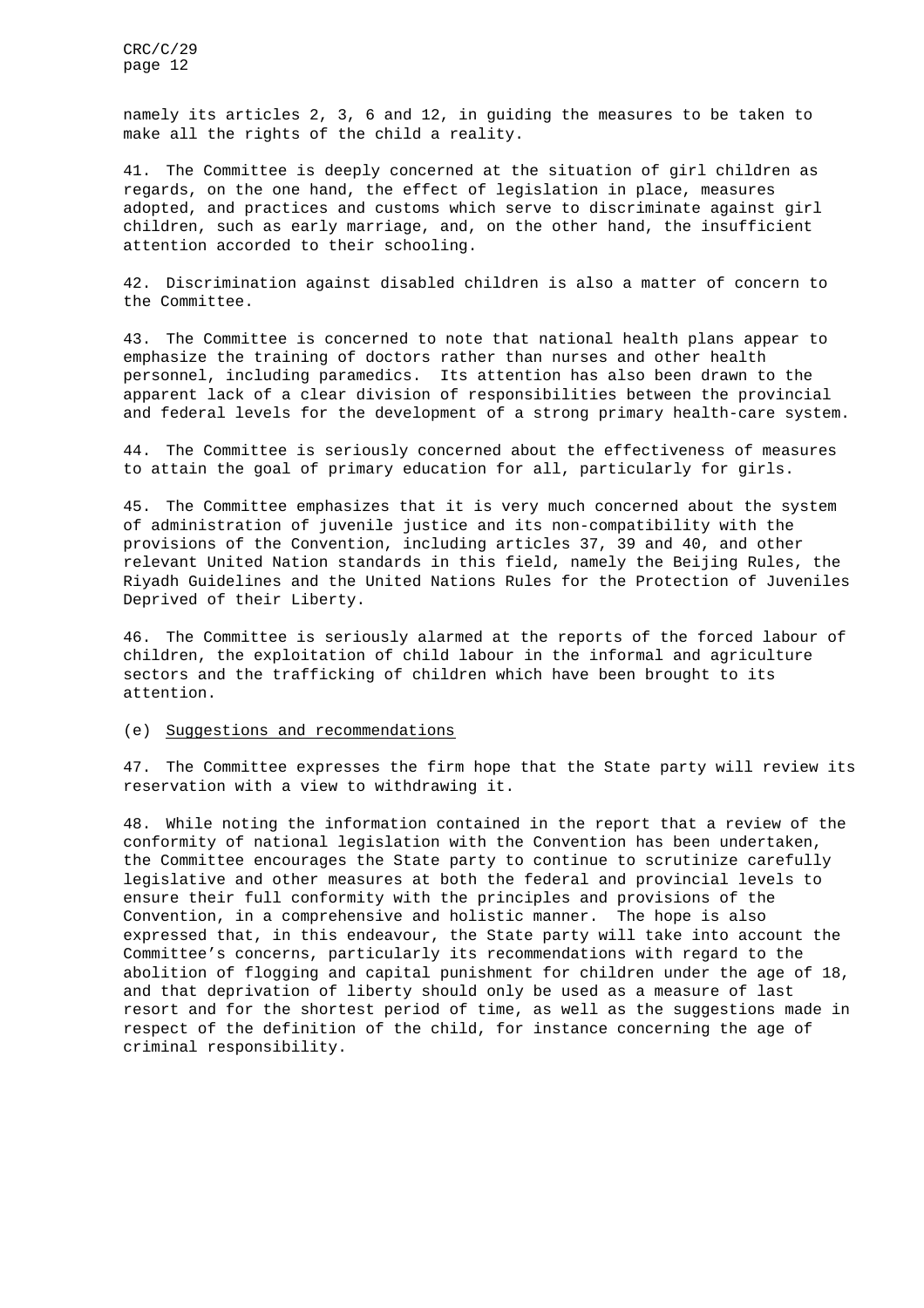namely its articles 2, 3, 6 and 12, in guiding the measures to be taken to make all the rights of the child a reality.

41. The Committee is deeply concerned at the situation of girl children as regards, on the one hand, the effect of legislation in place, measures adopted, and practices and customs which serve to discriminate against girl children, such as early marriage, and, on the other hand, the insufficient attention accorded to their schooling.

42. Discrimination against disabled children is also a matter of concern to the Committee.

43. The Committee is concerned to note that national health plans appear to emphasize the training of doctors rather than nurses and other health personnel, including paramedics. Its attention has also been drawn to the apparent lack of a clear division of responsibilities between the provincial and federal levels for the development of a strong primary health-care system.

44. The Committee is seriously concerned about the effectiveness of measures to attain the goal of primary education for all, particularly for girls.

45. The Committee emphasizes that it is very much concerned about the system of administration of juvenile justice and its non-compatibility with the provisions of the Convention, including articles 37, 39 and 40, and other relevant United Nation standards in this field, namely the Beijing Rules, the Riyadh Guidelines and the United Nations Rules for the Protection of Juveniles Deprived of their Liberty.

46. The Committee is seriously alarmed at the reports of the forced labour of children, the exploitation of child labour in the informal and agriculture sectors and the trafficking of children which have been brought to its attention.

(e) Suggestions and recommendations

47. The Committee expresses the firm hope that the State party will review its reservation with a view to withdrawing it.

48. While noting the information contained in the report that a review of the conformity of national legislation with the Convention has been undertaken, the Committee encourages the State party to continue to scrutinize carefully legislative and other measures at both the federal and provincial levels to ensure their full conformity with the principles and provisions of the Convention, in a comprehensive and holistic manner. The hope is also expressed that, in this endeavour, the State party will take into account the Committee's concerns, particularly its recommendations with regard to the abolition of flogging and capital punishment for children under the age of 18, and that deprivation of liberty should only be used as a measure of last resort and for the shortest period of time, as well as the suggestions made in respect of the definition of the child, for instance concerning the age of criminal responsibility.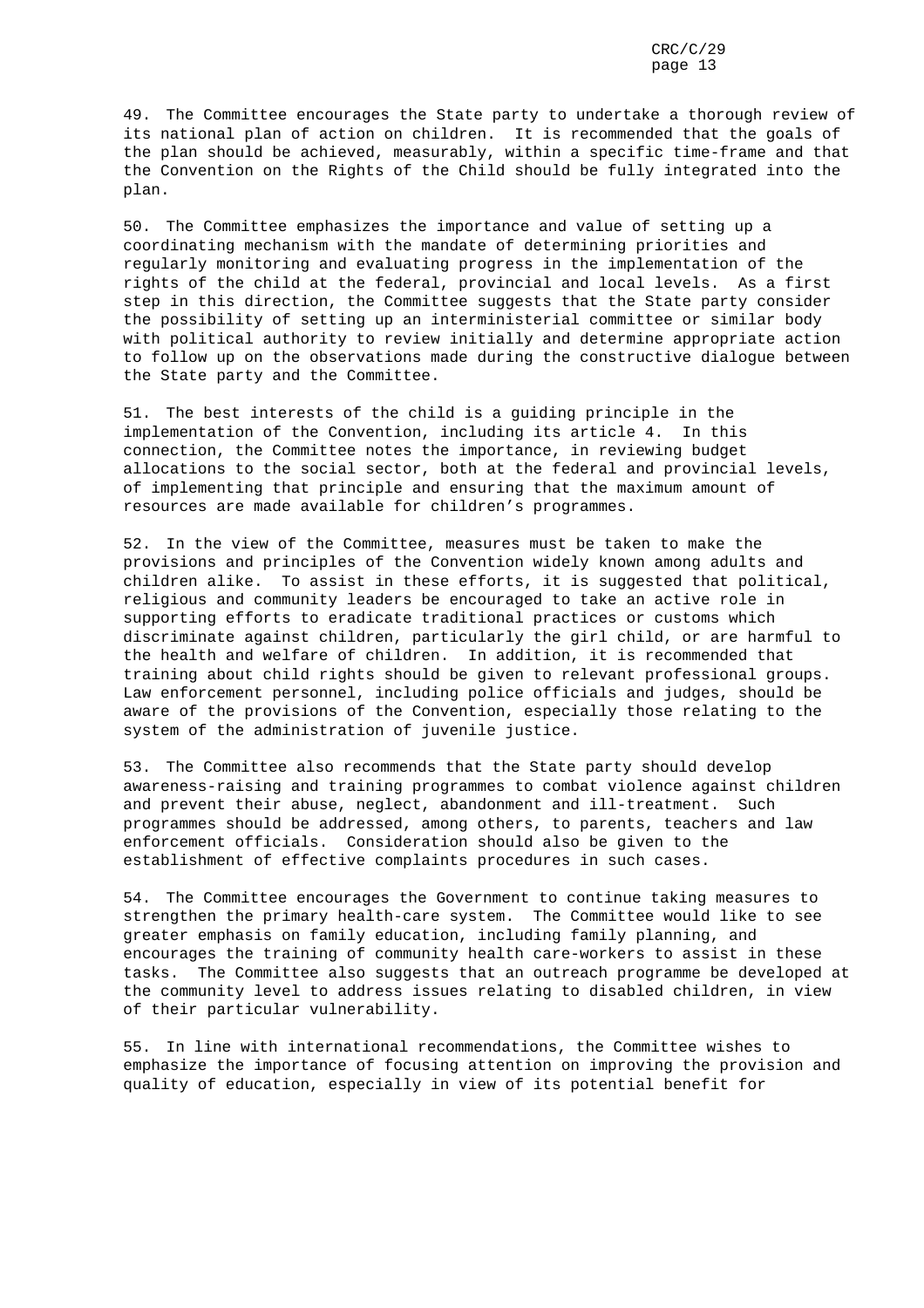49. The Committee encourages the State party to undertake a thorough review of its national plan of action on children. It is recommended that the goals of the plan should be achieved, measurably, within a specific time-frame and that the Convention on the Rights of the Child should be fully integrated into the plan.

50. The Committee emphasizes the importance and value of setting up a coordinating mechanism with the mandate of determining priorities and regularly monitoring and evaluating progress in the implementation of the rights of the child at the federal, provincial and local levels. As a first step in this direction, the Committee suggests that the State party consider the possibility of setting up an interministerial committee or similar body with political authority to review initially and determine appropriate action to follow up on the observations made during the constructive dialogue between the State party and the Committee.

51. The best interests of the child is a guiding principle in the implementation of the Convention, including its article 4. In this connection, the Committee notes the importance, in reviewing budget allocations to the social sector, both at the federal and provincial levels, of implementing that principle and ensuring that the maximum amount of resources are made available for children's programmes.

52. In the view of the Committee, measures must be taken to make the provisions and principles of the Convention widely known among adults and children alike. To assist in these efforts, it is suggested that political, religious and community leaders be encouraged to take an active role in supporting efforts to eradicate traditional practices or customs which discriminate against children, particularly the girl child, or are harmful to the health and welfare of children. In addition, it is recommended that training about child rights should be given to relevant professional groups. Law enforcement personnel, including police officials and judges, should be aware of the provisions of the Convention, especially those relating to the system of the administration of juvenile justice.

53. The Committee also recommends that the State party should develop awareness-raising and training programmes to combat violence against children and prevent their abuse, neglect, abandonment and ill-treatment. Such programmes should be addressed, among others, to parents, teachers and law enforcement officials. Consideration should also be given to the establishment of effective complaints procedures in such cases.

54. The Committee encourages the Government to continue taking measures to strengthen the primary health-care system. The Committee would like to see greater emphasis on family education, including family planning, and encourages the training of community health care-workers to assist in these tasks. The Committee also suggests that an outreach programme be developed at the community level to address issues relating to disabled children, in view of their particular vulnerability.

55. In line with international recommendations, the Committee wishes to emphasize the importance of focusing attention on improving the provision and quality of education, especially in view of its potential benefit for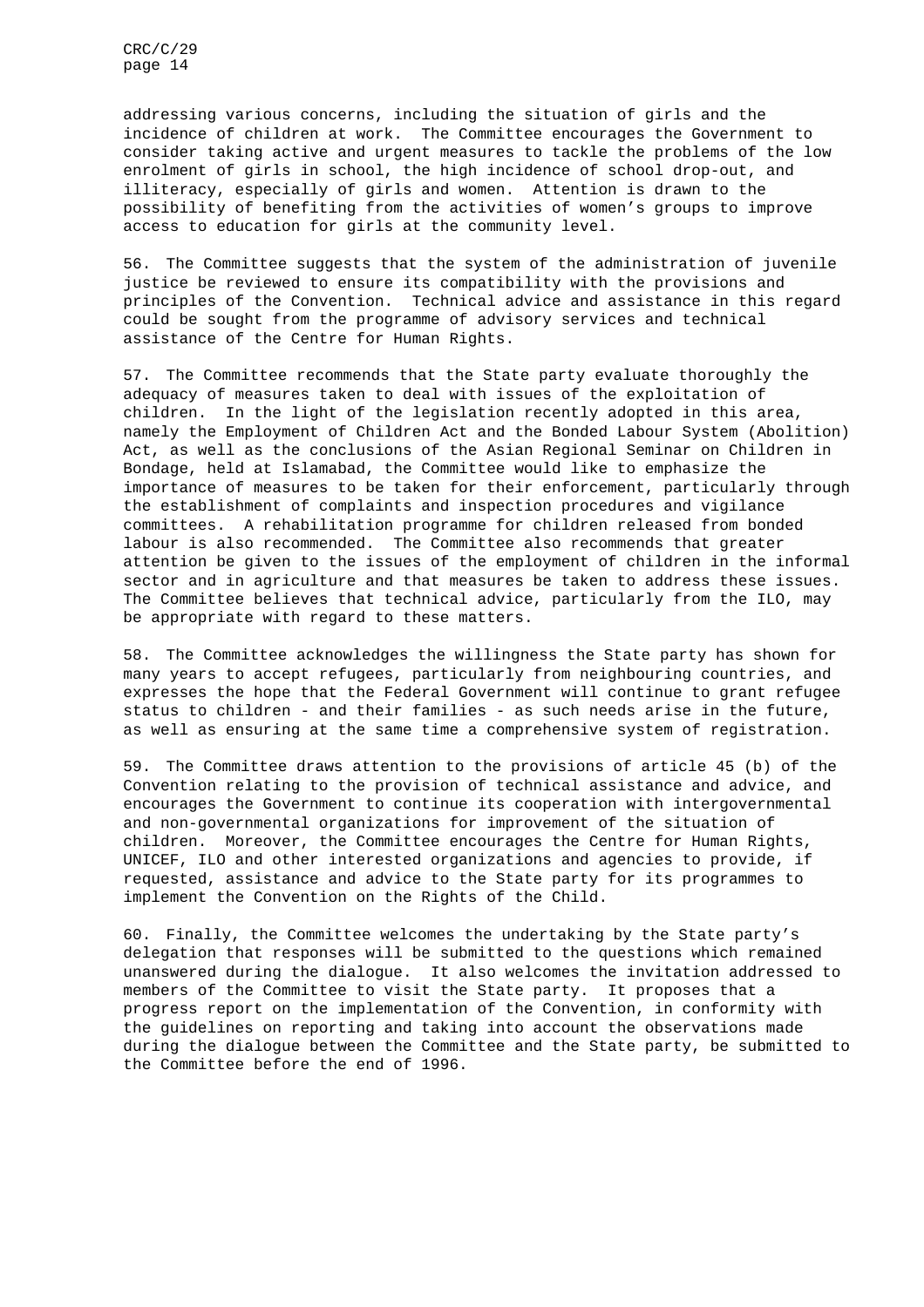addressing various concerns, including the situation of girls and the incidence of children at work. The Committee encourages the Government to consider taking active and urgent measures to tackle the problems of the low enrolment of girls in school, the high incidence of school drop-out, and illiteracy, especially of girls and women. Attention is drawn to the possibility of benefiting from the activities of women's groups to improve access to education for girls at the community level.

56. The Committee suggests that the system of the administration of juvenile justice be reviewed to ensure its compatibility with the provisions and principles of the Convention. Technical advice and assistance in this regard could be sought from the programme of advisory services and technical assistance of the Centre for Human Rights.

57. The Committee recommends that the State party evaluate thoroughly the adequacy of measures taken to deal with issues of the exploitation of children. In the light of the legislation recently adopted in this area, namely the Employment of Children Act and the Bonded Labour System (Abolition) Act, as well as the conclusions of the Asian Regional Seminar on Children in Bondage, held at Islamabad, the Committee would like to emphasize the importance of measures to be taken for their enforcement, particularly through the establishment of complaints and inspection procedures and vigilance committees. A rehabilitation programme for children released from bonded labour is also recommended. The Committee also recommends that greater attention be given to the issues of the employment of children in the informal sector and in agriculture and that measures be taken to address these issues. The Committee believes that technical advice, particularly from the ILO, may be appropriate with regard to these matters.

58. The Committee acknowledges the willingness the State party has shown for many years to accept refugees, particularly from neighbouring countries, and expresses the hope that the Federal Government will continue to grant refugee status to children - and their families - as such needs arise in the future, as well as ensuring at the same time a comprehensive system of registration.

59. The Committee draws attention to the provisions of article 45 (b) of the Convention relating to the provision of technical assistance and advice, and encourages the Government to continue its cooperation with intergovernmental and non-governmental organizations for improvement of the situation of children. Moreover, the Committee encourages the Centre for Human Rights, UNICEF, ILO and other interested organizations and agencies to provide, if requested, assistance and advice to the State party for its programmes to implement the Convention on the Rights of the Child.

60. Finally, the Committee welcomes the undertaking by the State party's delegation that responses will be submitted to the questions which remained unanswered during the dialogue. It also welcomes the invitation addressed to members of the Committee to visit the State party. It proposes that a progress report on the implementation of the Convention, in conformity with the guidelines on reporting and taking into account the observations made during the dialogue between the Committee and the State party, be submitted to the Committee before the end of 1996.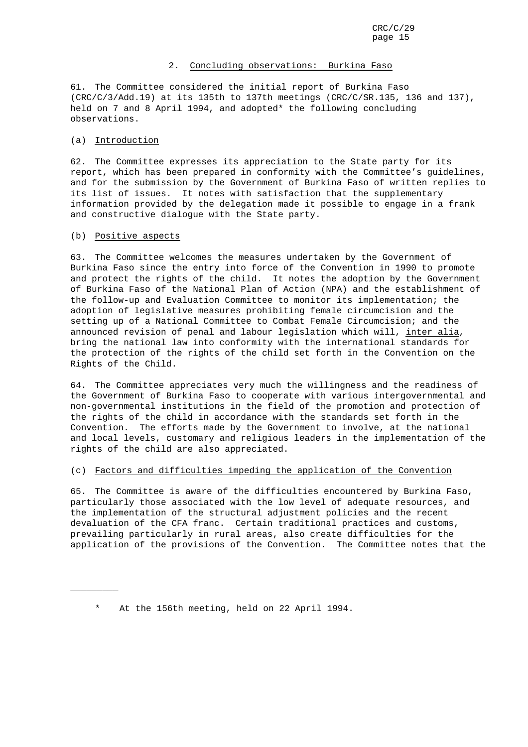## 2. Concluding observations: Burkina Faso

61. The Committee considered the initial report of Burkina Faso (CRC/C/3/Add.19) at its 135th to 137th meetings (CRC/C/SR.135, 136 and 137), held on 7 and 8 April 1994, and adopted* the following concluding observations.

### (a) Introduction

62. The Committee expresses its appreciation to the State party for its report, which has been prepared in conformity with the Committee's guidelines, and for the submission by the Government of Burkina Faso of written replies to its list of issues. It notes with satisfaction that the supplementary information provided by the delegation made it possible to engage in a frank and constructive dialogue with the State party.

### (b) Positive aspects

63. The Committee welcomes the measures undertaken by the Government of Burkina Faso since the entry into force of the Convention in 1990 to promote and protect the rights of the child. It notes the adoption by the Government of Burkina Faso of the National Plan of Action (NPA) and the establishment of the follow-up and Evaluation Committee to monitor its implementation; the adoption of legislative measures prohibiting female circumcision and the setting up of a National Committee to Combat Female Circumcision; and the announced revision of penal and labour legislation which will, *inter alia*, bring the national law into conformity with the international standards for the protection of the rights of the child set forth in the Convention on the Rights of the Child.

64. The Committee appreciates very much the willingness and the readiness of the Government of Burkina Faso to cooperate with various intergovernmental and non-governmental institutions in the field of the promotion and protection of the rights of the child in accordance with the standards set forth in the Convention. The efforts made by the Government to involve, at the national and local levels, customary and religious leaders in the implementation of the rights of the child are also appreciated.

### (c) Factors and difficulties impeding the application of the Convention

65. The Committee is aware of the difficulties encountered by Burkina Faso, particularly those associated with the low level of adequate resources, and the implementation of the structural adjustment policies and the recent devaluation of the CFA franc. Certain traditional practices and customs, prevailing particularly in rural areas, also create difficulties for the application of the provisions of the Convention. The Committee notes that the

---

\* At the 156th meeting, held on 22 April 1994.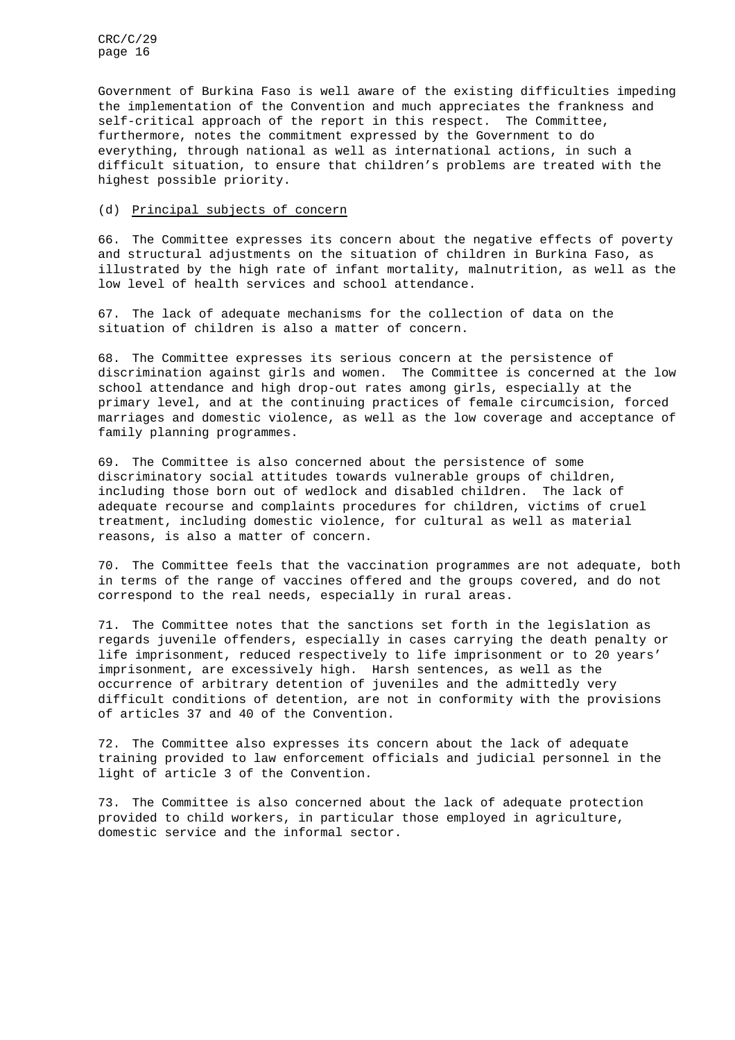Government of Burkina Faso is well aware of the existing difficulties impeding the implementation of the Convention and much appreciates the frankness and self-critical approach of the report in this respect. The Committee, furthermore, notes the commitment expressed by the Government to do everything, through national as well as international actions, in such a difficult situation, to ensure that children's problems are treated with the highest possible priority.

(d) Principal subjects of concern

66. The Committee expresses its concern about the negative effects of poverty and structural adjustments on the situation of children in Burkina Faso, as illustrated by the high rate of infant mortality, malnutrition, as well as the low level of health services and school attendance.

67. The lack of adequate mechanisms for the collection of data on the situation of children is also a matter of concern.

68. The Committee expresses its serious concern at the persistence of discrimination against girls and women. The Committee is concerned at the low school attendance and high drop-out rates among girls, especially at the primary level, and at the continuing practices of female circumcision, forced marriages and domestic violence, as well as the low coverage and acceptance of family planning programmes.

69. The Committee is also concerned about the persistence of some discriminatory social attitudes towards vulnerable groups of children, including those born out of wedlock and disabled children. The lack of adequate recourse and complaints procedures for children, victims of cruel treatment, including domestic violence, for cultural as well as material reasons, is also a matter of concern.

70. The Committee feels that the vaccination programmes are not adequate, both in terms of the range of vaccines offered and the groups covered, and do not correspond to the real needs, especially in rural areas.

71. The Committee notes that the sanctions set forth in the legislation as regards juvenile offenders, especially in cases carrying the death penalty or life imprisonment, reduced respectively to life imprisonment or to 20 years' imprisonment, are excessively high. Harsh sentences, as well as the occurrence of arbitrary detention of juveniles and the admittedly very difficult conditions of detention, are not in conformity with the provisions of articles 37 and 40 of the Convention.

72. The Committee also expresses its concern about the lack of adequate training provided to law enforcement officials and judicial personnel in the light of article 3 of the Convention.

73. The Committee is also concerned about the lack of adequate protection provided to child workers, in particular those employed in agriculture, domestic service and the informal sector.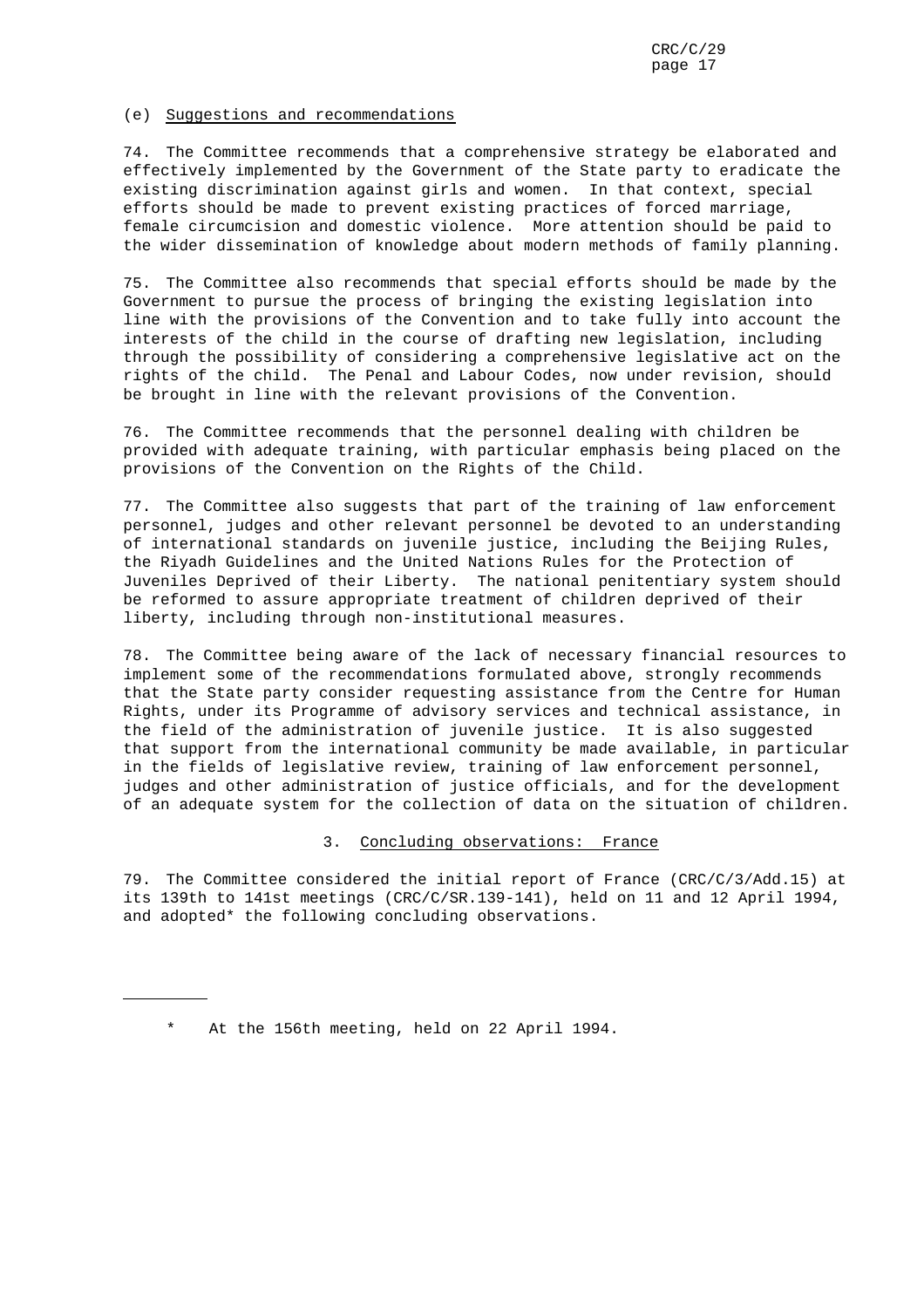### (e) Suggestions and recommendations

74. The Committee recommends that a comprehensive strategy be elaborated and effectively implemented by the Government of the State party to eradicate the existing discrimination against girls and women. In that context, special efforts should be made to prevent existing practices of forced marriage, female circumcision and domestic violence. More attention should be paid to the wider dissemination of knowledge about modern methods of family planning.

75. The Committee also recommends that special efforts should be made by the Government to pursue the process of bringing the existing legislation into line with the provisions of the Convention and to take fully into account the interests of the child in the course of drafting new legislation, including through the possibility of considering a comprehensive legislative act on the rights of the child. The Penal and Labour Codes, now under revision, should be brought in line with the relevant provisions of the Convention.

76. The Committee recommends that the personnel dealing with children be provided with adequate training, with particular emphasis being placed on the provisions of the Convention on the Rights of the Child.

77. The Committee also suggests that part of the training of law enforcement personnel, judges and other relevant personnel be devoted to an understanding of international standards on juvenile justice, including the Beijing Rules, the Riyadh Guidelines and the United Nations Rules for the Protection of Juveniles Deprived of their Liberty. The national penitentiary system should be reformed to assure appropriate treatment of children deprived of their liberty, including through non-institutional measures.

78. The Committee being aware of the lack of necessary financial resources to implement some of the recommendations formulated above, strongly recommends that the State party consider requesting assistance from the Centre for Human Rights, under its Programme of advisory services and technical assistance, in the field of the administration of juvenile justice. It is also suggested that support from the international community be made available, in particular in the fields of legislative review, training of law enforcement personnel, judges and other administration of justice officials, and for the development of an adequate system for the collection of data on the situation of children.

## 3. Concluding observations: France

79. The Committee considered the initial report of France (CRC/C/3/Add.15) at its 139th to 141st meetings (CRC/C/SR.139-141), held on 11 and 12 April 1994, and adopted* the following concluding observations.

---

\* At the 156th meeting, held on 22 April 1994.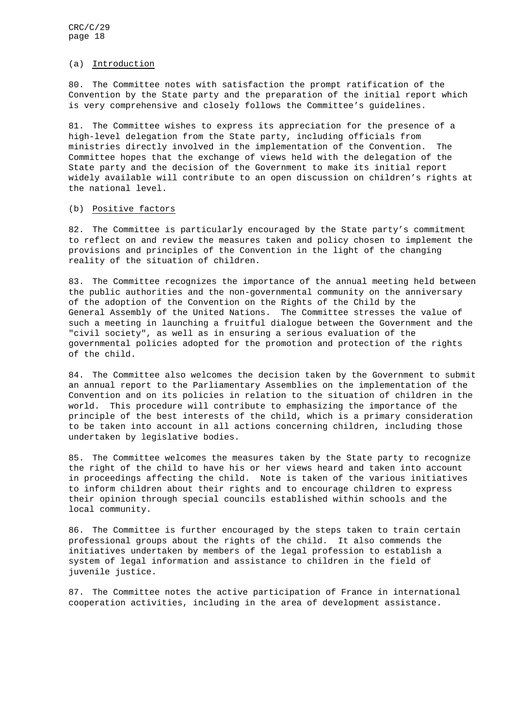(a) Introduction

80. The Committee notes with satisfaction the prompt ratification of the Convention by the State party and the preparation of the initial report which is very comprehensive and closely follows the Committee's guidelines.

81. The Committee wishes to express its appreciation for the presence of a high-level delegation from the State party, including officials from ministries directly involved in the implementation of the Convention. The Committee hopes that the exchange of views held with the delegation of the State party and the decision of the Government to make its initial report widely available will contribute to an open discussion on children's rights at the national level.

(b) Positive factors

82. The Committee is particularly encouraged by the State party's commitment to reflect on and review the measures taken and policy chosen to implement the provisions and principles of the Convention in the light of the changing reality of the situation of children.

83. The Committee recognizes the importance of the annual meeting held between the public authorities and the non-governmental community on the anniversary of the adoption of the Convention on the Rights of the Child by the General Assembly of the United Nations. The Committee stresses the value of such a meeting in launching a fruitful dialogue between the Government and the "civil society", as well as in ensuring a serious evaluation of the governmental policies adopted for the promotion and protection of the rights of the child.

84. The Committee also welcomes the decision taken by the Government to submit an annual report to the Parliamentary Assemblies on the implementation of the Convention and on its policies in relation to the situation of children in the world. This procedure will contribute to emphasizing the importance of the principle of the best interests of the child, which is a primary consideration to be taken into account in all actions concerning children, including those undertaken by legislative bodies.

85. The Committee welcomes the measures taken by the State party to recognize the right of the child to have his or her views heard and taken into account in proceedings affecting the child. Note is taken of the various initiatives to inform children about their rights and to encourage children to express their opinion through special councils established within schools and the local community.

86. The Committee is further encouraged by the steps taken to train certain professional groups about the rights of the child. It also commends the initiatives undertaken by members of the legal profession to establish a system of legal information and assistance to children in the field of juvenile justice.

87. The Committee notes the active participation of France in international cooperation activities, including in the area of development assistance.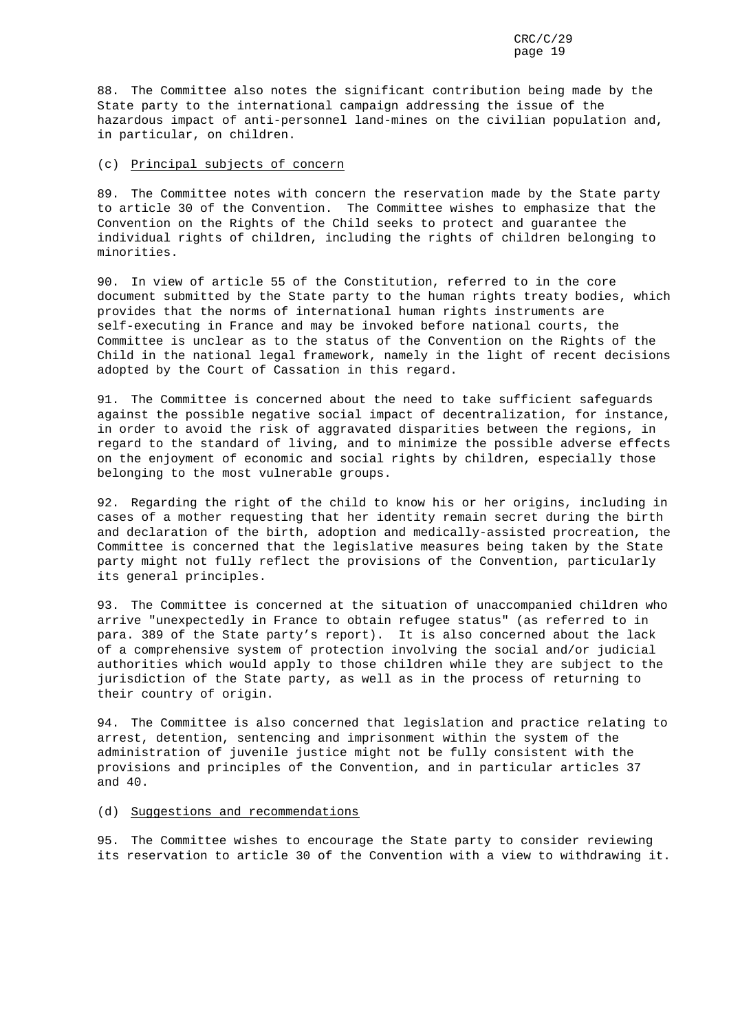88. The Committee also notes the significant contribution being made by the State party to the international campaign addressing the issue of the hazardous impact of anti-personnel land-mines on the civilian population and, in particular, on children.

(c) Principal subjects of concern

89. The Committee notes with concern the reservation made by the State party to article 30 of the Convention. The Committee wishes to emphasize that the Convention on the Rights of the Child seeks to protect and guarantee the individual rights of children, including the rights of children belonging to minorities.

90. In view of article 55 of the Constitution, referred to in the core document submitted by the State party to the human rights treaty bodies, which provides that the norms of international human rights instruments are self-executing in France and may be invoked before national courts, the Committee is unclear as to the status of the Convention on the Rights of the Child in the national legal framework, namely in the light of recent decisions adopted by the Court of Cassation in this regard.

91. The Committee is concerned about the need to take sufficient safeguards against the possible negative social impact of decentralization, for instance, in order to avoid the risk of aggravated disparities between the regions, in regard to the standard of living, and to minimize the possible adverse effects on the enjoyment of economic and social rights by children, especially those belonging to the most vulnerable groups.

92. Regarding the right of the child to know his or her origins, including in cases of a mother requesting that her identity remain secret during the birth and declaration of the birth, adoption and medically-assisted procreation, the Committee is concerned that the legislative measures being taken by the State party might not fully reflect the provisions of the Convention, particularly its general principles.

93. The Committee is concerned at the situation of unaccompanied children who arrive "unexpectedly in France to obtain refugee status" (as referred to in para. 389 of the State party's report). It is also concerned about the lack of a comprehensive system of protection involving the social and/or judicial authorities which would apply to those children while they are subject to the jurisdiction of the State party, as well as in the process of returning to their country of origin.

94. The Committee is also concerned that legislation and practice relating to arrest, detention, sentencing and imprisonment within the system of the administration of juvenile justice might not be fully consistent with the provisions and principles of the Convention, and in particular articles 37 and 40.

(d) Suggestions and recommendations

95. The Committee wishes to encourage the State party to consider reviewing its reservation to article 30 of the Convention with a view to withdrawing it.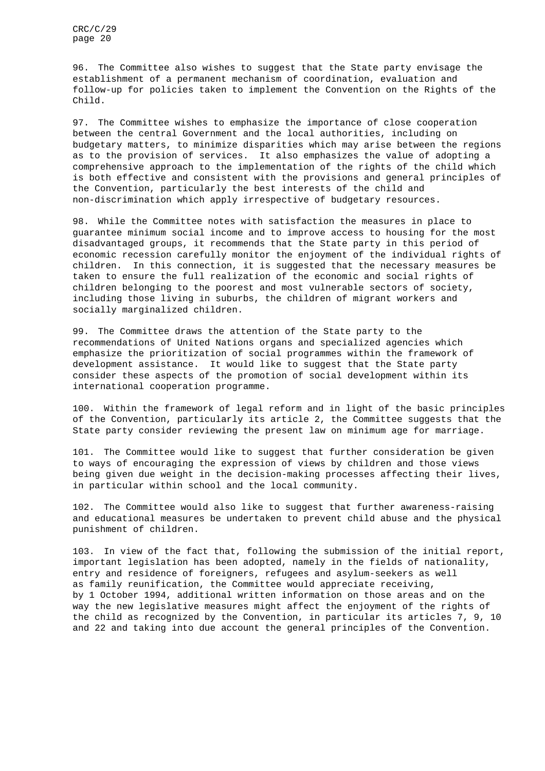96. The Committee also wishes to suggest that the State party envisage the establishment of a permanent mechanism of coordination, evaluation and follow-up for policies taken to implement the Convention on the Rights of the Child.

97. The Committee wishes to emphasize the importance of close cooperation between the central Government and the local authorities, including on budgetary matters, to minimize disparities which may arise between the regions as to the provision of services. It also emphasizes the value of adopting a comprehensive approach to the implementation of the rights of the child which is both effective and consistent with the provisions and general principles of the Convention, particularly the best interests of the child and non-discrimination which apply irrespective of budgetary resources.

98. While the Committee notes with satisfaction the measures in place to guarantee minimum social income and to improve access to housing for the most disadvantaged groups, it recommends that the State party in this period of economic recession carefully monitor the enjoyment of the individual rights of children. In this connection, it is suggested that the necessary measures be taken to ensure the full realization of the economic and social rights of children belonging to the poorest and most vulnerable sectors of society, including those living in suburbs, the children of migrant workers and socially marginalized children.

99. The Committee draws the attention of the State party to the recommendations of United Nations organs and specialized agencies which emphasize the prioritization of social programmes within the framework of development assistance. It would like to suggest that the State party consider these aspects of the promotion of social development within its international cooperation programme.

100. Within the framework of legal reform and in light of the basic principles of the Convention, particularly its article 2, the Committee suggests that the State party consider reviewing the present law on minimum age for marriage.

101. The Committee would like to suggest that further consideration be given to ways of encouraging the expression of views by children and those views being given due weight in the decision-making processes affecting their lives, in particular within school and the local community.

102. The Committee would also like to suggest that further awareness-raising and educational measures be undertaken to prevent child abuse and the physical punishment of children.

103. In view of the fact that, following the submission of the initial report, important legislation has been adopted, namely in the fields of nationality, entry and residence of foreigners, refugees and asylum-seekers as well as family reunification, the Committee would appreciate receiving, by 1 October 1994, additional written information on those areas and on the way the new legislative measures might affect the enjoyment of the rights of the child as recognized by the Convention, in particular its articles 7, 9, 10 and 22 and taking into due account the general principles of the Convention.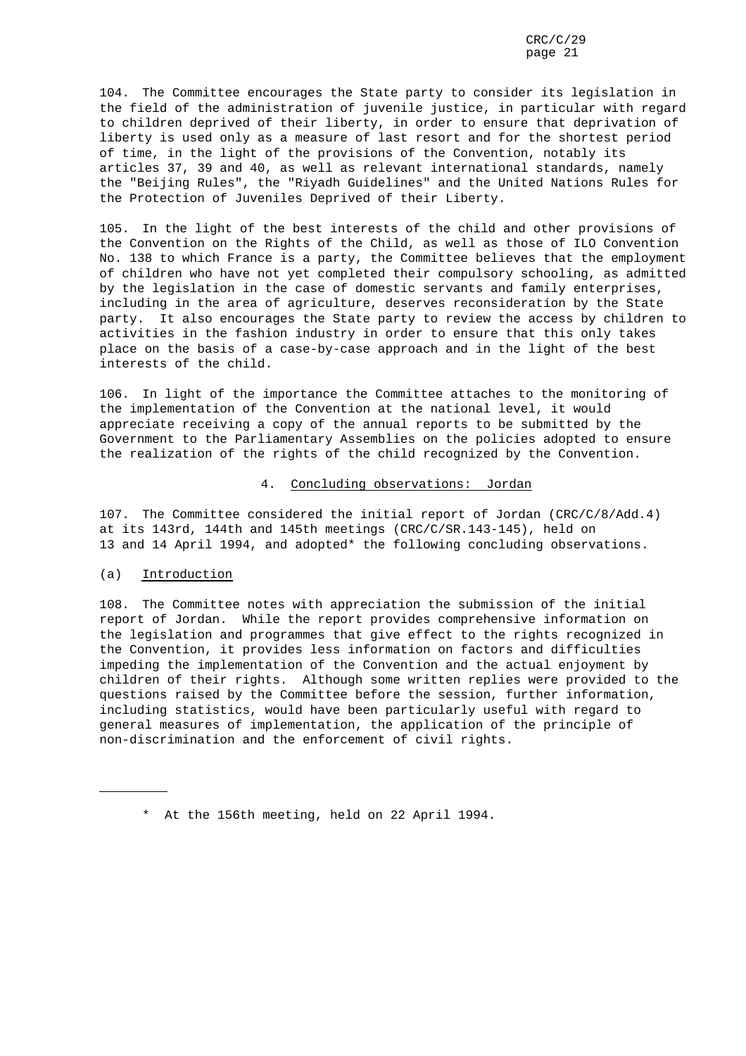104. The Committee encourages the State party to consider its legislation in the field of the administration of juvenile justice, in particular with regard to children deprived of their liberty, in order to ensure that deprivation of liberty is used only as a measure of last resort and for the shortest period of time, in the light of the provisions of the Convention, notably its articles 37, 39 and 40, as well as relevant international standards, namely the "Beijing Rules", the "Riyadh Guidelines" and the United Nations Rules for the Protection of Juveniles Deprived of their Liberty.

105. In the light of the best interests of the child and other provisions of the Convention on the Rights of the Child, as well as those of ILO Convention No. 138 to which France is a party, the Committee believes that the employment of children who have not yet completed their compulsory schooling, as admitted by the legislation in the case of domestic servants and family enterprises, including in the area of agriculture, deserves reconsideration by the State party. It also encourages the State party to review the access by children to activities in the fashion industry in order to ensure that this only takes place on the basis of a case-by-case approach and in the light of the best interests of the child.

106. In light of the importance the Committee attaches to the monitoring of the implementation of the Convention at the national level, it would appreciate receiving a copy of the annual reports to be submitted by the Government to the Parliamentary Assemblies on the policies adopted to ensure the realization of the rights of the child recognized by the Convention.

## 4. Concluding observations: Jordan

107. The Committee considered the initial report of Jordan (CRC/C/8/Add.4) at its 143rd, 144th and 145th meetings (CRC/C/SR.143-145), held on 13 and 14 April 1994, and adopted* the following concluding observations.

### (a) Introduction

108. The Committee notes with appreciation the submission of the initial report of Jordan. While the report provides comprehensive information on the legislation and programmes that give effect to the rights recognized in the Convention, it provides less information on factors and difficulties impeding the implementation of the Convention and the actual enjoyment by children of their rights. Although some written replies were provided to the questions raised by the Committee before the session, further information, including statistics, would have been particularly useful with regard to general measures of implementation, the application of the principle of non-discrimination and the enforcement of civil rights.

---

* At the 156th meeting, held on 22 April 1994.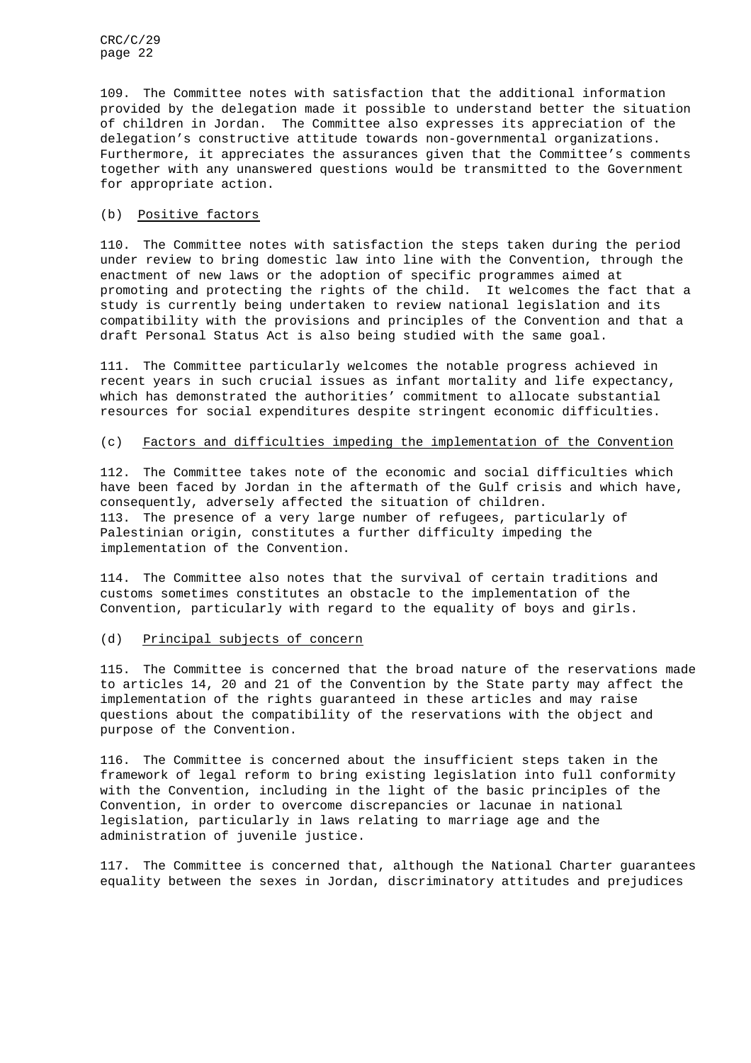109. The Committee notes with satisfaction that the additional information provided by the delegation made it possible to understand better the situation of children in Jordan. The Committee also expresses its appreciation of the delegation's constructive attitude towards non-governmental organizations. Furthermore, it appreciates the assurances given that the Committee's comments together with any unanswered questions would be transmitted to the Government for appropriate action.

### (b) Positive factors

110. The Committee notes with satisfaction the steps taken during the period under review to bring domestic law into line with the Convention, through the enactment of new laws or the adoption of specific programmes aimed at promoting and protecting the rights of the child. It welcomes the fact that a study is currently being undertaken to review national legislation and its compatibility with the provisions and principles of the Convention and that a draft Personal Status Act is also being studied with the same goal.

111. The Committee particularly welcomes the notable progress achieved in recent years in such crucial issues as infant mortality and life expectancy, which has demonstrated the authorities' commitment to allocate substantial resources for social expenditures despite stringent economic difficulties.

### (c) Factors and difficulties impeding the implementation of the Convention

112. The Committee takes note of the economic and social difficulties which have been faced by Jordan in the aftermath of the Gulf crisis and which have, consequently, adversely affected the situation of children.

113. The presence of a very large number of refugees, particularly of Palestinian origin, constitutes a further difficulty impeding the implementation of the Convention.

114. The Committee also notes that the survival of certain traditions and customs sometimes constitutes an obstacle to the implementation of the Convention, particularly with regard to the equality of boys and girls.

### (d) Principal subjects of concern

115. The Committee is concerned that the broad nature of the reservations made to articles 14, 20 and 21 of the Convention by the State party may affect the implementation of the rights guaranteed in these articles and may raise questions about the compatibility of the reservations with the object and purpose of the Convention.

116. The Committee is concerned about the insufficient steps taken in the framework of legal reform to bring existing legislation into full conformity with the Convention, including in the light of the basic principles of the Convention, in order to overcome discrepancies or lacunae in national legislation, particularly in laws relating to marriage age and the administration of juvenile justice.

117. The Committee is concerned that, although the National Charter guarantees equality between the sexes in Jordan, discriminatory attitudes and prejudices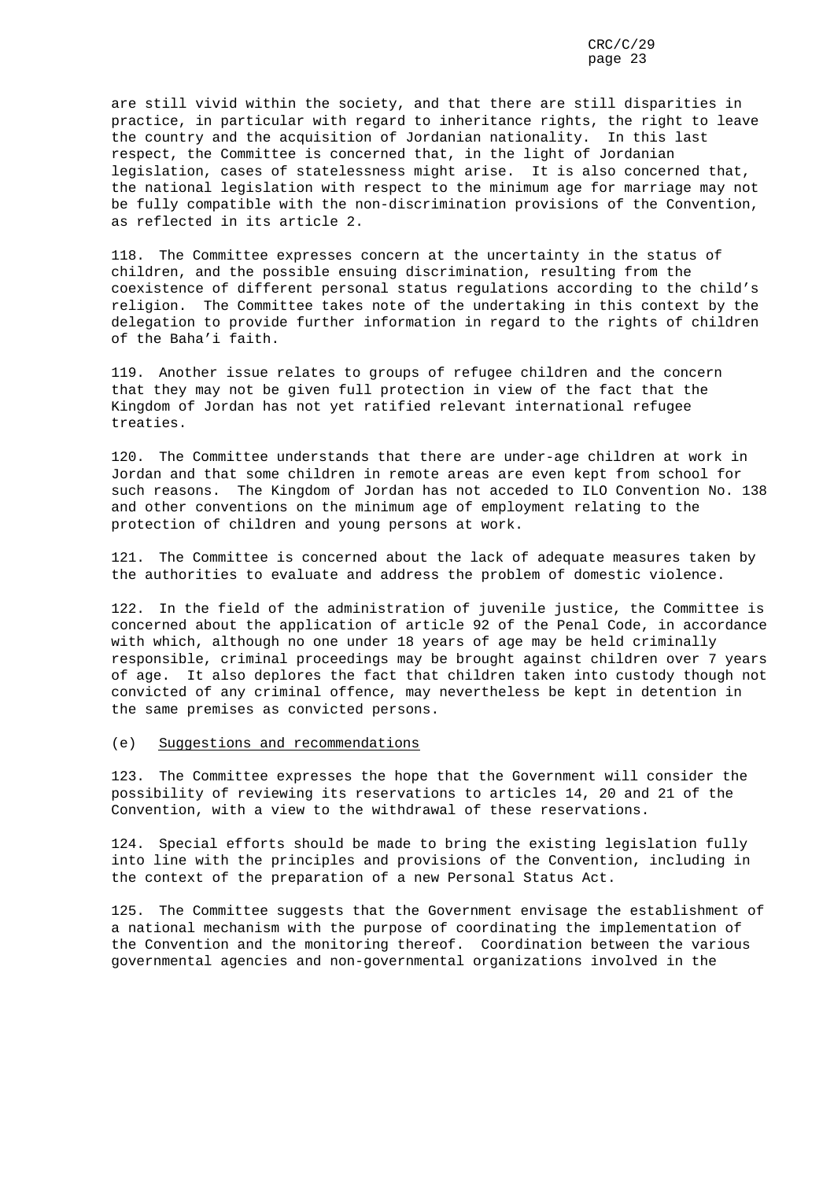are still vivid within the society, and that there are still disparities in practice, in particular with regard to inheritance rights, the right to leave the country and the acquisition of Jordanian nationality. In this last respect, the Committee is concerned that, in the light of Jordanian legislation, cases of statelessness might arise. It is also concerned that, the national legislation with respect to the minimum age for marriage may not be fully compatible with the non-discrimination provisions of the Convention, as reflected in its article 2.

118. The Committee expresses concern at the uncertainty in the status of children, and the possible ensuing discrimination, resulting from the coexistence of different personal status regulations according to the child's religion. The Committee takes note of the undertaking in this context by the delegation to provide further information in regard to the rights of children of the Baha'i faith.

119. Another issue relates to groups of refugee children and the concern that they may not be given full protection in view of the fact that the Kingdom of Jordan has not yet ratified relevant international refugee treaties.

120. The Committee understands that there are under-age children at work in Jordan and that some children in remote areas are even kept from school for such reasons. The Kingdom of Jordan has not acceded to ILO Convention No. 138 and other conventions on the minimum age of employment relating to the protection of children and young persons at work.

121. The Committee is concerned about the lack of adequate measures taken by the authorities to evaluate and address the problem of domestic violence.

122. In the field of the administration of juvenile justice, the Committee is concerned about the application of article 92 of the Penal Code, in accordance with which, although no one under 18 years of age may be held criminally responsible, criminal proceedings may be brought against children over 7 years of age. It also deplores the fact that children taken into custody though not convicted of any criminal offence, may nevertheless be kept in detention in the same premises as convicted persons.

(e) Suggestions and recommendations

123. The Committee expresses the hope that the Government will consider the possibility of reviewing its reservations to articles 14, 20 and 21 of the Convention, with a view to the withdrawal of these reservations.

124. Special efforts should be made to bring the existing legislation fully into line with the principles and provisions of the Convention, including in the context of the preparation of a new Personal Status Act.

125. The Committee suggests that the Government envisage the establishment of a national mechanism with the purpose of coordinating the implementation of the Convention and the monitoring thereof. Coordination between the various governmental agencies and non-governmental organizations involved in the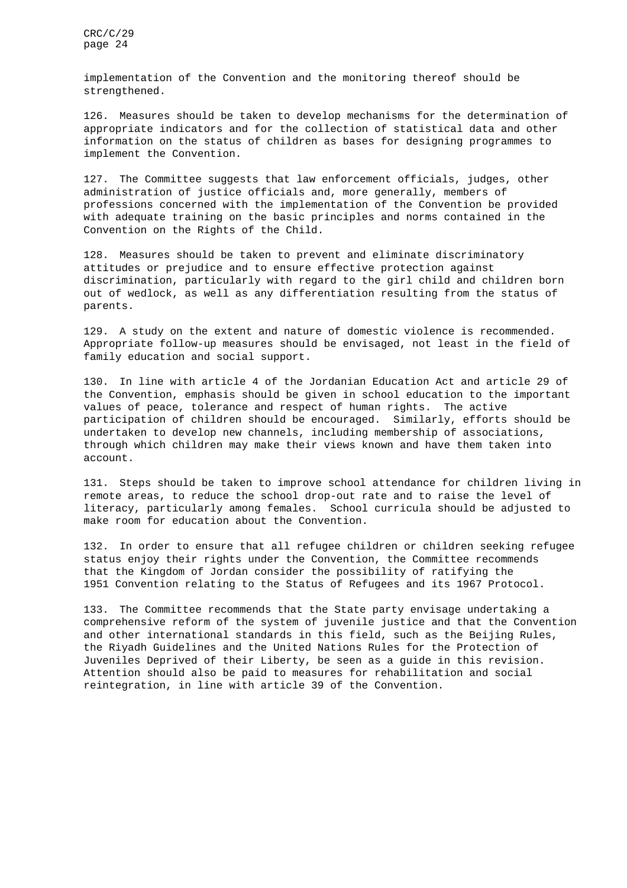implementation of the Convention and the monitoring thereof should be strengthened.

126. Measures should be taken to develop mechanisms for the determination of appropriate indicators and for the collection of statistical data and other information on the status of children as bases for designing programmes to implement the Convention.

127. The Committee suggests that law enforcement officials, judges, other administration of justice officials and, more generally, members of professions concerned with the implementation of the Convention be provided with adequate training on the basic principles and norms contained in the Convention on the Rights of the Child.

128. Measures should be taken to prevent and eliminate discriminatory attitudes or prejudice and to ensure effective protection against discrimination, particularly with regard to the girl child and children born out of wedlock, as well as any differentiation resulting from the status of parents.

129. A study on the extent and nature of domestic violence is recommended. Appropriate follow-up measures should be envisaged, not least in the field of family education and social support.

130. In line with article 4 of the Jordanian Education Act and article 29 of the Convention, emphasis should be given in school education to the important values of peace, tolerance and respect of human rights. The active participation of children should be encouraged. Similarly, efforts should be undertaken to develop new channels, including membership of associations, through which children may make their views known and have them taken into account.

131. Steps should be taken to improve school attendance for children living in remote areas, to reduce the school drop-out rate and to raise the level of literacy, particularly among females. School curricula should be adjusted to make room for education about the Convention.

132. In order to ensure that all refugee children or children seeking refugee status enjoy their rights under the Convention, the Committee recommends that the Kingdom of Jordan consider the possibility of ratifying the 1951 Convention relating to the Status of Refugees and its 1967 Protocol.

133. The Committee recommends that the State party envisage undertaking a comprehensive reform of the system of juvenile justice and that the Convention and other international standards in this field, such as the Beijing Rules, the Riyadh Guidelines and the United Nations Rules for the Protection of Juveniles Deprived of their Liberty, be seen as a guide in this revision. Attention should also be paid to measures for rehabilitation and social reintegration, in line with article 39 of the Convention.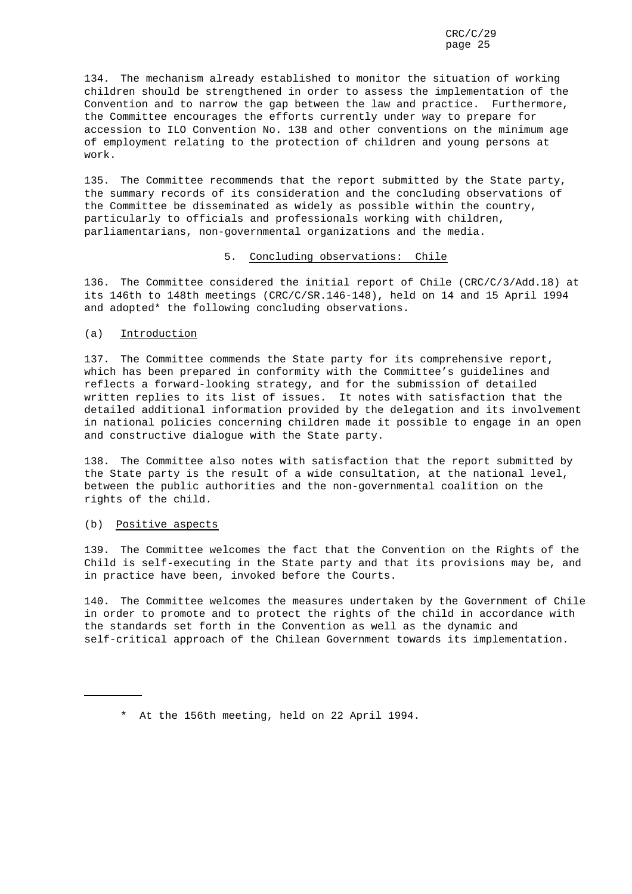134. The mechanism already established to monitor the situation of working children should be strengthened in order to assess the implementation of the Convention and to narrow the gap between the law and practice. Furthermore, the Committee encourages the efforts currently under way to prepare for accession to ILO Convention No. 138 and other conventions on the minimum age of employment relating to the protection of children and young persons at work.

135. The Committee recommends that the report submitted by the State party, the summary records of its consideration and the concluding observations of the Committee be disseminated as widely as possible within the country, particularly to officials and professionals working with children, parliamentarians, non-governmental organizations and the media.

## 5. Concluding observations: Chile

136. The Committee considered the initial report of Chile (CRC/C/3/Add.18) at its 146th to 148th meetings (CRC/C/SR.146-148), held on 14 and 15 April 1994 and adopted* the following concluding observations.

### (a) Introduction

137. The Committee commends the State party for its comprehensive report, which has been prepared in conformity with the Committee's guidelines and reflects a forward-looking strategy, and for the submission of detailed written replies to its list of issues. It notes with satisfaction that the detailed additional information provided by the delegation and its involvement in national policies concerning children made it possible to engage in an open and constructive dialogue with the State party.

138. The Committee also notes with satisfaction that the report submitted by the State party is the result of a wide consultation, at the national level, between the public authorities and the non-governmental coalition on the rights of the child.

### (b) Positive aspects

139. The Committee welcomes the fact that the Convention on the Rights of the Child is self-executing in the State party and that its provisions may be, and in practice have been, invoked before the Courts.

140. The Committee welcomes the measures undertaken by the Government of Chile in order to promote and to protect the rights of the child in accordance with the standards set forth in the Convention as well as the dynamic and self-critical approach of the Chilean Government towards its implementation.

---

\* At the 156th meeting, held on 22 April 1994.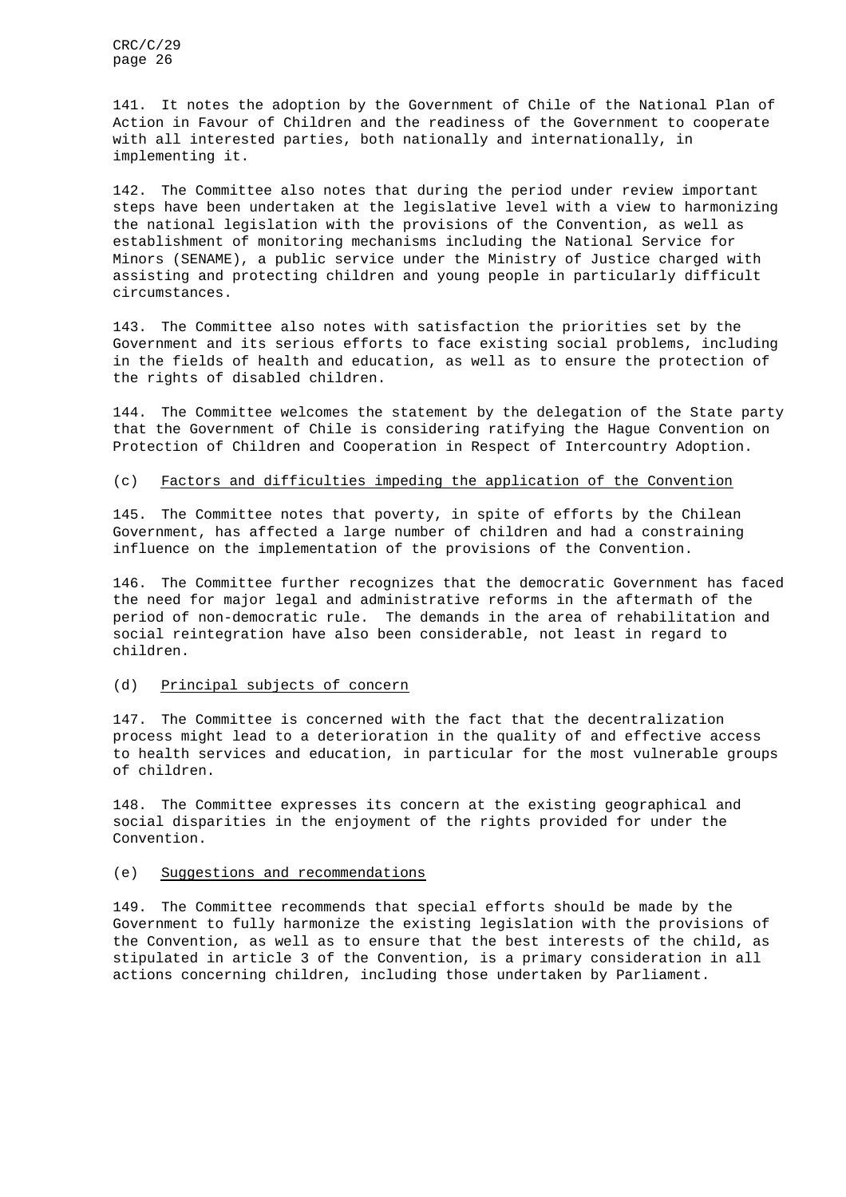141. It notes the adoption by the Government of Chile of the National Plan of Action in Favour of Children and the readiness of the Government to cooperate with all interested parties, both nationally and internationally, in implementing it.

142. The Committee also notes that during the period under review important steps have been undertaken at the legislative level with a view to harmonizing the national legislation with the provisions of the Convention, as well as establishment of monitoring mechanisms including the National Service for Minors (SENAME), a public service under the Ministry of Justice charged with assisting and protecting children and young people in particularly difficult circumstances.

143. The Committee also notes with satisfaction the priorities set by the Government and its serious efforts to face existing social problems, including in the fields of health and education, as well as to ensure the protection of the rights of disabled children.

144. The Committee welcomes the statement by the delegation of the State party that the Government of Chile is considering ratifying the Hague Convention on Protection of Children and Cooperation in Respect of Intercountry Adoption.

### (c) Factors and difficulties impeding the application of the Convention

145. The Committee notes that poverty, in spite of efforts by the Chilean Government, has affected a large number of children and had a constraining influence on the implementation of the provisions of the Convention.

146. The Committee further recognizes that the democratic Government has faced the need for major legal and administrative reforms in the aftermath of the period of non-democratic rule. The demands in the area of rehabilitation and social reintegration have also been considerable, not least in regard to children.

### (d) Principal subjects of concern

147. The Committee is concerned with the fact that the decentralization process might lead to a deterioration in the quality of and effective access to health services and education, in particular for the most vulnerable groups of children.

148. The Committee expresses its concern at the existing geographical and social disparities in the enjoyment of the rights provided for under the Convention.

### (e) Suggestions and recommendations

149. The Committee recommends that special efforts should be made by the Government to fully harmonize the existing legislation with the provisions of the Convention, as well as to ensure that the best interests of the child, as stipulated in article 3 of the Convention, is a primary consideration in all actions concerning children, including those undertaken by Parliament.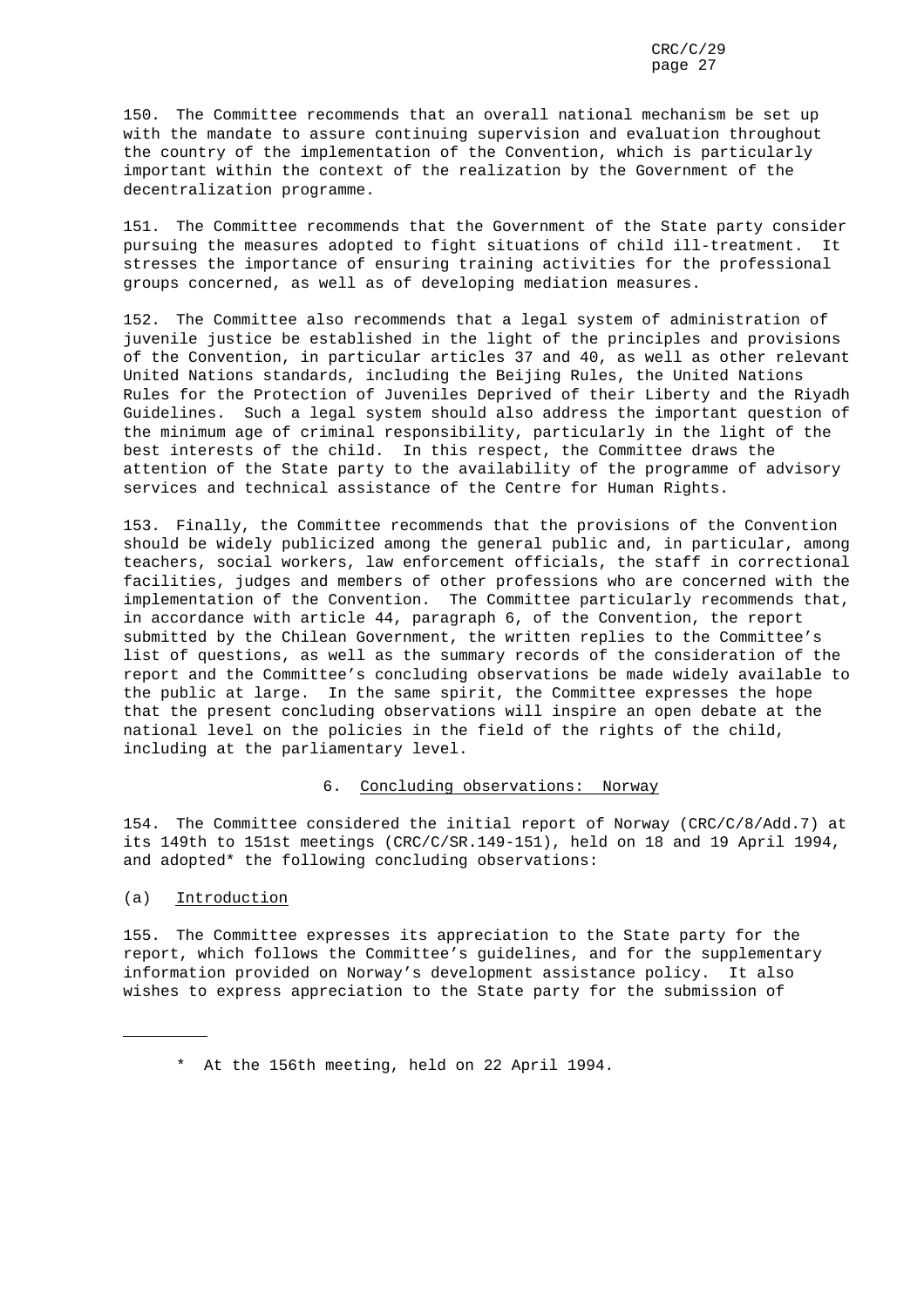150. The Committee recommends that an overall national mechanism be set up with the mandate to assure continuing supervision and evaluation throughout the country of the implementation of the Convention, which is particularly important within the context of the realization by the Government of the decentralization programme.

151. The Committee recommends that the Government of the State party consider pursuing the measures adopted to fight situations of child ill-treatment. It stresses the importance of ensuring training activities for the professional groups concerned, as well as of developing mediation measures.

152. The Committee also recommends that a legal system of administration of juvenile justice be established in the light of the principles and provisions of the Convention, in particular articles 37 and 40, as well as other relevant United Nations standards, including the Beijing Rules, the United Nations Rules for the Protection of Juveniles Deprived of their Liberty and the Riyadh Guidelines. Such a legal system should also address the important question of the minimum age of criminal responsibility, particularly in the light of the best interests of the child. In this respect, the Committee draws the attention of the State party to the availability of the programme of advisory services and technical assistance of the Centre for Human Rights.

153. Finally, the Committee recommends that the provisions of the Convention should be widely publicized among the general public and, in particular, among teachers, social workers, law enforcement officials, the staff in correctional facilities, judges and members of other professions who are concerned with the implementation of the Convention. The Committee particularly recommends that, in accordance with article 44, paragraph 6, of the Convention, the report submitted by the Chilean Government, the written replies to the Committee's list of questions, as well as the summary records of the consideration of the report and the Committee's concluding observations be made widely available to the public at large. In the same spirit, the Committee expresses the hope that the present concluding observations will inspire an open debate at the national level on the policies in the field of the rights of the child, including at the parliamentary level.

## 6. Concluding observations: Norway

154. The Committee considered the initial report of Norway (CRC/C/8/Add.7) at its 149th to 151st meetings (CRC/C/SR.149-151), held on 18 and 19 April 1994, and adopted* the following concluding observations:

### (a) Introduction

155. The Committee expresses its appreciation to the State party for the report, which follows the Committee's guidelines, and for the supplementary information provided on Norway's development assistance policy. It also wishes to express appreciation to the State party for the submission of

---

\* At the 156th meeting, held on 22 April 1994.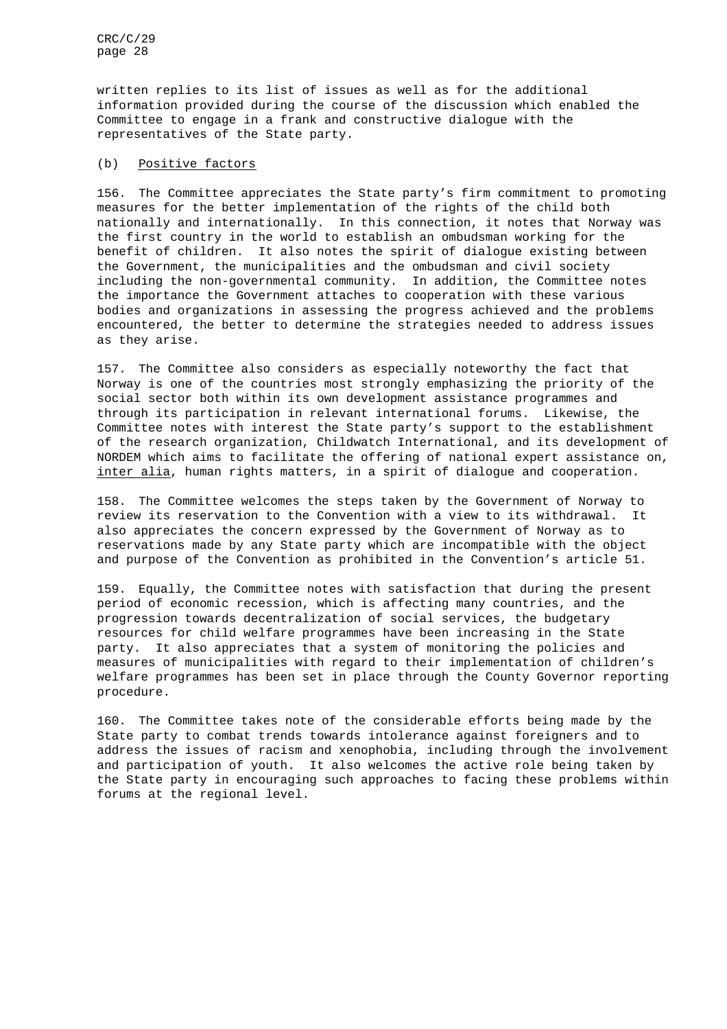written replies to its list of issues as well as for the additional information provided during the course of the discussion which enabled the Committee to engage in a frank and constructive dialogue with the representatives of the State party.

(b) Positive factors

156. The Committee appreciates the State party's firm commitment to promoting measures for the better implementation of the rights of the child both nationally and internationally. In this connection, it notes that Norway was the first country in the world to establish an ombudsman working for the benefit of children. It also notes the spirit of dialogue existing between the Government, the municipalities and the ombudsman and civil society including the non-governmental community. In addition, the Committee notes the importance the Government attaches to cooperation with these various bodies and organizations in assessing the progress achieved and the problems encountered, the better to determine the strategies needed to address issues as they arise.

157. The Committee also considers as especially noteworthy the fact that Norway is one of the countries most strongly emphasizing the priority of the social sector both within its own development assistance programmes and through its participation in relevant international forums. Likewise, the Committee notes with interest the State party's support to the establishment of the research organization, Childwatch International, and its development of NORDEM which aims to facilitate the offering of national expert assistance on, *inter alia*, human rights matters, in a spirit of dialogue and cooperation.

158. The Committee welcomes the steps taken by the Government of Norway to review its reservation to the Convention with a view to its withdrawal. It also appreciates the concern expressed by the Government of Norway as to reservations made by any State party which are incompatible with the object and purpose of the Convention as prohibited in the Convention's article 51.

159. Equally, the Committee notes with satisfaction that during the present period of economic recession, which is affecting many countries, and the progression towards decentralization of social services, the budgetary resources for child welfare programmes have been increasing in the State party. It also appreciates that a system of monitoring the policies and measures of municipalities with regard to their implementation of children's welfare programmes has been set in place through the County Governor reporting procedure.

160. The Committee takes note of the considerable efforts being made by the State party to combat trends towards intolerance against foreigners and to address the issues of racism and xenophobia, including through the involvement and participation of youth. It also welcomes the active role being taken by the State party in encouraging such approaches to facing these problems within forums at the regional level.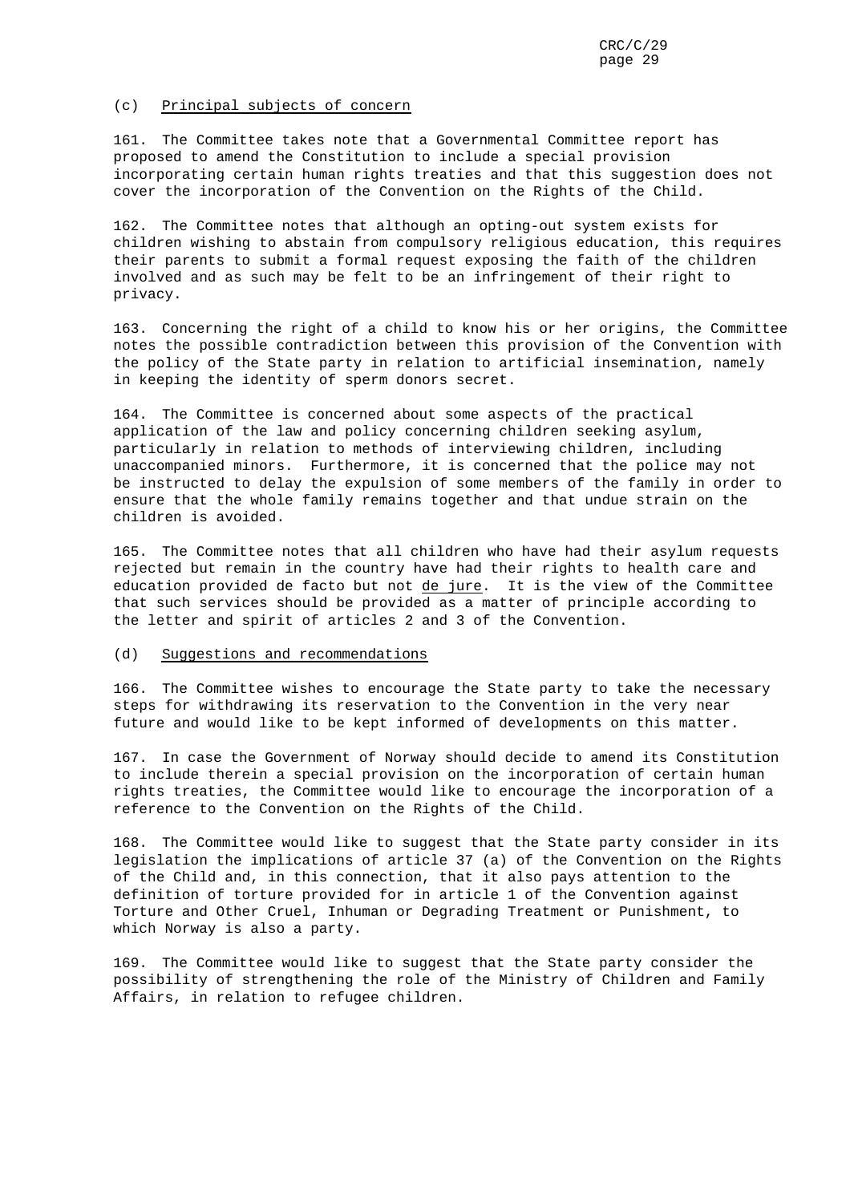### (c) Principal subjects of concern

161. The Committee takes note that a Governmental Committee report has proposed to amend the Constitution to include a special provision incorporating certain human rights treaties and that this suggestion does not cover the incorporation of the Convention on the Rights of the Child.

162. The Committee notes that although an opting-out system exists for children wishing to abstain from compulsory religious education, this requires their parents to submit a formal request exposing the faith of the children involved and as such may be felt to be an infringement of their right to privacy.

163. Concerning the right of a child to know his or her origins, the Committee notes the possible contradiction between this provision of the Convention with the policy of the State party in relation to artificial insemination, namely in keeping the identity of sperm donors secret.

164. The Committee is concerned about some aspects of the practical application of the law and policy concerning children seeking asylum, particularly in relation to methods of interviewing children, including unaccompanied minors. Furthermore, it is concerned that the police may not be instructed to delay the expulsion of some members of the family in order to ensure that the whole family remains together and that undue strain on the children is avoided.

165. The Committee notes that all children who have had their asylum requests rejected but remain in the country have had their rights to health care and education provided de facto but not *de jure*. It is the view of the Committee that such services should be provided as a matter of principle according to the letter and spirit of articles 2 and 3 of the Convention.

### (d) Suggestions and recommendations

166. The Committee wishes to encourage the State party to take the necessary steps for withdrawing its reservation to the Convention in the very near future and would like to be kept informed of developments on this matter.

167. In case the Government of Norway should decide to amend its Constitution to include therein a special provision on the incorporation of certain human rights treaties, the Committee would like to encourage the incorporation of a reference to the Convention on the Rights of the Child.

168. The Committee would like to suggest that the State party consider in its legislation the implications of article 37 (a) of the Convention on the Rights of the Child and, in this connection, that it also pays attention to the definition of torture provided for in article 1 of the Convention against Torture and Other Cruel, Inhuman or Degrading Treatment or Punishment, to which Norway is also a party.

169. The Committee would like to suggest that the State party consider the possibility of strengthening the role of the Ministry of Children and Family Affairs, in relation to refugee children.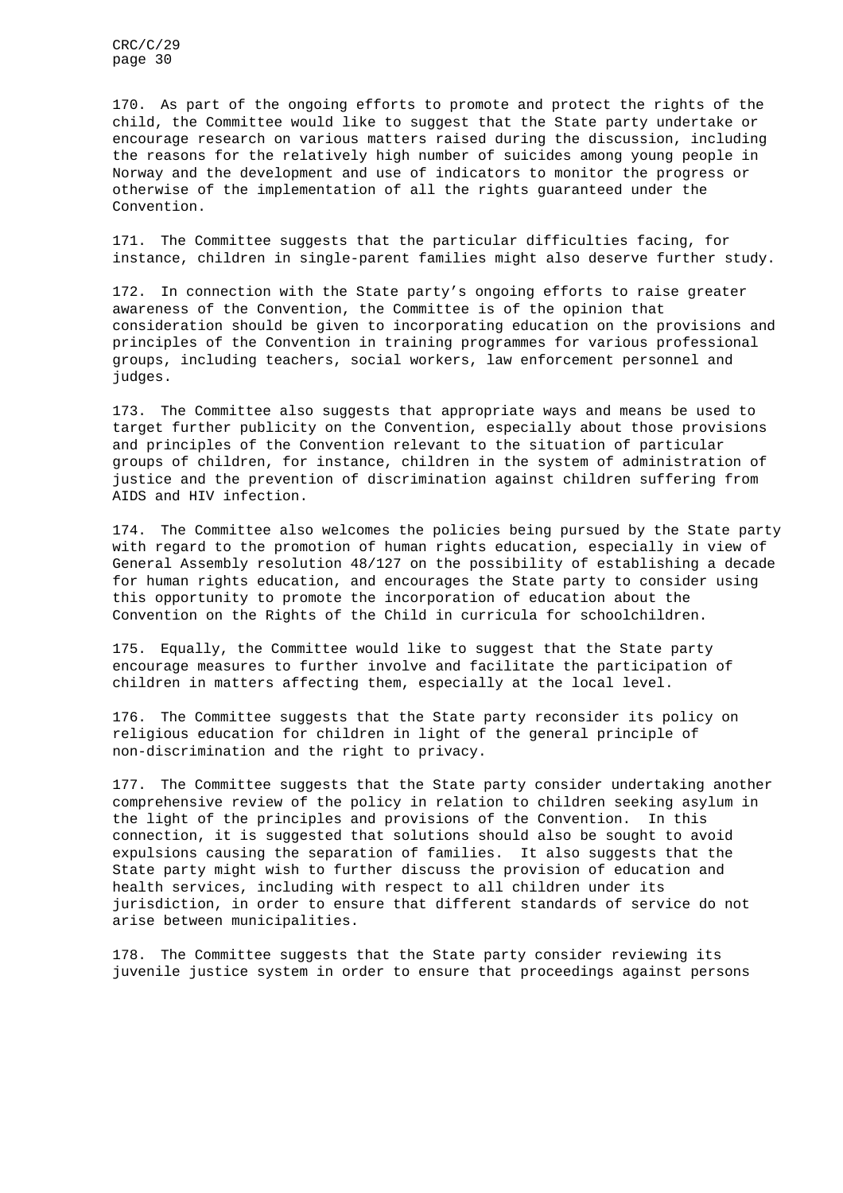170. As part of the ongoing efforts to promote and protect the rights of the child, the Committee would like to suggest that the State party undertake or encourage research on various matters raised during the discussion, including the reasons for the relatively high number of suicides among young people in Norway and the development and use of indicators to monitor the progress or otherwise of the implementation of all the rights guaranteed under the Convention.

171. The Committee suggests that the particular difficulties facing, for instance, children in single-parent families might also deserve further study.

172. In connection with the State party's ongoing efforts to raise greater awareness of the Convention, the Committee is of the opinion that consideration should be given to incorporating education on the provisions and principles of the Convention in training programmes for various professional groups, including teachers, social workers, law enforcement personnel and judges.

173. The Committee also suggests that appropriate ways and means be used to target further publicity on the Convention, especially about those provisions and principles of the Convention relevant to the situation of particular groups of children, for instance, children in the system of administration of justice and the prevention of discrimination against children suffering from AIDS and HIV infection.

174. The Committee also welcomes the policies being pursued by the State party with regard to the promotion of human rights education, especially in view of General Assembly resolution 48/127 on the possibility of establishing a decade for human rights education, and encourages the State party to consider using this opportunity to promote the incorporation of education about the Convention on the Rights of the Child in curricula for schoolchildren.

175. Equally, the Committee would like to suggest that the State party encourage measures to further involve and facilitate the participation of children in matters affecting them, especially at the local level.

176. The Committee suggests that the State party reconsider its policy on religious education for children in light of the general principle of non-discrimination and the right to privacy.

177. The Committee suggests that the State party consider undertaking another comprehensive review of the policy in relation to children seeking asylum in the light of the principles and provisions of the Convention. In this connection, it is suggested that solutions should also be sought to avoid expulsions causing the separation of families. It also suggests that the State party might wish to further discuss the provision of education and health services, including with respect to all children under its jurisdiction, in order to ensure that different standards of service do not arise between municipalities.

178. The Committee suggests that the State party consider reviewing its juvenile justice system in order to ensure that proceedings against persons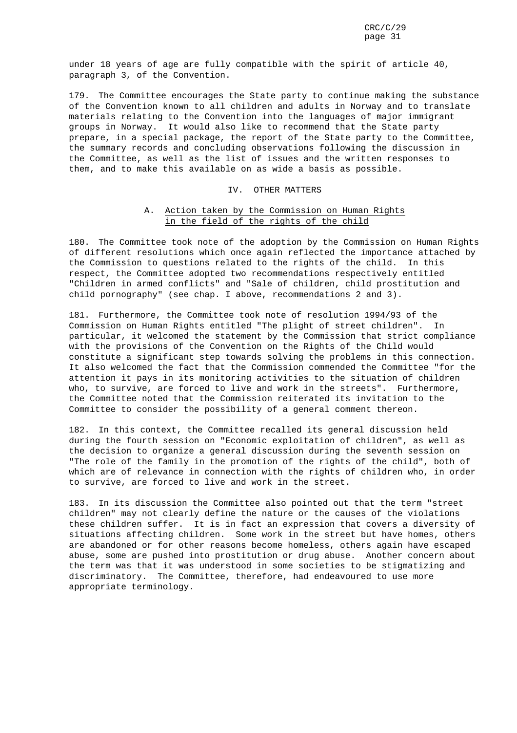under 18 years of age are fully compatible with the spirit of article 40, paragraph 3, of the Convention.

179. The Committee encourages the State party to continue making the substance of the Convention known to all children and adults in Norway and to translate materials relating to the Convention into the languages of major immigrant groups in Norway. It would also like to recommend that the State party prepare, in a special package, the report of the State party to the Committee, the summary records and concluding observations following the discussion in the Committee, as well as the list of issues and the written responses to them, and to make this available on as wide a basis as possible.

## IV. OTHER MATTERS

### A. Action taken by the Commission on Human Rights in the field of the rights of the child

180. The Committee took note of the adoption by the Commission on Human Rights of different resolutions which once again reflected the importance attached by the Commission to questions related to the rights of the child. In this respect, the Committee adopted two recommendations respectively entitled "Children in armed conflicts" and "Sale of children, child prostitution and child pornography" (see chap. I above, recommendations 2 and 3).

181. Furthermore, the Committee took note of resolution 1994/93 of the Commission on Human Rights entitled "The plight of street children". In particular, it welcomed the statement by the Commission that strict compliance with the provisions of the Convention on the Rights of the Child would constitute a significant step towards solving the problems in this connection. It also welcomed the fact that the Commission commended the Committee "for the attention it pays in its monitoring activities to the situation of children who, to survive, are forced to live and work in the streets". Furthermore, the Committee noted that the Commission reiterated its invitation to the Committee to consider the possibility of a general comment thereon.

182. In this context, the Committee recalled its general discussion held during the fourth session on "Economic exploitation of children", as well as the decision to organize a general discussion during the seventh session on "The role of the family in the promotion of the rights of the child", both of which are of relevance in connection with the rights of children who, in order to survive, are forced to live and work in the street.

183. In its discussion the Committee also pointed out that the term "street children" may not clearly define the nature or the causes of the violations these children suffer. It is in fact an expression that covers a diversity of situations affecting children. Some work in the street but have homes, others are abandoned or for other reasons become homeless, others again have escaped abuse, some are pushed into prostitution or drug abuse. Another concern about the term was that it was understood in some societies to be stigmatizing and discriminatory. The Committee, therefore, had endeavoured to use more appropriate terminology.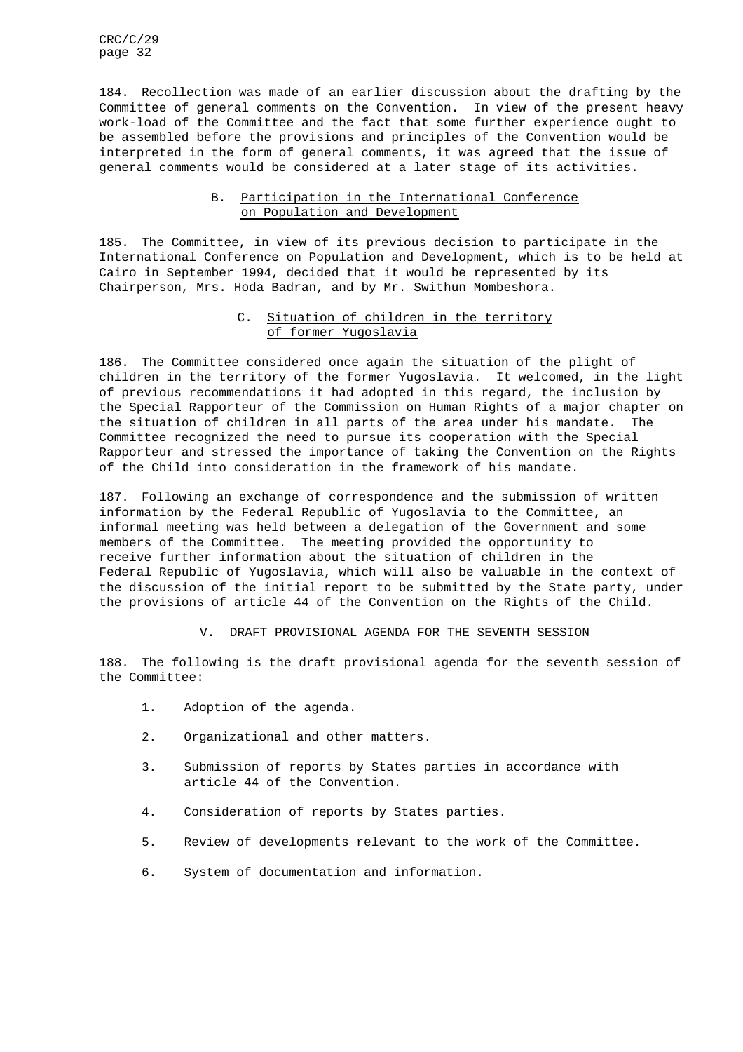184. Recollection was made of an earlier discussion about the drafting by the Committee of general comments on the Convention. In view of the present heavy work-load of the Committee and the fact that some further experience ought to be assembled before the provisions and principles of the Convention would be interpreted in the form of general comments, it was agreed that the issue of general comments would be considered at a later stage of its activities.

### B. Participation in the International Conference on Population and Development

185. The Committee, in view of its previous decision to participate in the International Conference on Population and Development, which is to be held at Cairo in September 1994, decided that it would be represented by its Chairperson, Mrs. Hoda Badran, and by Mr. Swithun Mombeshora.

### C. Situation of children in the territory of former Yugoslavia

186. The Committee considered once again the situation of the plight of children in the territory of the former Yugoslavia. It welcomed, in the light of previous recommendations it had adopted in this regard, the inclusion by the Special Rapporteur of the Commission on Human Rights of a major chapter on the situation of children in all parts of the area under his mandate. The Committee recognized the need to pursue its cooperation with the Special Rapporteur and stressed the importance of taking the Convention on the Rights of the Child into consideration in the framework of his mandate.

187. Following an exchange of correspondence and the submission of written information by the Federal Republic of Yugoslavia to the Committee, an informal meeting was held between a delegation of the Government and some members of the Committee. The meeting provided the opportunity to receive further information about the situation of children in the Federal Republic of Yugoslavia, which will also be valuable in the context of the discussion of the initial report to be submitted by the State party, under the provisions of article 44 of the Convention on the Rights of the Child.

## V. DRAFT PROVISIONAL AGENDA FOR THE SEVENTH SESSION

188. The following is the draft provisional agenda for the seventh session of the Committee:

1. Adoption of the agenda.
2. Organizational and other matters.
3. Submission of reports by States parties in accordance with article 44 of the Convention.
4. Consideration of reports by States parties.
5. Review of developments relevant to the work of the Committee.
6. System of documentation and information.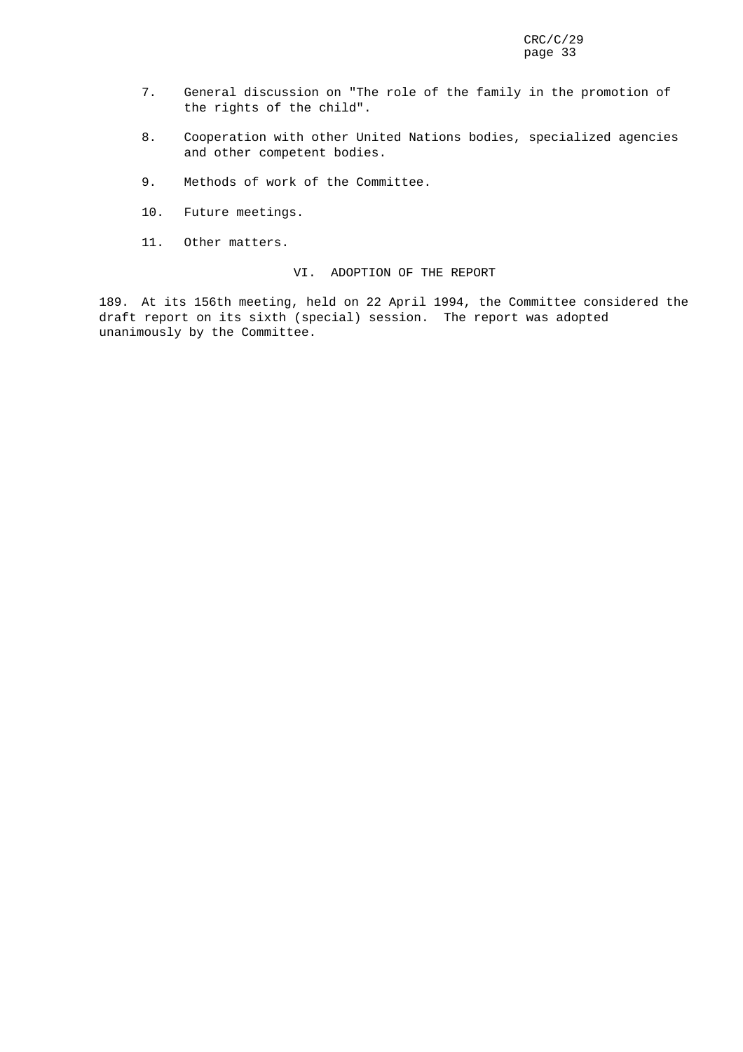7. General discussion on "The role of the family in the promotion of the rights of the child".

8. Cooperation with other United Nations bodies, specialized agencies and other competent bodies.

9. Methods of work of the Committee.

10. Future meetings.

11. Other matters.

## VI. ADOPTION OF THE REPORT

189. At its 156th meeting, held on 22 April 1994, the Committee considered the draft report on its sixth (special) session. The report was adopted unanimously by the Committee.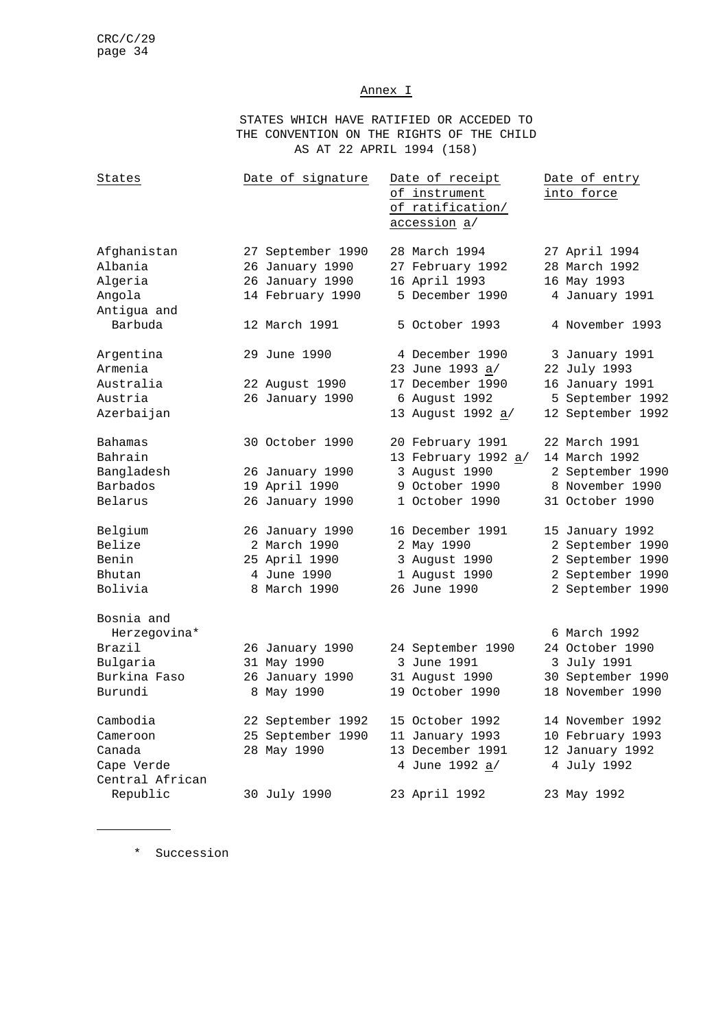## Annex I

### STATES WHICH HAVE RATIFIED OR ACCEDED TO THE CONVENTION ON THE RIGHTS OF THE CHILD AS AT 22 APRIL 1994 (158)

| States | Date of signature | Date of receipt of instrument of ratification/ accession a/ | Date of entry into force |
|---|---|---|---|
| Afghanistan | 27 September 1990 | 28 March 1994 | 27 April 1994 |
| Albania | 26 January 1990 | 27 February 1992 | 28 March 1992 |
| Algeria | 26 January 1990 | 16 April 1993 | 16 May 1993 |
| Angola | 14 February 1990 | 5 December 1990 | 4 January 1991 |
| Antigua and Barbuda | 12 March 1991 | 5 October 1993 | 4 November 1993 |
| Argentina | 29 June 1990 | 4 December 1990 | 3 January 1991 |
| Armenia | | 23 June 1993 a/ | 22 July 1993 |
| Australia | 22 August 1990 | 17 December 1990 | 16 January 1991 |
| Austria | 26 January 1990 | 6 August 1992 | 5 September 1992 |
| Azerbaijan | | 13 August 1992 a/ | 12 September 1992 |
| Bahamas | 30 October 1990 | 20 February 1991 | 22 March 1991 |
| Bahrain | | 13 February 1992 a/ | 14 March 1992 |
| Bangladesh | 26 January 1990 | 3 August 1990 | 2 September 1990 |
| Barbados | 19 April 1990 | 9 October 1990 | 8 November 1990 |
| Belarus | 26 January 1990 | 1 October 1990 | 31 October 1990 |
| Belgium | 26 January 1990 | 16 December 1991 | 15 January 1992 |
| Belize | 2 March 1990 | 2 May 1990 | 2 September 1990 |
| Benin | 25 April 1990 | 3 August 1990 | 2 September 1990 |
| Bhutan | 4 June 1990 | 1 August 1990 | 2 September 1990 |
| Bolivia | 8 March 1990 | 26 June 1990 | 2 September 1990 |
| Bosnia and Herzegovina* | | | 6 March 1992 |
| Brazil | 26 January 1990 | 24 September 1990 | 24 October 1990 |
| Bulgaria | 31 May 1990 | 3 June 1991 | 3 July 1991 |
| Burkina Faso | 26 January 1990 | 31 August 1990 | 30 September 1990 |
| Burundi | 8 May 1990 | 19 October 1990 | 18 November 1990 |
| Cambodia | 22 September 1992 | 15 October 1992 | 14 November 1992 |
| Cameroon | 25 September 1990 | 11 January 1993 | 10 February 1993 |
| Canada | 28 May 1990 | 13 December 1991 | 12 January 1992 |
| Cape Verde | | 4 June 1992 a/ | 4 July 1992 |
| Central African Republic | 30 July 1990 | 23 April 1992 | 23 May 1992 |

---

\* Succession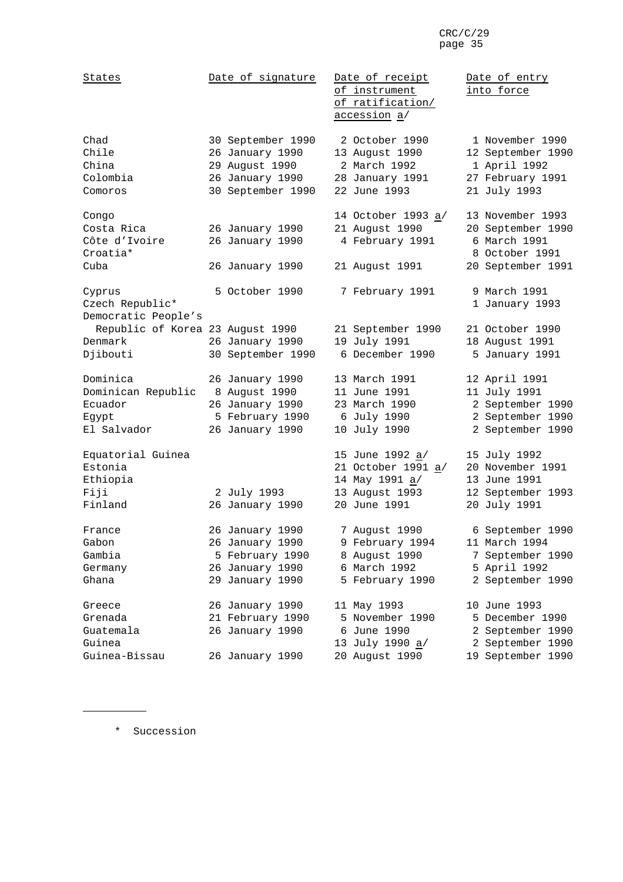| States | Date of signature | Date of receipt of instrument of ratification/ accession a/ | Date of entry into force |
|---|---|---|---|
| Chad | 30 September 1990 | 2 October 1990 | 1 November 1990 |
| Chile | 26 January 1990 | 13 August 1990 | 12 September 1990 |
| China | 29 August 1990 | 2 March 1992 | 1 April 1992 |
| Colombia | 26 January 1990 | 28 January 1991 | 27 February 1991 |
| Comoros | 30 September 1990 | 22 June 1993 | 21 July 1993 |
| Congo | | 14 October 1993 a/ | 13 November 1993 |
| Costa Rica | 26 January 1990 | 21 August 1990 | 20 September 1990 |
| Côte d'Ivoire | 26 January 1990 | 4 February 1991 | 6 March 1991 |
| Croatia* | | | 8 October 1991 |
| Cuba | 26 January 1990 | 21 August 1991 | 20 September 1991 |
| Cyprus | 5 October 1990 | 7 February 1991 | 9 March 1991 |
| Czech Republic* | | | 1 January 1993 |
| Democratic People's Republic of Korea | 23 August 1990 | 21 September 1990 | 21 October 1990 |
| Denmark | 26 January 1990 | 19 July 1991 | 18 August 1991 |
| Djibouti | 30 September 1990 | 6 December 1990 | 5 January 1991 |
| Dominica | 26 January 1990 | 13 March 1991 | 12 April 1991 |
| Dominican Republic | 8 August 1990 | 11 June 1991 | 11 July 1991 |
| Ecuador | 26 January 1990 | 23 March 1990 | 2 September 1990 |
| Egypt | 5 February 1990 | 6 July 1990 | 2 September 1990 |
| El Salvador | 26 January 1990 | 10 July 1990 | 2 September 1990 |
| Equatorial Guinea | | 15 June 1992 a/ | 15 July 1992 |
| Estonia | | 21 October 1991 a/ | 20 November 1991 |
| Ethiopia | | 14 May 1991 a/ | 13 June 1991 |
| Fiji | 2 July 1993 | 13 August 1993 | 12 September 1993 |
| Finland | 26 January 1990 | 20 June 1991 | 20 July 1991 |
| France | 26 January 1990 | 7 August 1990 | 6 September 1990 |
| Gabon | 26 January 1990 | 9 February 1994 | 11 March 1994 |
| Gambia | 5 February 1990 | 8 August 1990 | 7 September 1990 |
| Germany | 26 January 1990 | 6 March 1992 | 5 April 1992 |
| Ghana | 29 January 1990 | 5 February 1990 | 2 September 1990 |
| Greece | 26 January 1990 | 11 May 1993 | 10 June 1993 |
| Grenada | 21 February 1990 | 5 November 1990 | 5 December 1990 |
| Guatemala | 26 January 1990 | 6 June 1990 | 2 September 1990 |
| Guinea | | 13 July 1990 a/ | 2 September 1990 |
| Guinea-Bissau | 26 January 1990 | 20 August 1990 | 19 September 1990 |

\* Succession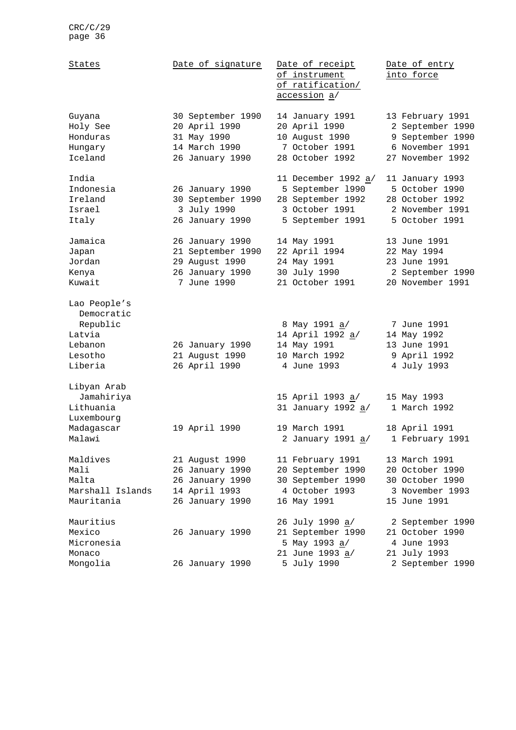| States | Date of signature | Date of receipt of instrument of ratification/ accession a/ | Date of entry into force |
| --- | --- | --- | --- |
| Guyana | 30 September 1990 | 14 January 1991 | 13 February 1991 |
| Holy See | 20 April 1990 | 20 April 1990 | 2 September 1990 |
| Honduras | 31 May 1990 | 10 August 1990 | 9 September 1990 |
| Hungary | 14 March 1990 | 7 October 1991 | 6 November 1991 |
| Iceland | 26 January 1990 | 28 October 1992 | 27 November 1992 |
| India | | 11 December 1992 a/ | 11 January 1993 |
| Indonesia | 26 January 1990 | 5 September 1990 | 5 October 1990 |
| Ireland | 30 September 1990 | 28 September 1992 | 28 October 1992 |
| Israel | 3 July 1990 | 3 October 1991 | 2 November 1991 |
| Italy | 26 January 1990 | 5 September 1991 | 5 October 1991 |
| Jamaica | 26 January 1990 | 14 May 1991 | 13 June 1991 |
| Japan | 21 September 1990 | 22 April 1994 | 22 May 1994 |
| Jordan | 29 August 1990 | 24 May 1991 | 23 June 1991 |
| Kenya | 26 January 1990 | 30 July 1990 | 2 September 1990 |
| Kuwait | 7 June 1990 | 21 October 1991 | 20 November 1991 |
| Lao People's Democratic Republic | | 8 May 1991 a/ | 7 June 1991 |
| Latvia | | 14 April 1992 a/ | 14 May 1992 |
| Lebanon | 26 January 1990 | 14 May 1991 | 13 June 1991 |
| Lesotho | 21 August 1990 | 10 March 1992 | 9 April 1992 |
| Liberia | 26 April 1990 | 4 June 1993 | 4 July 1993 |
| Libyan Arab Jamahiriya | | 15 April 1993 a/ | 15 May 1993 |
| Lithuania | | 31 January 1992 a/ | 1 March 1992 |
| Luxembourg | | | |
| Madagascar | 19 April 1990 | 19 March 1991 | 18 April 1991 |
| Malawi | | 2 January 1991 a/ | 1 February 1991 |
| Maldives | 21 August 1990 | 11 February 1991 | 13 March 1991 |
| Mali | 26 January 1990 | 20 September 1990 | 20 October 1990 |
| Malta | 26 January 1990 | 30 September 1990 | 30 October 1990 |
| Marshall Islands | 14 April 1993 | 4 October 1993 | 3 November 1993 |
| Mauritania | 26 January 1990 | 16 May 1991 | 15 June 1991 |
| Mauritius | | 26 July 1990 a/ | 2 September 1990 |
| Mexico | 26 January 1990 | 21 September 1990 | 21 October 1990 |
| Micronesia | | 5 May 1993 a/ | 4 June 1993 |
| Monaco | | 21 June 1993 a/ | 21 July 1993 |
| Mongolia | 26 January 1990 | 5 July 1990 | 2 September 1990 |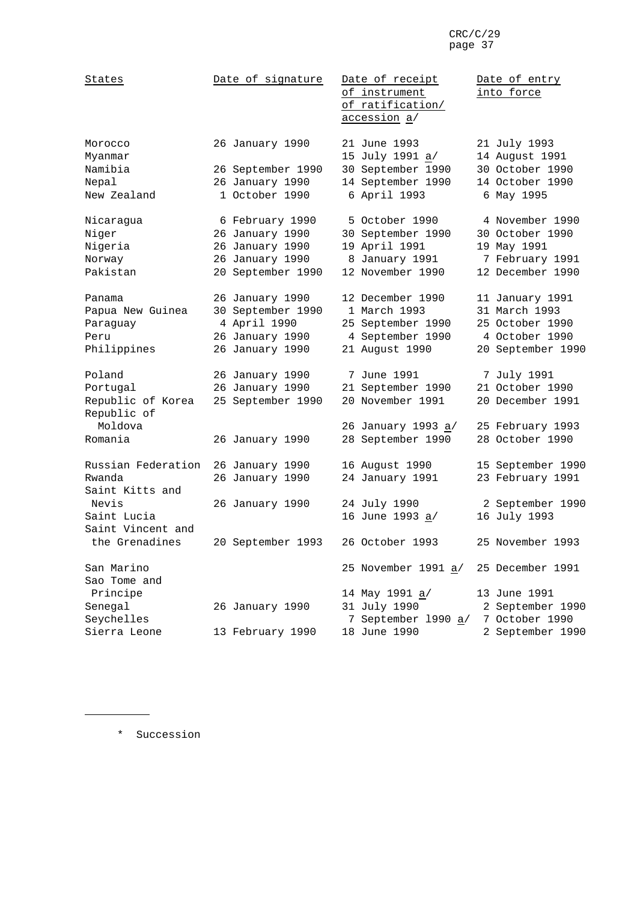| States | Date of signature | Date of receipt of instrument of ratification/ accession a/ | Date of entry into force |
| --- | --- | --- | --- |
| Morocco | 26 January 1990 | 21 June 1993 | 21 July 1993 |
| Myanmar | | 15 July 1991 a/ | 14 August 1991 |
| Namibia | 26 September 1990 | 30 September 1990 | 30 October 1990 |
| Nepal | 26 January 1990 | 14 September 1990 | 14 October 1990 |
| New Zealand | 1 October 1990 | 6 April 1993 | 6 May 1995 |
| Nicaragua | 6 February 1990 | 5 October 1990 | 4 November 1990 |
| Niger | 26 January 1990 | 30 September 1990 | 30 October 1990 |
| Nigeria | 26 January 1990 | 19 April 1991 | 19 May 1991 |
| Norway | 26 January 1990 | 8 January 1991 | 7 February 1991 |
| Pakistan | 20 September 1990 | 12 November 1990 | 12 December 1990 |
| Panama | 26 January 1990 | 12 December 1990 | 11 January 1991 |
| Papua New Guinea | 30 September 1990 | 1 March 1993 | 31 March 1993 |
| Paraguay | 4 April 1990 | 25 September 1990 | 25 October 1990 |
| Peru | 26 January 1990 | 4 September 1990 | 4 October 1990 |
| Philippines | 26 January 1990 | 21 August 1990 | 20 September 1990 |
| Poland | 26 January 1990 | 7 June 1991 | 7 July 1991 |
| Portugal | 26 January 1990 | 21 September 1990 | 21 October 1990 |
| Republic of Korea | 25 September 1990 | 20 November 1991 | 20 December 1991 |
| Republic of Moldova | | 26 January 1993 a/ | 25 February 1993 |
| Romania | 26 January 1990 | 28 September 1990 | 28 October 1990 |
| Russian Federation | 26 January 1990 | 16 August 1990 | 15 September 1990 |
| Rwanda | 26 January 1990 | 24 January 1991 | 23 February 1991 |
| Saint Kitts and Nevis | 26 January 1990 | 24 July 1990 | 2 September 1990 |
| Saint Lucia | | 16 June 1993 a/ | 16 July 1993 |
| Saint Vincent and the Grenadines | 20 September 1993 | 26 October 1993 | 25 November 1993 |
| San Marino | | 25 November 1991 a/ | 25 December 1991 |
| Sao Tome and Principe | | 14 May 1991 a/ | 13 June 1991 |
| Senegal | 26 January 1990 | 31 July 1990 | 2 September 1990 |
| Seychelles | | 7 September 1990 a/ | 7 October 1990 |
| Sierra Leone | 13 February 1990 | 18 June 1990 | 2 September 1990 |

\* Succession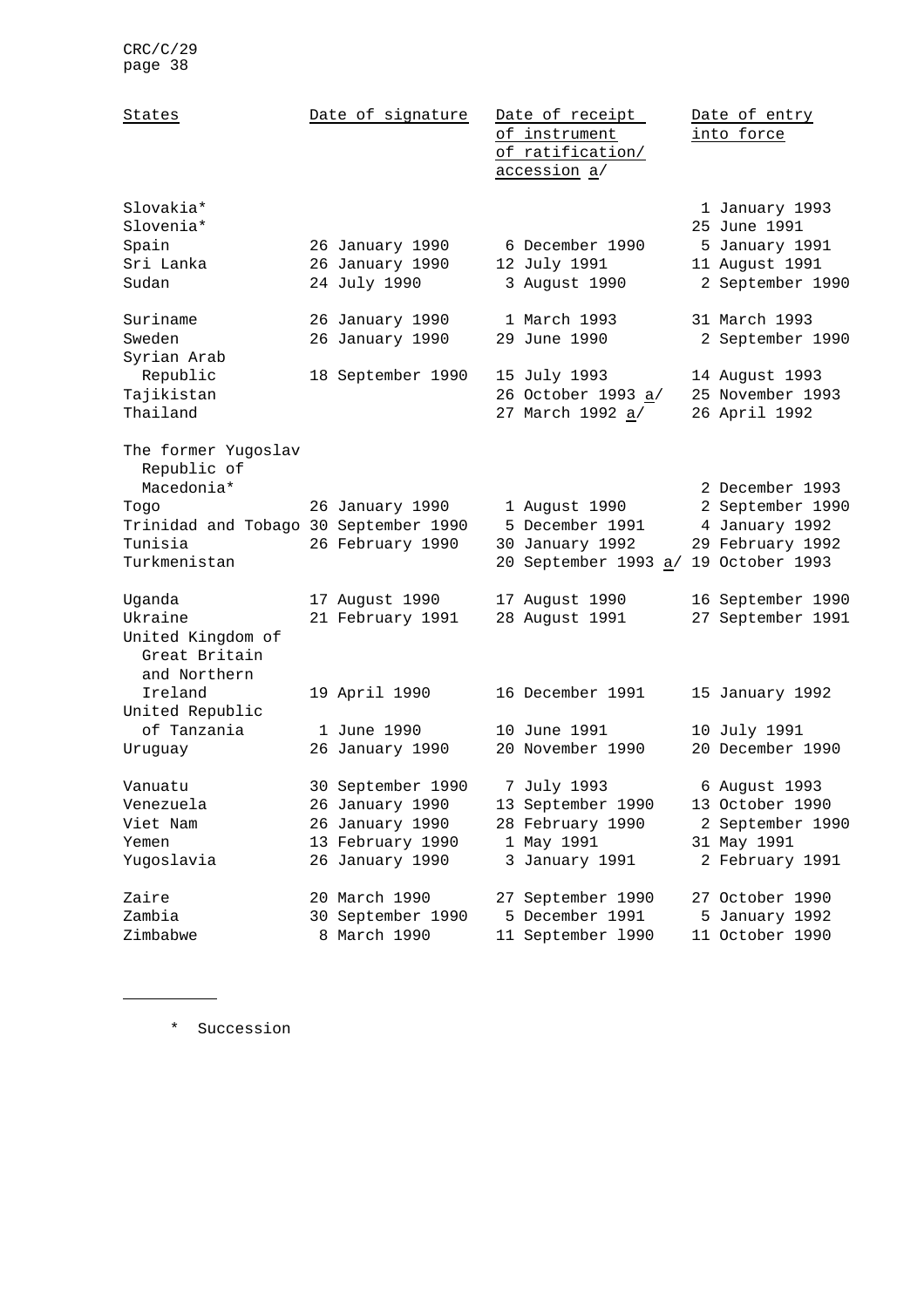| States | Date of signature | Date of receipt of instrument of ratification/ accession a/ | Date of entry into force |
|---|---|---|---|
| Slovakia* | | | 1 January 1993 |
| Slovenia* | | | 25 June 1991 |
| Spain | 26 January 1990 | 6 December 1990 | 5 January 1991 |
| Sri Lanka | 26 January 1990 | 12 July 1991 | 11 August 1991 |
| Sudan | 24 July 1990 | 3 August 1990 | 2 September 1990 |
| Suriname | 26 January 1990 | 1 March 1993 | 31 March 1993 |
| Sweden | 26 January 1990 | 29 June 1990 | 2 September 1990 |
| Syrian Arab Republic | 18 September 1990 | 15 July 1993 | 14 August 1993 |
| Tajikistan | | 26 October 1993 a/ | 25 November 1993 |
| Thailand | | 27 March 1992 a/ | 26 April 1992 |
| The former Yugoslav Republic of Macedonia* | | | 2 December 1993 |
| Togo | 26 January 1990 | 1 August 1990 | 2 September 1990 |
| Trinidad and Tobago | 30 September 1990 | 5 December 1991 | 4 January 1992 |
| Tunisia | 26 February 1990 | 30 January 1992 | 29 February 1992 |
| Turkmenistan | | 20 September 1993 a/ | 19 October 1993 |
| Uganda | 17 August 1990 | 17 August 1990 | 16 September 1990 |
| Ukraine | 21 February 1991 | 28 August 1991 | 27 September 1991 |
| United Kingdom of Great Britain and Northern Ireland | 19 April 1990 | 16 December 1991 | 15 January 1992 |
| United Republic of Tanzania | 1 June 1990 | 10 June 1991 | 10 July 1991 |
| Uruguay | 26 January 1990 | 20 November 1990 | 20 December 1990 |
| Vanuatu | 30 September 1990 | 7 July 1993 | 6 August 1993 |
| Venezuela | 26 January 1990 | 13 September 1990 | 13 October 1990 |
| Viet Nam | 26 January 1990 | 28 February 1990 | 2 September 1990 |
| Yemen | 13 February 1990 | 1 May 1991 | 31 May 1991 |
| Yugoslavia | 26 January 1990 | 3 January 1991 | 2 February 1991 |
| Zaire | 20 March 1990 | 27 September 1990 | 27 October 1990 |
| Zambia | 30 September 1990 | 5 December 1991 | 5 January 1992 |
| Zimbabwe | 8 March 1990 | 11 September 1990 | 11 October 1990 |

---

\* Succession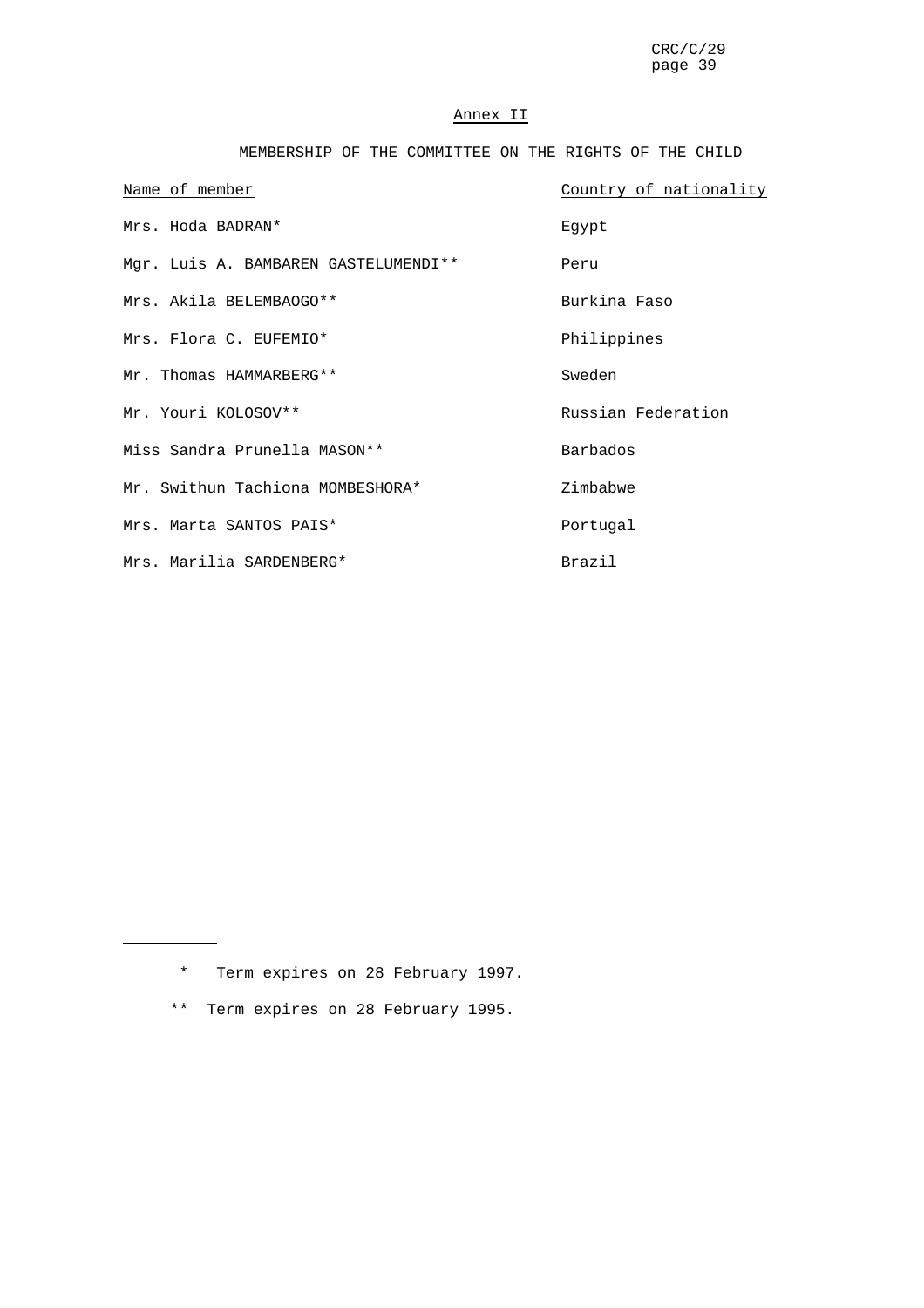## Annex II

### MEMBERSHIP OF THE COMMITTEE ON THE RIGHTS OF THE CHILD

| Name of member | Country of nationality |
|---|---|
| Mrs. Hoda BADRAN* | Egypt |
| Mgr. Luis A. BAMBAREN GASTELUMENDI** | Peru |
| Mrs. Akila BELEMBAOGO** | Burkina Faso |
| Mrs. Flora C. EUFEMIO* | Philippines |
| Mr. Thomas HAMMARBERG** | Sweden |
| Mr. Youri KOLOSOV** | Russian Federation |
| Miss Sandra Prunella MASON** | Barbados |
| Mr. Swithun Tachiona MOMBESHORA* | Zimbabwe |
| Mrs. Marta SANTOS PAIS* | Portugal |
| Mrs. Marilia SARDENBERG* | Brazil |

---

\* Term expires on 28 February 1997.

\*\* Term expires on 28 February 1995.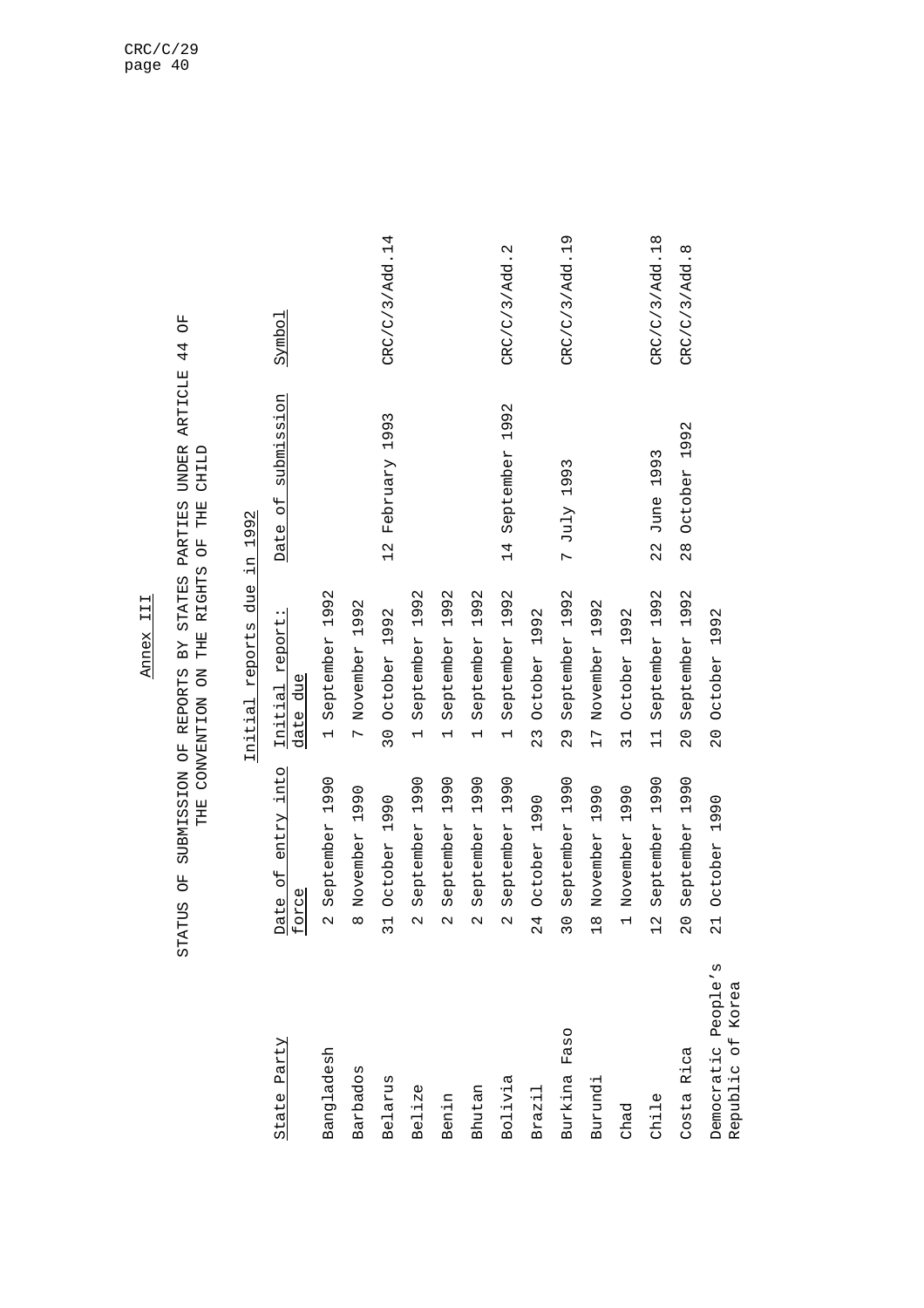Annex III

STATUS OF SUBMISSION OF REPORTS BY STATES PARTIES UNDER ARTICLE 44 OF THE CONVENTION ON THE RIGHTS OF THE CHILD

Initial reports due in 1992

| State Party | Date of entry into force | Initial report: date due | Date of submission | Symbol |
|---|---|---|---|---|
| Bangladesh | 2 September 1990 | 1 September 1992 | | |
| Barbados | 8 November 1990 | 7 November 1992 | | |
| Belarus | 31 October 1990 | 30 October 1992 | 12 February 1993 | CRC/C/3/Add.14 |
| Belize | 2 September 1990 | 1 September 1992 | | |
| Benin | 2 September 1990 | 1 September 1992 | | |
| Bhutan | 2 September 1990 | 1 September 1992 | | |
| Bolivia | 2 September 1990 | 1 September 1992 | 14 September 1992 | CRC/C/3/Add.2 |
| Brazil | 24 October 1990 | 23 October 1992 | | |
| Burkina Faso | 30 September 1990 | 29 September 1992 | 7 July 1993 | CRC/C/3/Add.19 |
| Burundi | 18 November 1990 | 17 November 1992 | | |
| Chad | 1 November 1990 | 31 October 1992 | | |
| Chile | 12 September 1990 | 11 September 1992 | 22 June 1993 | CRC/C/3/Add.18 |
| Costa Rica | 20 September 1990 | 20 September 1992 | 28 October 1992 | CRC/C/3/Add.8 |
| Democratic People's Republic of Korea | 21 October 1990 | 20 October 1992 | | |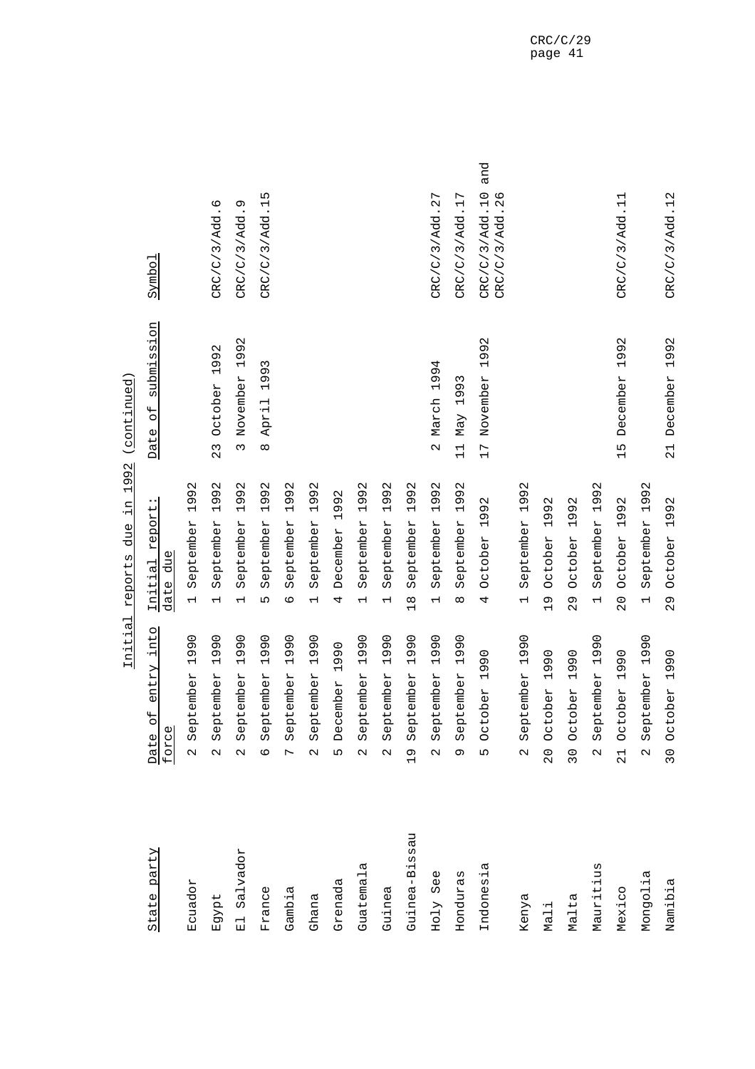Initial reports due in 1992 (continued)

| State party | Date of entry into force | Initial report: date due | Date of submission | Symbol |
|---|---|---|---|---|
| Ecuador | 2 September 1990 | 1 September 1992 | | |
| Egypt | 2 September 1990 | 1 September 1992 | 23 October 1992 | CRC/C/3/Add.6 |
| El Salvador | 2 September 1990 | 1 September 1992 | 3 November 1992 | CRC/C/3/Add.9 |
| France | 6 September 1990 | 5 September 1992 | 8 April 1993 | CRC/C/3/Add.15 |
| Gambia | 7 September 1990 | 6 September 1992 | | |
| Ghana | 2 September 1990 | 1 September 1992 | | |
| Grenada | 5 December 1990 | 4 December 1992 | | |
| Guatemala | 2 September 1990 | 1 September 1992 | | |
| Guinea | 2 September 1990 | 1 September 1992 | | |
| Guinea-Bissau | 19 September 1990 | 18 September 1992 | | |
| Holy See | 2 September 1990 | 1 September 1992 | 2 March 1994 | CRC/C/3/Add.27 |
| Honduras | 9 September 1990 | 8 September 1992 | 11 May 1993 | CRC/C/3/Add.17 |
| Indonesia | 5 October 1990 | 4 October 1992 | 17 November 1992 | CRC/C/3/Add.10 and CRC/C/3/Add.26 |
| Kenya | 2 September 1990 | 1 September 1992 | | |
| Mali | 20 October 1990 | 19 October 1992 | | |
| Malta | 30 October 1990 | 29 October 1992 | | |
| Mauritius | 2 September 1990 | 1 September 1992 | | |
| Mexico | 21 October 1990 | 20 October 1992 | 15 December 1992 | CRC/C/3/Add.11 |
| Mongolia | 2 September 1990 | 1 September 1992 | | |
| Namibia | 30 October 1990 | 29 October 1992 | 21 December 1992 | CRC/C/3/Add.12 |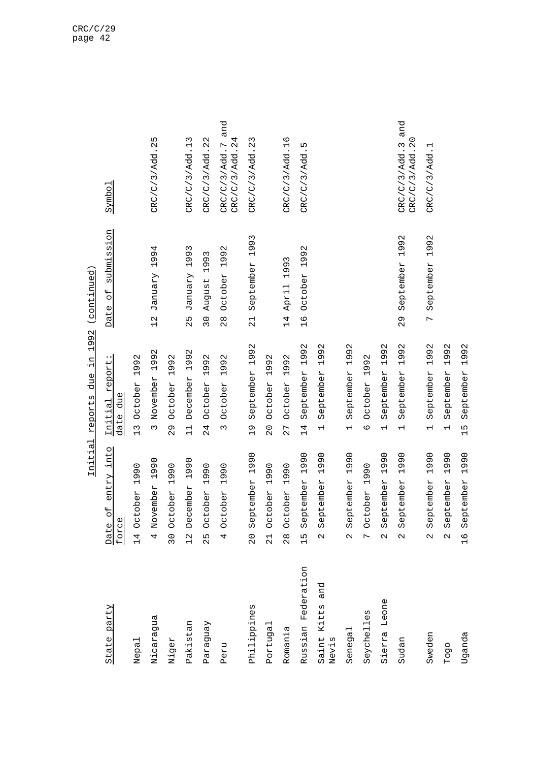Initial reports due in 1992 (continued)

| State party | Date of entry into force | Initial report: date due | Date of submission | Symbol |
|---|---|---|---|---|
| Nepal | 14 October 1990 | 13 October 1992 | | |
| Nicaragua | 4 November 1990 | 3 November 1992 | 12 January 1994 | CRC/C/3/Add.25 |
| Niger | 30 October 1990 | 29 October 1992 | | |
| Pakistan | 12 December 1990 | 11 December 1992 | 25 January 1993 | CRC/C/3/Add.13 |
| Paraguay | 25 October 1990 | 24 October 1992 | 30 August 1993 | CRC/C/3/Add.22 |
| Peru | 4 October 1990 | 3 October 1992 | 28 October 1992 | CRC/C/3/Add.7 and CRC/C/3/Add.24 |
| Philippines | 20 September 1990 | 19 September 1992 | 21 September 1993 | CRC/C/3/Add.23 |
| Portugal | 21 October 1990 | 20 October 1992 | | |
| Romania | 28 October 1990 | 27 October 1992 | 14 April 1993 | CRC/C/3/Add.16 |
| Russian Federation | 15 September 1990 | 14 September 1992 | 16 October 1992 | CRC/C/3/Add.5 |
| Saint Kitts and Nevis | 2 September 1990 | 1 September 1992 | | |
| Senegal | 2 September 1990 | 1 September 1992 | | |
| Seychelles | 7 October 1990 | 6 October 1992 | | |
| Sierra Leone | 2 September 1990 | 1 September 1992 | | |
| Sudan | 2 September 1990 | 1 September 1992 | 29 September 1992 | CRC/C/3/Add.3 and CRC/C/3/Add.20 |
| Sweden | 2 September 1990 | 1 September 1992 | 7 September 1992 | CRC/C/3/Add.1 |
| Togo | 2 September 1990 | 1 September 1992 | | |
| Uganda | 16 September 1990 | 15 September 1992 | | |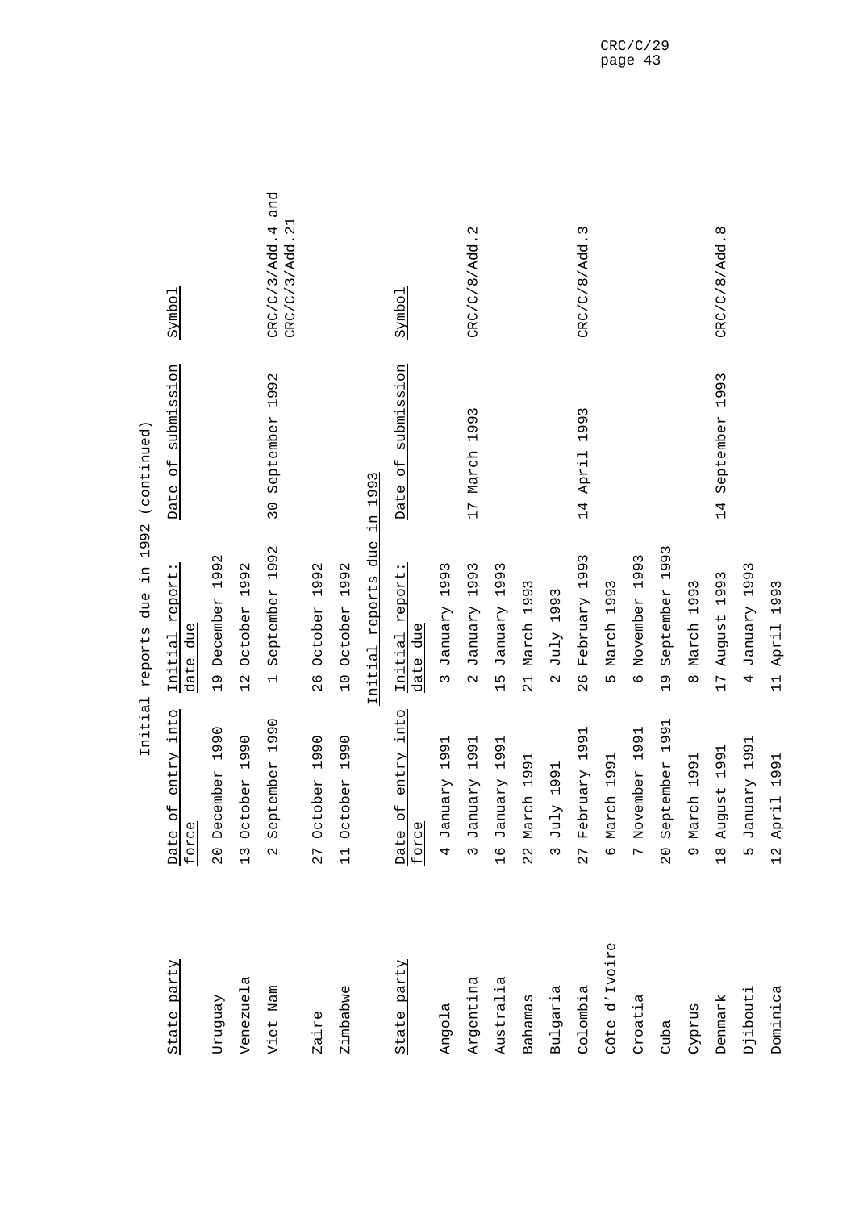Initial reports due in 1992 (continued)

| State party | Date of entry into force | Initial report: date due | Date of submission | Symbol |
|---|---|---|---|---|
| Uruguay | 20 December 1990 | 19 December 1992 | | |
| Venezuela | 13 October 1990 | 12 October 1992 | | |
| Viet Nam | 2 September 1990 | 1 September 1992 | 30 September 1992 | CRC/C/3/Add.4 and CRC/C/3/Add.21 |
| Zaire | 27 October 1990 | 26 October 1992 | | |
| Zimbabwe | 11 October 1990 | 10 October 1992 | | |

Initial reports due in 1993

| State party | Date of entry into force | Initial report: date due | Date of submission | Symbol |
|---|---|---|---|---|
| Angola | 4 January 1991 | 3 January 1993 | | |
| Argentina | 3 January 1991 | 2 January 1993 | 17 March 1993 | CRC/C/8/Add.2 |
| Australia | 16 January 1991 | 15 January 1993 | | |
| Bahamas | 22 March 1991 | 21 March 1993 | | |
| Bulgaria | 3 July 1991 | 2 July 1993 | | |
| Colombia | 27 February 1991 | 26 February 1993 | 14 April 1993 | CRC/C/8/Add.3 |
| Côte d'Ivoire | 6 March 1991 | 5 March 1993 | | |
| Croatia | 7 November 1991 | 6 November 1993 | | |
| Cuba | 20 September 1991 | 19 September 1993 | | |
| Cyprus | 9 March 1991 | 8 March 1993 | | |
| Denmark | 18 August 1991 | 17 August 1993 | 14 September 1993 | CRC/C/8/Add.8 |
| Djibouti | 5 January 1991 | 4 January 1993 | | |
| Dominica | 12 April 1991 | 11 April 1993 | | |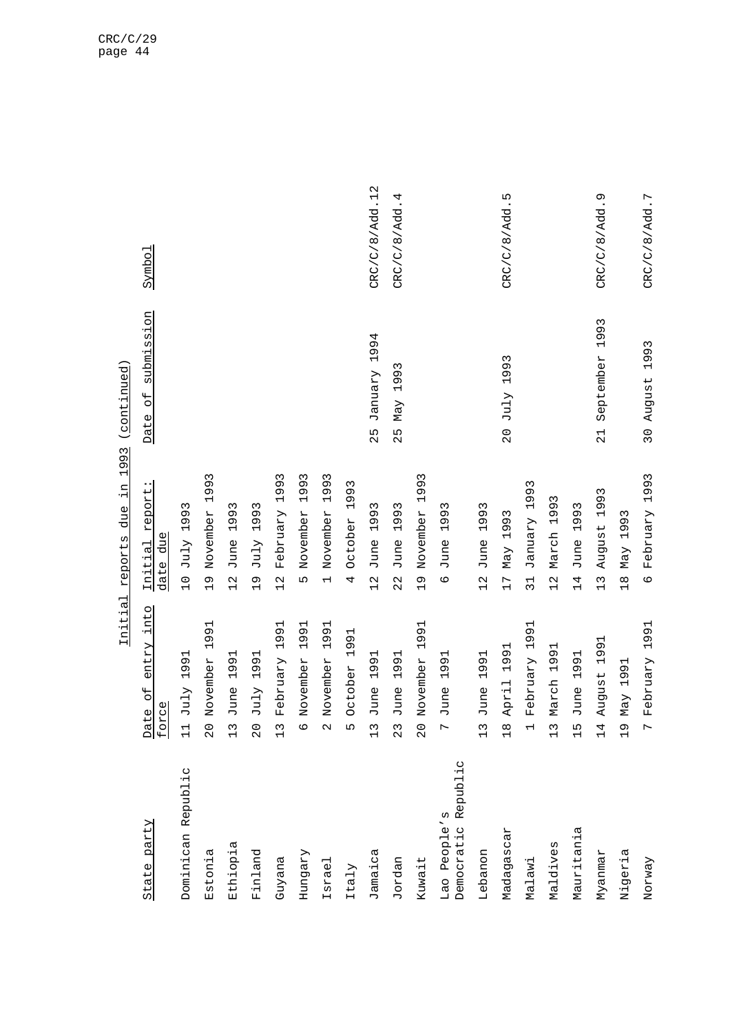Initial reports due in 1993 (continued)

| State party | Date of entry into force | Initial report: date due | Date of submission | Symbol |
|---|---|---|---|---|
| Dominican Republic | 11 July 1991 | 10 July 1993 | | |
| Estonia | 20 November 1991 | 19 November 1993 | | |
| Ethiopia | 13 June 1991 | 12 June 1993 | | |
| Finland | 20 July 1991 | 19 July 1993 | | |
| Guyana | 13 February 1991 | 12 February 1993 | | |
| Hungary | 6 November 1991 | 5 November 1993 | | |
| Israel | 2 November 1991 | 1 November 1993 | | |
| Italy | 5 October 1991 | 4 October 1993 | | |
| Jamaica | 13 June 1991 | 12 June 1993 | 25 January 1994 | CRC/C/8/Add.12 |
| Jordan | 23 June 1991 | 22 June 1993 | 25 May 1993 | CRC/C/8/Add.4 |
| Kuwait | 20 November 1991 | 19 November 1993 | | |
| Lao People's Democratic Republic | 7 June 1991 | 6 June 1993 | | |
| Lebanon | 13 June 1991 | 12 June 1993 | | |
| Madagascar | 18 April 1991 | 17 May 1993 | 20 July 1993 | CRC/C/8/Add.5 |
| Malawi | 1 February 1991 | 31 January 1993 | | |
| Maldives | 13 March 1991 | 12 March 1993 | | |
| Mauritania | 15 June 1991 | 14 June 1993 | | |
| Myanmar | 14 August 1991 | 13 August 1993 | 21 September 1993 | CRC/C/8/Add.9 |
| Nigeria | 19 May 1991 | 18 May 1993 | | |
| Norway | 7 February 1991 | 6 February 1993 | 30 August 1993 | CRC/C/8/Add.7 |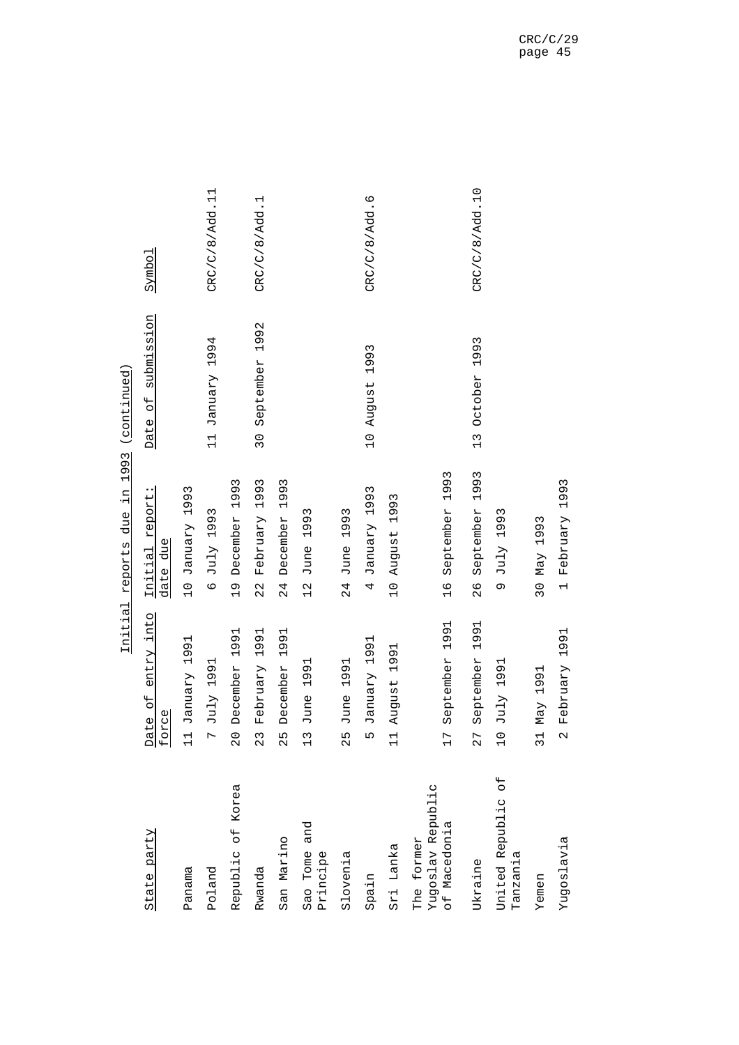Initial reports due in 1993 (continued)

| State party | Date of entry into force | Initial report: date due | Date of submission | Symbol |
|---|---|---|---|---|
| Panama | 11 January 1991 | 10 January 1993 | | |
| Poland | 7 July 1991 | 6 July 1993 | 11 January 1994 | CRC/C/8/Add.11 |
| Republic of Korea | 20 December 1991 | 19 December 1993 | | |
| Rwanda | 23 February 1991 | 22 February 1993 | 30 September 1992 | CRC/C/8/Add.1 |
| San Marino | 25 December 1991 | 24 December 1993 | | |
| Sao Tome and Principe | 13 June 1991 | 12 June 1993 | | |
| Slovenia | 25 June 1991 | 24 June 1993 | | |
| Spain | 5 January 1991 | 4 January 1993 | 10 August 1993 | CRC/C/8/Add.6 |
| Sri Lanka | 11 August 1991 | 10 August 1993 | | |
| The former Yugoslav Republic of Macedonia | 17 September 1991 | 16 September 1993 | | |
| Ukraine | 27 September 1991 | 26 September 1993 | 13 October 1993 | CRC/C/8/Add.10 |
| United Republic of Tanzania | 10 July 1991 | 9 July 1993 | | |
| Yemen | 31 May 1991 | 30 May 1993 | | |
| Yugoslavia | 2 February 1991 | 1 February 1993 | | |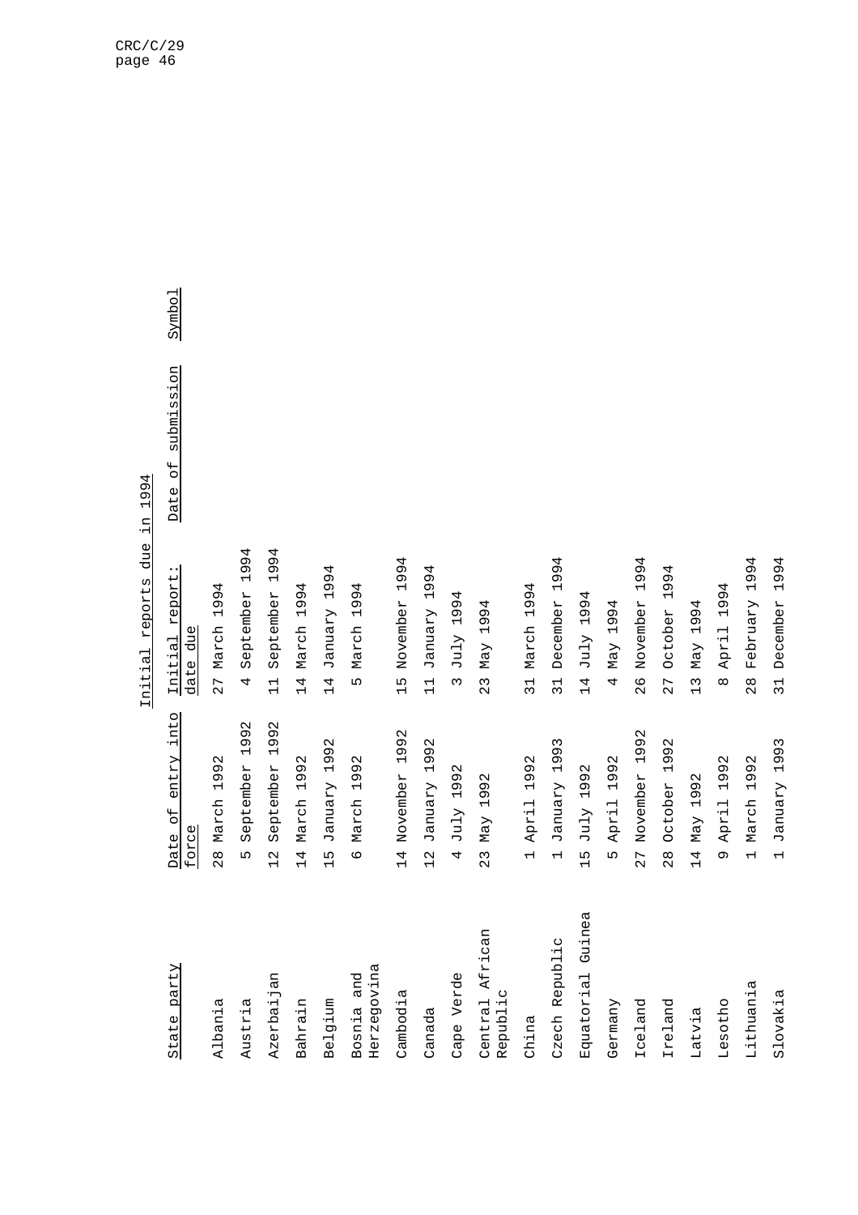Initial reports due in 1994

| State party | Date of entry into force | Initial report: date due | Date of submission | Symbol |
|---|---|---|---|---|
| Albania | 28 March 1992 | 27 March 1994 | | |
| Austria | 5 September 1992 | 4 September 1994 | | |
| Azerbaijan | 12 September 1992 | 11 September 1994 | | |
| Bahrain | 14 March 1992 | 14 March 1994 | | |
| Belgium | 15 January 1992 | 14 January 1994 | | |
| Bosnia and Herzegovina | 6 March 1992 | 5 March 1994 | | |
| Cambodia | 14 November 1992 | 15 November 1994 | | |
| Canada | 12 January 1992 | 11 January 1994 | | |
| Cape Verde | 4 July 1992 | 3 July 1994 | | |
| Central African Republic | 23 May 1992 | 23 May 1994 | | |
| China | 1 April 1992 | 31 March 1994 | | |
| Czech Republic | 1 January 1993 | 31 December 1994 | | |
| Equatorial Guinea | 15 July 1992 | 14 July 1994 | | |
| Germany | 5 April 1992 | 4 May 1994 | | |
| Iceland | 27 November 1992 | 26 November 1994 | | |
| Ireland | 28 October 1992 | 27 October 1994 | | |
| Latvia | 14 May 1992 | 13 May 1994 | | |
| Lesotho | 9 April 1992 | 8 April 1994 | | |
| Lithuania | 1 March 1992 | 28 February 1994 | | |
| Slovakia | 1 January 1993 | 31 December 1994 | | |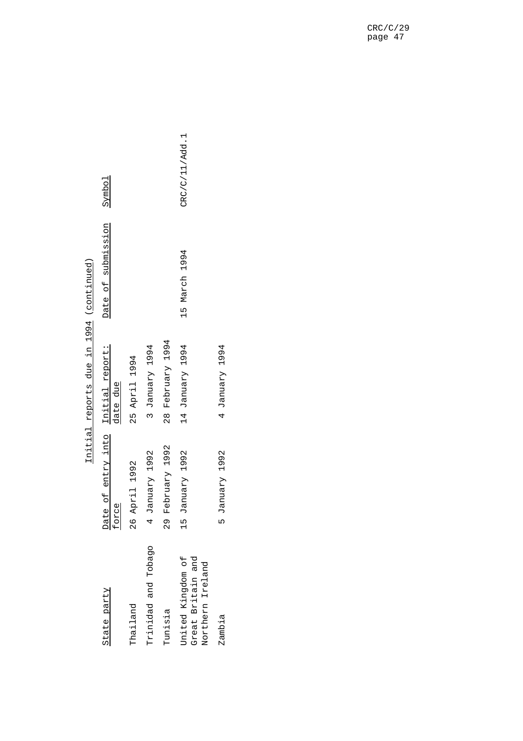Initial reports due in 1994 (continued)

| State party | Date of entry into force | Initial report: date due | Date of submission | Symbol |
|---|---|---|---|---|
| Thailand | 26 April 1992 | 25 April 1994 | | |
| Trinidad and Tobago | 4 January 1992 | 3 January 1994 | | |
| Tunisia | 29 February 1992 | 28 February 1994 | | |
| United Kingdom of Great Britain and Northern Ireland | 15 January 1992 | 14 January 1994 | 15 March 1994 | CRC/C/11/Add.1 |
| Zambia | 5 January 1992 | 4 January 1994 | | |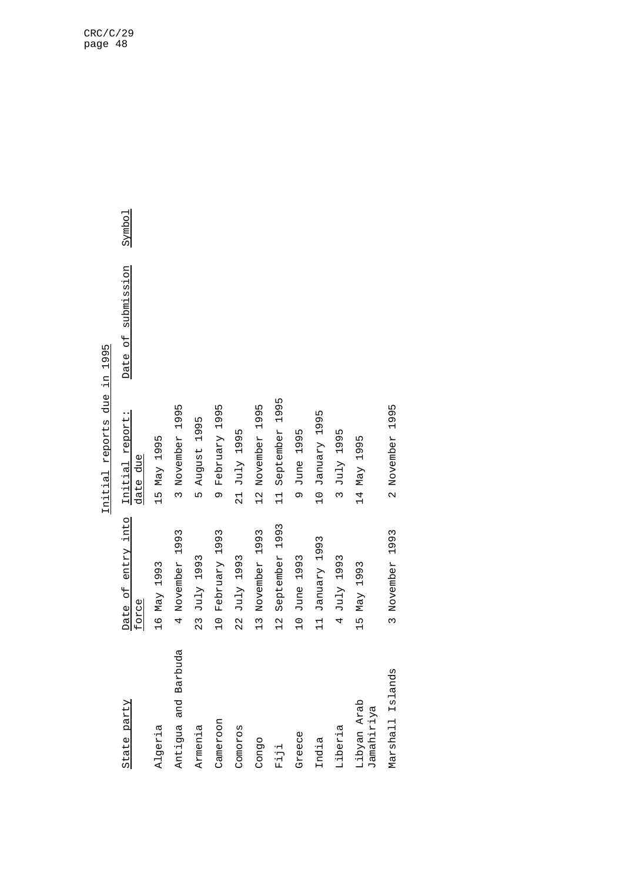## Initial reports due in 1995

| State party | Date of entry into force | Initial report: date due | Date of submission | Symbol |
|---|---|---|---|---|
| Algeria | 16 May 1993 | 15 May 1995 | | |
| Antigua and Barbuda | 4 November 1993 | 3 November 1995 | | |
| Armenia | 23 July 1993 | 5 August 1995 | | |
| Cameroon | 10 February 1993 | 9 February 1995 | | |
| Comoros | 22 July 1993 | 21 July 1995 | | |
| Congo | 13 November 1993 | 12 November 1995 | | |
| Fiji | 12 September 1993 | 11 September 1995 | | |
| Greece | 10 June 1993 | 9 June 1995 | | |
| India | 11 January 1993 | 10 January 1995 | | |
| Liberia | 4 July 1993 | 3 July 1995 | | |
| Libyan Arab Jamahiriya | 15 May 1993 | 14 May 1995 | | |
| Marshall Islands | 3 November 1993 | 2 November 1995 | | |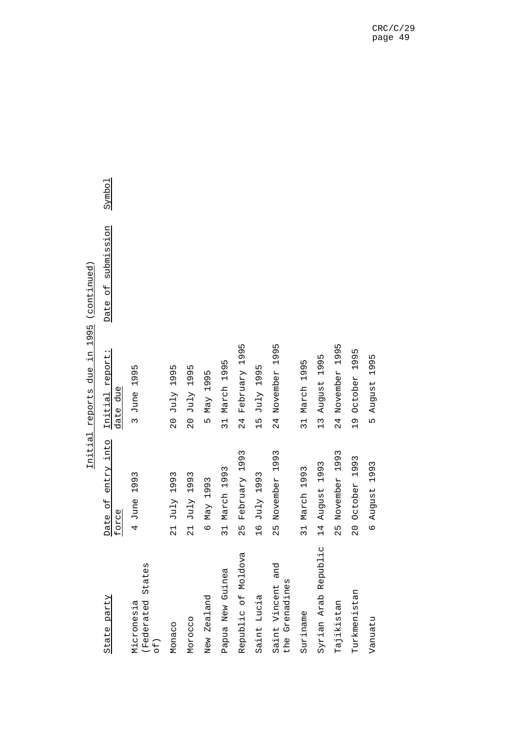Initial reports due in 1995 (continued)

| State party | Date of entry into force | Initial report: date due | Date of submission | Symbol |
|---|---|---|---|---|
| Micronesia (Federated States of) | 4 June 1993 | 3 June 1995 | | |
| Monaco | 21 July 1993 | 20 July 1995 | | |
| Morocco | 21 July 1993 | 20 July 1995 | | |
| New Zealand | 6 May 1993 | 5 May 1995 | | |
| Papua New Guinea | 31 March 1993 | 31 March 1995 | | |
| Republic of Moldova | 25 February 1993 | 24 February 1995 | | |
| Saint Lucia | 16 July 1993 | 15 July 1995 | | |
| Saint Vincent and the Grenadines | 25 November 1993 | 24 November 1995 | | |
| Suriname | 31 March 1993 | 31 March 1995 | | |
| Syrian Arab Republic | 14 August 1993 | 13 August 1995 | | |
| Tajikistan | 25 November 1993 | 24 November 1995 | | |
| Turkmenistan | 20 October 1993 | 19 October 1995 | | |
| Vanuatu | 6 August 1993 | 5 August 1995 | | |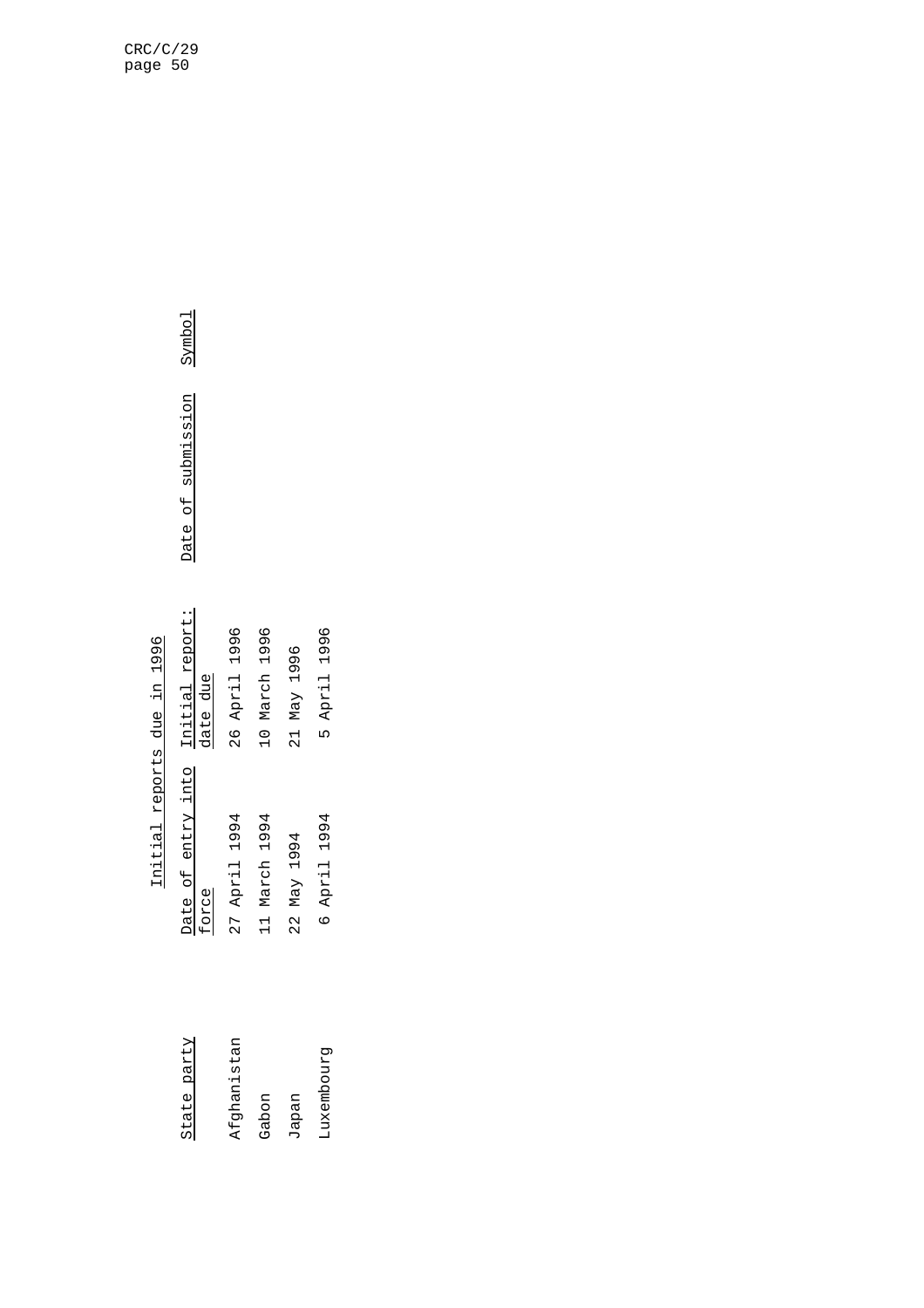Initial reports due in 1996

| State party | Date of entry into force | Initial report: date due | Date of submission | Symbol |
|---|---|---|---|---|
| Afghanistan | 27 April 1994 | 26 April 1996 | | |
| Gabon | 11 March 1994 | 10 March 1996 | | |
| Japan | 22 May 1994 | 21 May 1996 | | |
| Luxembourg | 6 April 1994 | 5 April 1996 | | |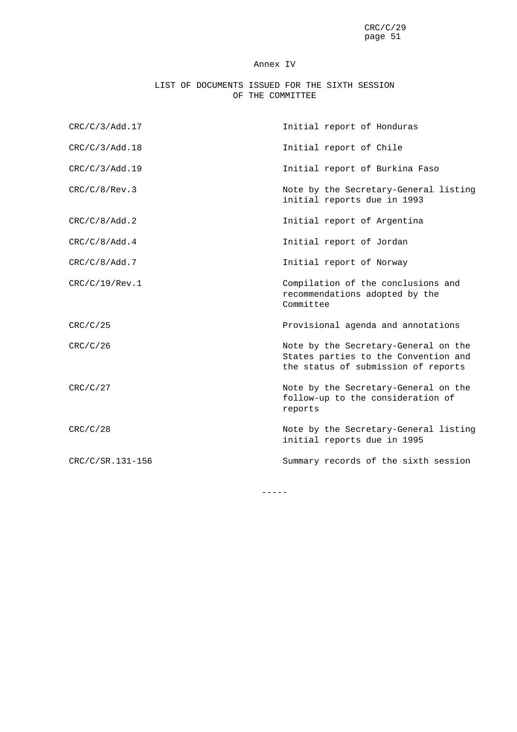# Annex IV

## LIST OF DOCUMENTS ISSUED FOR THE SIXTH SESSION OF THE COMMITTEE

| | |
|---|---|
| CRC/C/3/Add.17 | Initial report of Honduras |
| CRC/C/3/Add.18 | Initial report of Chile |
| CRC/C/3/Add.19 | Initial report of Burkina Faso |
| CRC/C/8/Rev.3 | Note by the Secretary-General listing initial reports due in 1993 |
| CRC/C/8/Add.2 | Initial report of Argentina |
| CRC/C/8/Add.4 | Initial report of Jordan |
| CRC/C/8/Add.7 | Initial report of Norway |
| CRC/C/19/Rev.1 | Compilation of the conclusions and recommendations adopted by the Committee |
| CRC/C/25 | Provisional agenda and annotations |
| CRC/C/26 | Note by the Secretary-General on the States parties to the Convention and the status of submission of reports |
| CRC/C/27 | Note by the Secretary-General on the follow-up to the consideration of reports |
| CRC/C/28 | Note by the Secretary-General listing initial reports due in 1995 |
| CRC/C/SR.131-156 | Summary records of the sixth session |

-----